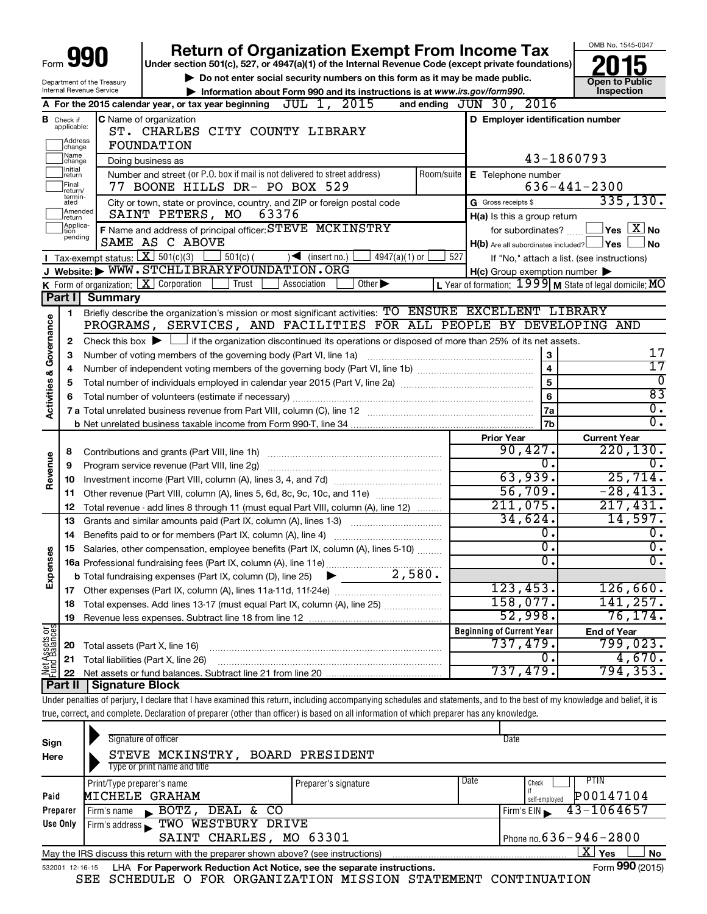Form **990**

# Return of Organization Exempt From Income Tax

Under section 501(c), 527, or 4947(a)(1) of the Internal Revenue Code (except private foundations)

▶ Do not enter social security numbers on this form as it may be made public.

▶ Information about Form 990 and its instructions is at www.irs.gov/form990.

OMB No. 1545-0047

**2015**

**Open to Public Inspection**

Department of the Treasury
Internal Revenue Service

**A** For the 2015 calendar year, or tax year beginning JUL 1, 2015 and ending JUN 30, 2016

**B** Check if applicable: Address change, Name change, Initial return, Final return/terminated, Amended return, Application pending

**C** Name of organization: ST. CHARLES CITY COUNTY LIBRARY FOUNDATION

Doing business as

Number and street (or P.O. box if mail is not delivered to street address): 77 BOONE HILLS DR- PO BOX 529 — Room/suite

City or town, state or province, country, and ZIP or foreign postal code: SAINT PETERS, MO 63376

**D** Employer identification number: 43-1860793

**E** Telephone number: 636-441-2300

**G** Gross receipts $ 335,130.

**F** Name and address of principal officer: STEVE MCKINSTRY, SAME AS C ABOVE

**H(a)** Is this a group return for subordinates? ☐ Yes ☒ No

**H(b)** Are all subordinates included? ☐ Yes ☐ No — If "No," attach a list. (see instructions)

**H(c)** Group exemption number ▶

**I** Tax-exempt status: ☒ 501(c)(3) ☐ 501(c) ( ) ◀ (insert no.) ☐ 4947(a)(1) or ☐ 527

**J** Website: ▶ WWW.STCHLIBRARYFOUNDATION.ORG

**K** Form of organization: ☒ Corporation ☐ Trust ☐ Association ☐ Other ▶

**L** Year of formation: 1999 **M** State of legal domicile: MO

## Part I Summary

**Activities & Governance**

1. Briefly describe the organization's mission or most significant activities: TO ENSURE EXCELLENT LIBRARY PROGRAMS, SERVICES, AND FACILITIES FOR ALL PEOPLE BY DEVELOPING AND
2. Check this box ▶ ☐ if the organization discontinued its operations or disposed of more than 25% of its net assets.

| Line | Description | | Value |
|---|---|---|---|
| 3 | Number of voting members of the governing body (Part VI, line 1a) | 3 | 17 |
| 4 | Number of independent voting members of the governing body (Part VI, line 1b) | 4 | 17 |
| 5 | Total number of individuals employed in calendar year 2015 (Part V, line 2a) | 5 | 0 |
| 6 | Total number of volunteers (estimate if necessary) | 6 | 83 |
| 7a | Total unrelated business revenue from Part VIII, column (C), line 12 | 7a | 0. |
| b | Net unrelated business taxable income from Form 990-T, line 34 | 7b | 0. |

| Line | Description | Prior Year | Current Year |
|---|---|---|---|
| | **Revenue** | | |
| 8 | Contributions and grants (Part VIII, line 1h) | 90,427. | 220,130. |
| 9 | Program service revenue (Part VIII, line 2g) | 0. | 0. |
| 10 | Investment income (Part VIII, column (A), lines 3, 4, and 7d) | 63,939. | 25,714. |
| 11 | Other revenue (Part VIII, column (A), lines 5, 6d, 8c, 9c, 10c, and 11e) | 56,709. | -28,413. |
| 12 | Total revenue - add lines 8 through 11 (must equal Part VIII, column (A), line 12) | 211,075. | 217,431. |
| | **Expenses** | | |
| 13 | Grants and similar amounts paid (Part IX, column (A), lines 1-3) | 34,624. | 14,597. |
| 14 | Benefits paid to or for members (Part IX, column (A), line 4) | 0. | 0. |
| 15 | Salaries, other compensation, employee benefits (Part IX, column (A), lines 5-10) | 0. | 0. |
| 16a | Professional fundraising fees (Part IX, column (A), line 11e) | 0. | 0. |
| b | Total fundraising expenses (Part IX, column (D), line 25) ▶ 2,580. | | |
| 17 | Other expenses (Part IX, column (A), lines 11a-11d, 11f-24e) | 123,453. | 126,660. |
| 18 | Total expenses. Add lines 13-17 (must equal Part IX, column (A), line 25) | 158,077. | 141,257. |
| 19 | Revenue less expenses. Subtract line 18 from line 12 | 52,998. | 76,174. |
| | **Net Assets or Fund Balances** | **Beginning of Current Year** | **End of Year** |
| 20 | Total assets (Part X, line 16) | 737,479. | 799,023. |
| 21 | Total liabilities (Part X, line 26) | 0. | 4,670. |
| 22 | Net assets or fund balances. Subtract line 21 from line 20 | 737,479. | 794,353. |

## Part II Signature Block

Under penalties of perjury, I declare that I have examined this return, including accompanying schedules and statements, and to the best of my knowledge and belief, it is true, correct, and complete. Declaration of preparer (other than officer) is based on all information of which preparer has any knowledge.

**Sign Here**

Signature of officer — Date

STEVE MCKINSTRY, BOARD PRESIDENT
Type or print name and title

**Paid Preparer Use Only**

| Print/Type preparer's name | Preparer's signature | Date | Check ☐ if self-employed | PTIN |
|---|---|---|---|---|
| MICHELE GRAHAM | | | | P00147104 |

Firm's name ▶ BOTZ, DEAL & CO — Firm's EIN ▶ 43-1064657

Firm's address ▶ TWO WESTBURY DRIVE, SAINT CHARLES, MO 63301 — Phone no. 636-946-2800

May the IRS discuss this return with the preparer shown above? (see instructions) ☒ Yes ☐ No

532001 12-16-15 LHA For Paperwork Reduction Act Notice, see the separate instructions. Form **990** (2015)

SEE SCHEDULE O FOR ORGANIZATION MISSION STATEMENT CONTINUATION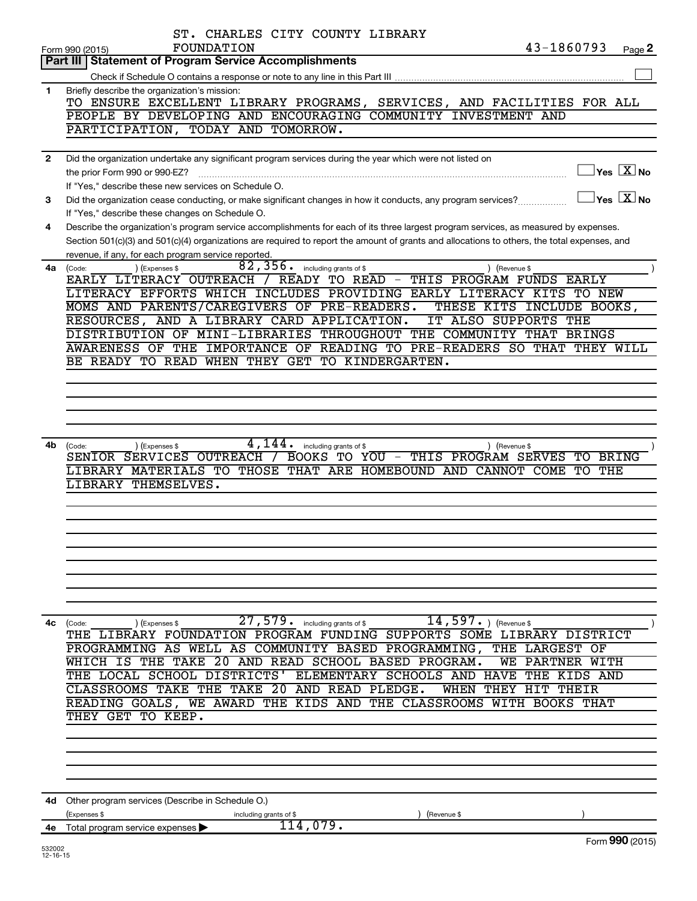ST. CHARLES CITY COUNTY LIBRARY FOUNDATION

Form 990 (2015) 43-1860793

## Part III | Statement of Program Service Accomplishments

Check if Schedule O contains a response or note to any line in this Part III ☐

**1** Briefly describe the organization's mission:

TO ENSURE EXCELLENT LIBRARY PROGRAMS, SERVICES, AND FACILITIES FOR ALL PEOPLE BY DEVELOPING AND ENCOURAGING COMMUNITY INVESTMENT AND PARTICIPATION, TODAY AND TOMORROW.

**2** Did the organization undertake any significant program services during the year which were not listed on the prior Form 990 or 990-EZ? ☐ Yes ☒ No

If "Yes," describe these new services on Schedule O.

**3** Did the organization cease conducting, or make significant changes in how it conducts, any program services? ☐ Yes ☒ No

If "Yes," describe these changes on Schedule O.

**4** Describe the organization's program service accomplishments for each of its three largest program services, as measured by expenses. Section 501(c)(3) and 501(c)(4) organizations are required to report the amount of grants and allocations to others, the total expenses, and revenue, if any, for each program service reported.

**4a** (Code: ) (Expenses $ 82,356. including grants of $ ) (Revenue $ )

EARLY LITERACY OUTREACH / READY TO READ - THIS PROGRAM FUNDS EARLY LITERACY EFFORTS WHICH INCLUDES PROVIDING EARLY LITERACY KITS TO NEW MOMS AND PARENTS/CAREGIVERS OF PRE-READERS. THESE KITS INCLUDE BOOKS, RESOURCES, AND A LIBRARY CARD APPLICATION. IT ALSO SUPPORTS THE DISTRIBUTION OF MINI-LIBRARIES THROUGHOUT THE COMMUNITY THAT BRINGS AWARENESS OF THE IMPORTANCE OF READING TO PRE-READERS SO THAT THEY WILL BE READY TO READ WHEN THEY GET TO KINDERGARTEN.

**4b** (Code: ) (Expenses $ 4,144. including grants of $ ) (Revenue $ )

SENIOR SERVICES OUTREACH / BOOKS TO YOU - THIS PROGRAM SERVES TO BRING LIBRARY MATERIALS TO THOSE THAT ARE HOMEBOUND AND CANNOT COME TO THE LIBRARY THEMSELVES.

**4c** (Code: ) (Expenses $ 27,579. including grants of $ ) (Revenue $ 14,597. )

THE LIBRARY FOUNDATION PROGRAM FUNDING SUPPORTS SOME LIBRARY DISTRICT PROGRAMMING AS WELL AS COMMUNITY BASED PROGRAMMING, THE LARGEST OF WHICH IS THE TAKE 20 AND READ SCHOOL BASED PROGRAM. WE PARTNER WITH THE LOCAL SCHOOL DISTRICTS' ELEMENTARY SCHOOLS AND HAVE THE KIDS AND CLASSROOMS TAKE THE TAKE 20 AND READ PLEDGE. WHEN THEY HIT THEIR READING GOALS, WE AWARD THE KIDS AND THE CLASSROOMS WITH BOOKS THAT THEY GET TO KEEP.

**4d** Other program services (Describe in Schedule O.)

(Expenses $ including grants of $ ) (Revenue $ )

**4e** Total program service expenses ▶ 114,079.

Form **990** (2015)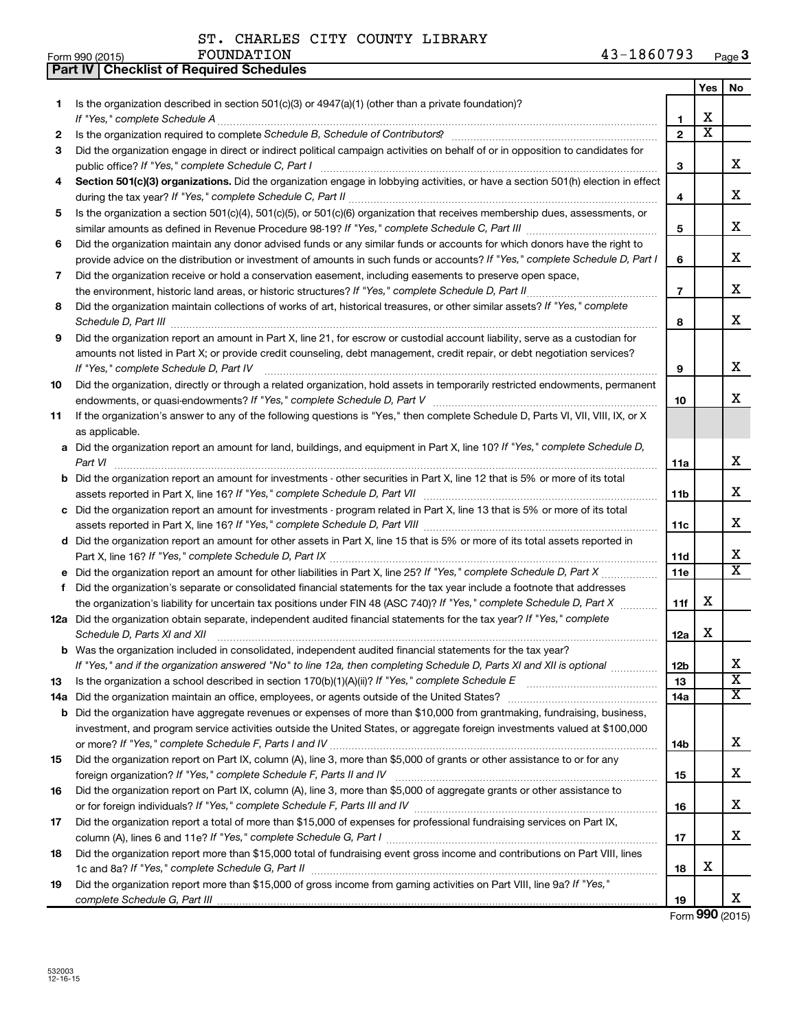ST. CHARLES CITY COUNTY LIBRARY FOUNDATION 43-1860793

Form 990 (2015)

## Part IV | Checklist of Required Schedules

| | | | Yes | No |
|---|---|---|---|---|
| 1 | Is the organization described in section 501(c)(3) or 4947(a)(1) (other than a private foundation)? *If "Yes," complete Schedule A* | 1 | X | |
| 2 | Is the organization required to complete *Schedule B, Schedule of Contributors*? | 2 | X | |
| 3 | Did the organization engage in direct or indirect political campaign activities on behalf of or in opposition to candidates for public office? *If "Yes," complete Schedule C, Part I* | 3 | | X |
| 4 | **Section 501(c)(3) organizations.** Did the organization engage in lobbying activities, or have a section 501(h) election in effect during the tax year? *If "Yes," complete Schedule C, Part II* | 4 | | X |
| 5 | Is the organization a section 501(c)(4), 501(c)(5), or 501(c)(6) organization that receives membership dues, assessments, or similar amounts as defined in Revenue Procedure 98-19? *If "Yes," complete Schedule C, Part III* | 5 | | X |
| 6 | Did the organization maintain any donor advised funds or any similar funds or accounts for which donors have the right to provide advice on the distribution or investment of amounts in such funds or accounts? *If "Yes," complete Schedule D, Part I* | 6 | | X |
| 7 | Did the organization receive or hold a conservation easement, including easements to preserve open space, the environment, historic land areas, or historic structures? *If "Yes," complete Schedule D, Part II* | 7 | | X |
| 8 | Did the organization maintain collections of works of art, historical treasures, or other similar assets? *If "Yes," complete Schedule D, Part III* | 8 | | X |
| 9 | Did the organization report an amount in Part X, line 21, for escrow or custodial account liability, serve as a custodian for amounts not listed in Part X; or provide credit counseling, debt management, credit repair, or debt negotiation services? *If "Yes," complete Schedule D, Part IV* | 9 | | X |
| 10 | Did the organization, directly or through a related organization, hold assets in temporarily restricted endowments, permanent endowments, or quasi-endowments? *If "Yes," complete Schedule D, Part V* | 10 | | X |
| 11 | If the organization's answer to any of the following questions is "Yes," then complete Schedule D, Parts VI, VII, VIII, IX, or X as applicable. | | | |
| a | Did the organization report an amount for land, buildings, and equipment in Part X, line 10? *If "Yes," complete Schedule D, Part VI* | 11a | | X |
| b | Did the organization report an amount for investments - other securities in Part X, line 12 that is 5% or more of its total assets reported in Part X, line 16? *If "Yes," complete Schedule D, Part VII* | 11b | | X |
| c | Did the organization report an amount for investments - program related in Part X, line 13 that is 5% or more of its total assets reported in Part X, line 16? *If "Yes," complete Schedule D, Part VIII* | 11c | | X |
| d | Did the organization report an amount for other assets in Part X, line 15 that is 5% or more of its total assets reported in Part X, line 16? *If "Yes," complete Schedule D, Part IX* | 11d | | X |
| e | Did the organization report an amount for other liabilities in Part X, line 25? *If "Yes," complete Schedule D, Part X* | 11e | | X |
| f | Did the organization's separate or consolidated financial statements for the tax year include a footnote that addresses the organization's liability for uncertain tax positions under FIN 48 (ASC 740)? *If "Yes," complete Schedule D, Part X* | 11f | X | |
| 12a | Did the organization obtain separate, independent audited financial statements for the tax year? *If "Yes," complete Schedule D, Parts XI and XII* | 12a | X | |
| b | Was the organization included in consolidated, independent audited financial statements for the tax year? *If "Yes," and if the organization answered "No" to line 12a, then completing Schedule D, Parts XI and XII is optional* | 12b | | X |
| 13 | Is the organization a school described in section 170(b)(1)(A)(ii)? *If "Yes," complete Schedule E* | 13 | | X |
| 14a | Did the organization maintain an office, employees, or agents outside of the United States? | 14a | | X |
| b | Did the organization have aggregate revenues or expenses of more than $10,000 from grantmaking, fundraising, business, investment, and program service activities outside the United States, or aggregate foreign investments valued at $100,000 or more? *If "Yes," complete Schedule F, Parts I and IV* | 14b | | X |
| 15 | Did the organization report on Part IX, column (A), line 3, more than $5,000 of grants or other assistance to or for any foreign organization? *If "Yes," complete Schedule F, Parts II and IV* | 15 | | X |
| 16 | Did the organization report on Part IX, column (A), line 3, more than $5,000 of aggregate grants or other assistance to or for foreign individuals? *If "Yes," complete Schedule F, Parts III and IV* | 16 | | X |
| 17 | Did the organization report a total of more than $15,000 of expenses for professional fundraising services on Part IX, column (A), lines 6 and 11e? *If "Yes," complete Schedule G, Part I* | 17 | | X |
| 18 | Did the organization report more than $15,000 total of fundraising event gross income and contributions on Part VIII, lines 1c and 8a? *If "Yes," complete Schedule G, Part II* | 18 | X | |
| 19 | Did the organization report more than $15,000 of gross income from gaming activities on Part VIII, line 9a? *If "Yes," complete Schedule G, Part III* | 19 | | X |

Form **990** (2015)

532003 12-16-15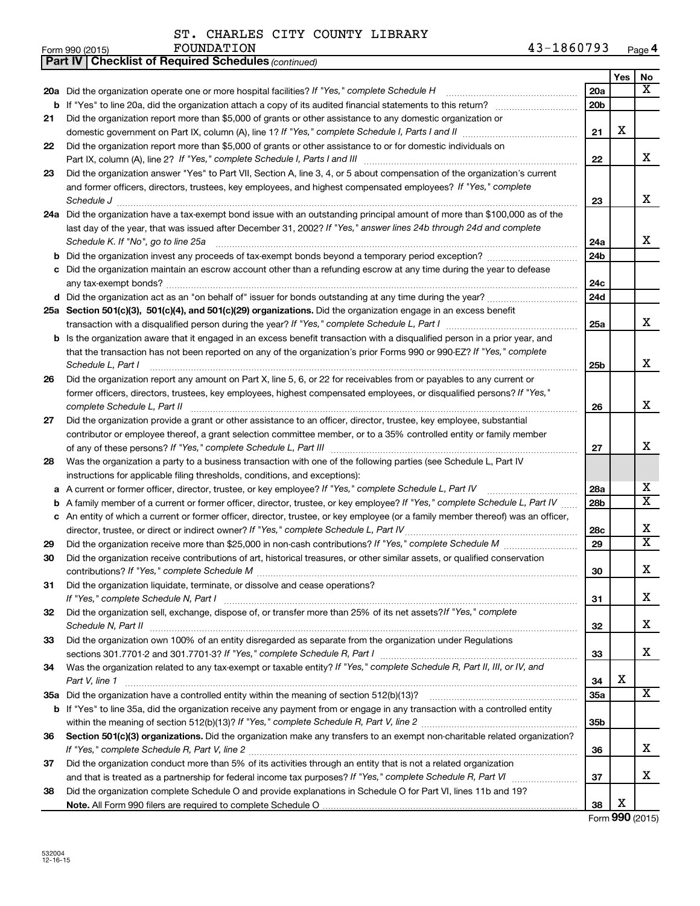ST. CHARLES CITY COUNTY LIBRARY FOUNDATION

Form 990 (2015) 43-1860793 Page 4

**Part IV | Checklist of Required Schedules** *(continued)*

| | | | Yes | No |
|---|---|---|---|---|
| **20a** | Did the organization operate one or more hospital facilities? *If "Yes," complete Schedule H* | 20a | | X |
| **b** | If "Yes" to line 20a, did the organization attach a copy of its audited financial statements to this return? | 20b | | |
| **21** | Did the organization report more than $5,000 of grants or other assistance to any domestic organization or domestic government on Part IX, column (A), line 1? *If "Yes," complete Schedule I, Parts I and II* | 21 | X | |
| **22** | Did the organization report more than $5,000 of grants or other assistance to or for domestic individuals on Part IX, column (A), line 2? *If "Yes," complete Schedule I, Parts I and III* | 22 | | X |
| **23** | Did the organization answer "Yes" to Part VII, Section A, line 3, 4, or 5 about compensation of the organization's current and former officers, directors, trustees, key employees, and highest compensated employees? *If "Yes," complete Schedule J* | 23 | | X |
| **24a** | Did the organization have a tax-exempt bond issue with an outstanding principal amount of more than $100,000 as of the last day of the year, that was issued after December 31, 2002? *If "Yes," answer lines 24b through 24d and complete Schedule K. If "No", go to line 25a* | 24a | | X |
| **b** | Did the organization invest any proceeds of tax-exempt bonds beyond a temporary period exception? | 24b | | |
| **c** | Did the organization maintain an escrow account other than a refunding escrow at any time during the year to defease any tax-exempt bonds? | 24c | | |
| **d** | Did the organization act as an "on behalf of" issuer for bonds outstanding at any time during the year? | 24d | | |
| **25a** | **Section 501(c)(3), 501(c)(4), and 501(c)(29) organizations.** Did the organization engage in an excess benefit transaction with a disqualified person during the year? *If "Yes," complete Schedule L, Part I* | 25a | | X |
| **b** | Is the organization aware that it engaged in an excess benefit transaction with a disqualified person in a prior year, and that the transaction has not been reported on any of the organization's prior Forms 990 or 990-EZ? *If "Yes," complete Schedule L, Part I* | 25b | | X |
| **26** | Did the organization report any amount on Part X, line 5, 6, or 22 for receivables from or payables to any current or former officers, directors, trustees, key employees, highest compensated employees, or disqualified persons? *If "Yes," complete Schedule L, Part II* | 26 | | X |
| **27** | Did the organization provide a grant or other assistance to an officer, director, trustee, key employee, substantial contributor or employee thereof, a grant selection committee member, or to a 35% controlled entity or family member of any of these persons? *If "Yes," complete Schedule L, Part III* | 27 | | X |
| **28** | Was the organization a party to a business transaction with one of the following parties (see Schedule L, Part IV instructions for applicable filing thresholds, conditions, and exceptions): | | | |
| **a** | A current or former officer, director, trustee, or key employee? *If "Yes," complete Schedule L, Part IV* | 28a | | X |
| **b** | A family member of a current or former officer, director, trustee, or key employee? *If "Yes," complete Schedule L, Part IV* | 28b | | X |
| **c** | An entity of which a current or former officer, director, trustee, or key employee (or a family member thereof) was an officer, director, trustee, or direct or indirect owner? *If "Yes," complete Schedule L, Part IV* | 28c | | X |
| **29** | Did the organization receive more than $25,000 in non-cash contributions? *If "Yes," complete Schedule M* | 29 | | X |
| **30** | Did the organization receive contributions of art, historical treasures, or other similar assets, or qualified conservation contributions? *If "Yes," complete Schedule M* | 30 | | X |
| **31** | Did the organization liquidate, terminate, or dissolve and cease operations? *If "Yes," complete Schedule N, Part I* | 31 | | X |
| **32** | Did the organization sell, exchange, dispose of, or transfer more than 25% of its net assets? *If "Yes," complete Schedule N, Part II* | 32 | | X |
| **33** | Did the organization own 100% of an entity disregarded as separate from the organization under Regulations sections 301.7701-2 and 301.7701-3? *If "Yes," complete Schedule R, Part I* | 33 | | X |
| **34** | Was the organization related to any tax-exempt or taxable entity? *If "Yes," complete Schedule R, Part II, III, or IV, and Part V, line 1* | 34 | X | |
| **35a** | Did the organization have a controlled entity within the meaning of section 512(b)(13)? | 35a | | X |
| **b** | If "Yes" to line 35a, did the organization receive any payment from or engage in any transaction with a controlled entity within the meaning of section 512(b)(13)? *If "Yes," complete Schedule R, Part V, line 2* | 35b | | |
| **36** | **Section 501(c)(3) organizations.** Did the organization make any transfers to an exempt non-charitable related organization? *If "Yes," complete Schedule R, Part V, line 2* | 36 | | X |
| **37** | Did the organization conduct more than 5% of its activities through an entity that is not a related organization and that is treated as a partnership for federal income tax purposes? *If "Yes," complete Schedule R, Part VI* | 37 | | X |
| **38** | Did the organization complete Schedule O and provide explanations in Schedule O for Part VI, lines 11b and 19? **Note.** All Form 990 filers are required to complete Schedule O | 38 | X | |

Form **990** (2015)

532004 12-16-15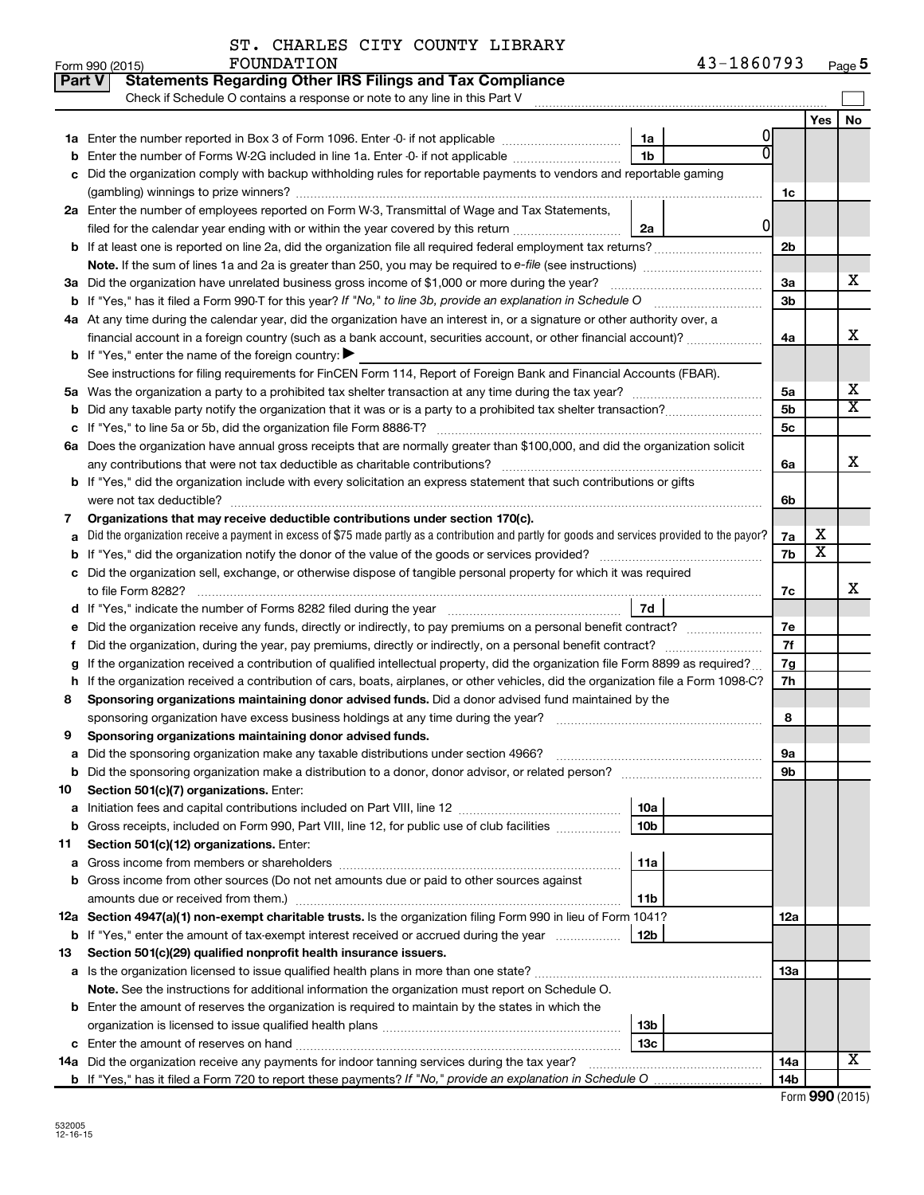ST. CHARLES CITY COUNTY LIBRARY FOUNDATION 43-1860793

Form 990 (2015)

## Part V Statements Regarding Other IRS Filings and Tax Compliance

Check if Schedule O contains a response or note to any line in this Part V

| | | | | | Yes | No |
|---|---|---|---|---|---|---|
| **1a** | Enter the number reported in Box 3 of Form 1096. Enter -0- if not applicable | 1a | 0 | | | |
| **b** | Enter the number of Forms W-2G included in line 1a. Enter -0- if not applicable | 1b | 0 | | | |
| **c** | Did the organization comply with backup withholding rules for reportable payments to vendors and reportable gaming (gambling) winnings to prize winners? | | | 1c | | |
| **2a** | Enter the number of employees reported on Form W-3, Transmittal of Wage and Tax Statements, filed for the calendar year ending with or within the year covered by this return | 2a | 0 | | | |
| **b** | If at least one is reported on line 2a, did the organization file all required federal employment tax returns? | | | 2b | | |
| | **Note.** If the sum of lines 1a and 2a is greater than 250, you may be required to *e-file* (see instructions) | | | | | |
| **3a** | Did the organization have unrelated business gross income of $1,000 or more during the year? | | | 3a | | X |
| **b** | If "Yes," has it filed a Form 990-T for this year? *If "No," to line 3b, provide an explanation in Schedule O* | | | 3b | | |
| **4a** | At any time during the calendar year, did the organization have an interest in, or a signature or other authority over, a financial account in a foreign country (such as a bank account, securities account, or other financial account)? | | | 4a | | X |
| **b** | If "Yes," enter the name of the foreign country: ▶ | | | | | |
| | See instructions for filing requirements for FinCEN Form 114, Report of Foreign Bank and Financial Accounts (FBAR). | | | | | |
| **5a** | Was the organization a party to a prohibited tax shelter transaction at any time during the tax year? | | | 5a | | X |
| **b** | Did any taxable party notify the organization that it was or is a party to a prohibited tax shelter transaction? | | | 5b | | X |
| **c** | If "Yes," to line 5a or 5b, did the organization file Form 8886-T? | | | 5c | | |
| **6a** | Does the organization have annual gross receipts that are normally greater than $100,000, and did the organization solicit any contributions that were not tax deductible as charitable contributions? | | | 6a | | X |
| **b** | If "Yes," did the organization include with every solicitation an express statement that such contributions or gifts were not tax deductible? | | | 6b | | |
| **7** | **Organizations that may receive deductible contributions under section 170(c).** | | | | | |
| **a** | Did the organization receive a payment in excess of $75 made partly as a contribution and partly for goods and services provided to the payor? | | | 7a | X | |
| **b** | If "Yes," did the organization notify the donor of the value of the goods or services provided? | | | 7b | X | |
| **c** | Did the organization sell, exchange, or otherwise dispose of tangible personal property for which it was required to file Form 8282? | | | 7c | | X |
| **d** | If "Yes," indicate the number of Forms 8282 filed during the year | 7d | | | | |
| **e** | Did the organization receive any funds, directly or indirectly, to pay premiums on a personal benefit contract? | | | 7e | | |
| **f** | Did the organization, during the year, pay premiums, directly or indirectly, on a personal benefit contract? | | | 7f | | |
| **g** | If the organization received a contribution of qualified intellectual property, did the organization file Form 8899 as required? | | | 7g | | |
| **h** | If the organization received a contribution of cars, boats, airplanes, or other vehicles, did the organization file a Form 1098-C? | | | 7h | | |
| **8** | **Sponsoring organizations maintaining donor advised funds.** Did a donor advised fund maintained by the sponsoring organization have excess business holdings at any time during the year? | | | 8 | | |
| **9** | **Sponsoring organizations maintaining donor advised funds.** | | | | | |
| **a** | Did the sponsoring organization make any taxable distributions under section 4966? | | | 9a | | |
| **b** | Did the sponsoring organization make a distribution to a donor, donor advisor, or related person? | | | 9b | | |
| **10** | **Section 501(c)(7) organizations.** Enter: | | | | | |
| **a** | Initiation fees and capital contributions included on Part VIII, line 12 | 10a | | | | |
| **b** | Gross receipts, included on Form 990, Part VIII, line 12, for public use of club facilities | 10b | | | | |
| **11** | **Section 501(c)(12) organizations.** Enter: | | | | | |
| **a** | Gross income from members or shareholders | 11a | | | | |
| **b** | Gross income from other sources (Do not net amounts due or paid to other sources against amounts due or received from them.) | 11b | | | | |
| **12a** | **Section 4947(a)(1) non-exempt charitable trusts.** Is the organization filing Form 990 in lieu of Form 1041? | | | 12a | | |
| **b** | If "Yes," enter the amount of tax-exempt interest received or accrued during the year | 12b | | | | |
| **13** | **Section 501(c)(29) qualified nonprofit health insurance issuers.** | | | | | |
| **a** | Is the organization licensed to issue qualified health plans in more than one state? | | | 13a | | |
| | **Note.** See the instructions for additional information the organization must report on Schedule O. | | | | | |
| **b** | Enter the amount of reserves the organization is required to maintain by the states in which the organization is licensed to issue qualified health plans | 13b | | | | |
| **c** | Enter the amount of reserves on hand | 13c | | | | |
| **14a** | Did the organization receive any payments for indoor tanning services during the tax year? | | | 14a | | X |
| **b** | If "Yes," has it filed a Form 720 to report these payments? *If "No," provide an explanation in Schedule O* | | | 14b | | |

Form **990** (2015)

532005 12-16-15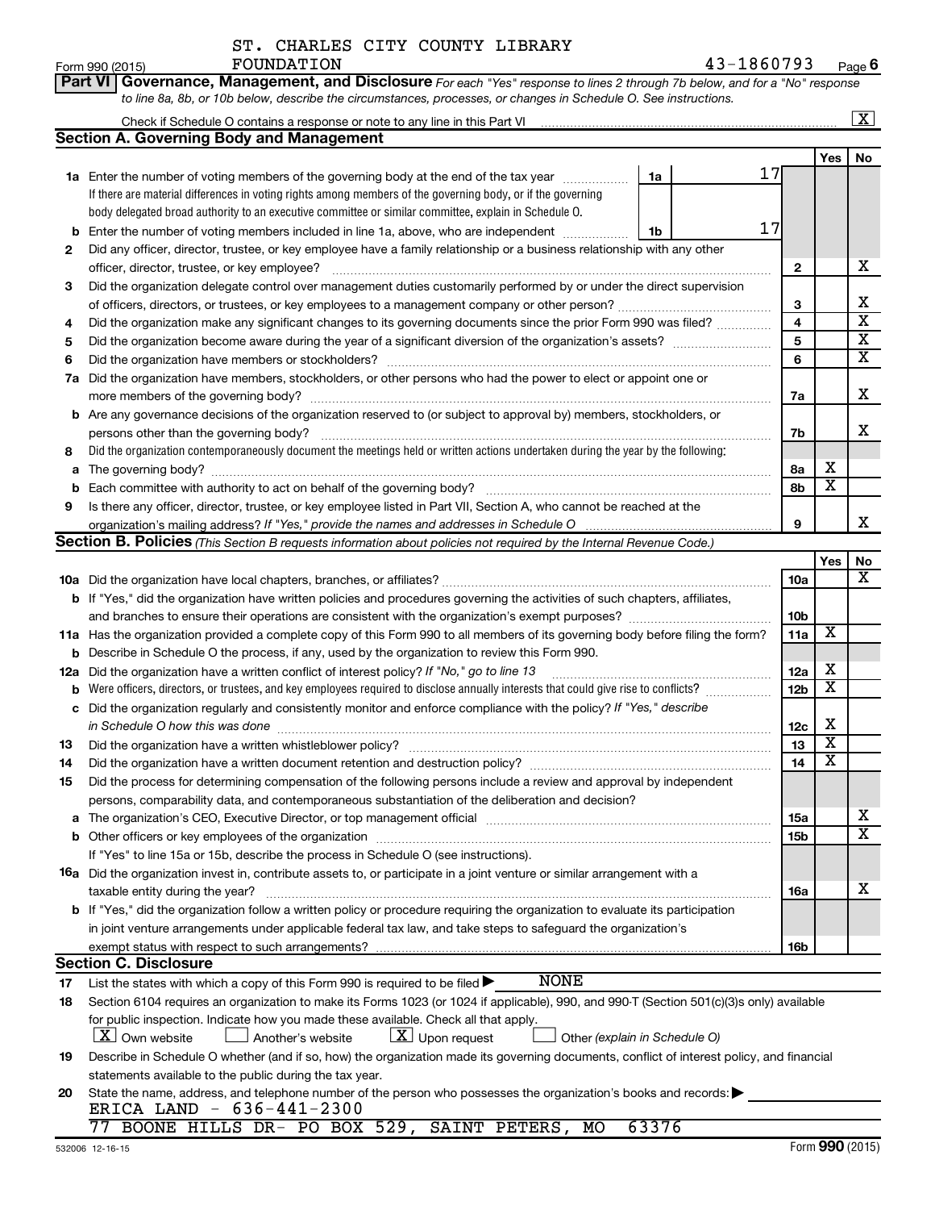ST. CHARLES CITY COUNTY LIBRARY FOUNDATION — 43-1860793

Form 990 (2015) Page 6

**Part VI Governance, Management, and Disclosure** *For each "Yes" response to lines 2 through 7b below, and for a "No" response to line 8a, 8b, or 10b below, describe the circumstances, processes, or changes in Schedule O. See instructions.*

Check if Schedule O contains a response or note to any line in this Part VI [X]

### Section A. Governing Body and Management

| | | | | Yes | No |
|---|---|---|---|---|---|
| **1a** | Enter the number of voting members of the governing body at the end of the tax year. If there are material differences in voting rights among members of the governing body, or if the governing body delegated broad authority to an executive committee or similar committee, explain in Schedule O. | 1a | 17 | | |
| **b** | Enter the number of voting members included in line 1a, above, who are independent | 1b | 17 | | |
| **2** | Did any officer, director, trustee, or key employee have a family relationship or a business relationship with any other officer, director, trustee, or key employee? | | 2 | | X |
| **3** | Did the organization delegate control over management duties customarily performed by or under the direct supervision of officers, directors, or trustees, or key employees to a management company or other person? | | 3 | | X |
| **4** | Did the organization make any significant changes to its governing documents since the prior Form 990 was filed? | | 4 | | X |
| **5** | Did the organization become aware during the year of a significant diversion of the organization's assets? | | 5 | | X |
| **6** | Did the organization have members or stockholders? | | 6 | | X |
| **7a** | Did the organization have members, stockholders, or other persons who had the power to elect or appoint one or more members of the governing body? | | 7a | | X |
| **b** | Are any governance decisions of the organization reserved to (or subject to approval by) members, stockholders, or persons other than the governing body? | | 7b | | X |
| **8** | Did the organization contemporaneously document the meetings held or written actions undertaken during the year by the following: | | | | |
| **a** | The governing body? | | 8a | X | |
| **b** | Each committee with authority to act on behalf of the governing body? | | 8b | X | |
| **9** | Is there any officer, director, trustee, or key employee listed in Part VII, Section A, who cannot be reached at the organization's mailing address? *If "Yes," provide the names and addresses in Schedule O* | | 9 | | X |

### Section B. Policies *(This Section B requests information about policies not required by the Internal Revenue Code.)*

| | | | Yes | No |
|---|---|---|---|---|
| **10a** | Did the organization have local chapters, branches, or affiliates? | 10a | | X |
| **b** | If "Yes," did the organization have written policies and procedures governing the activities of such chapters, affiliates, and branches to ensure their operations are consistent with the organization's exempt purposes? | 10b | | |
| **11a** | Has the organization provided a complete copy of this Form 990 to all members of its governing body before filing the form? | 11a | X | |
| **b** | Describe in Schedule O the process, if any, used by the organization to review this Form 990. | | | |
| **12a** | Did the organization have a written conflict of interest policy? *If "No," go to line 13* | 12a | X | |
| **b** | Were officers, directors, or trustees, and key employees required to disclose annually interests that could give rise to conflicts? | 12b | X | |
| **c** | Did the organization regularly and consistently monitor and enforce compliance with the policy? *If "Yes," describe in Schedule O how this was done* | 12c | X | |
| **13** | Did the organization have a written whistleblower policy? | 13 | X | |
| **14** | Did the organization have a written document retention and destruction policy? | 14 | X | |
| **15** | Did the process for determining compensation of the following persons include a review and approval by independent persons, comparability data, and contemporaneous substantiation of the deliberation and decision? | | | |
| **a** | The organization's CEO, Executive Director, or top management official | 15a | | X |
| **b** | Other officers or key employees of the organization | 15b | | X |
| | If "Yes" to line 15a or 15b, describe the process in Schedule O (see instructions). | | | |
| **16a** | Did the organization invest in, contribute assets to, or participate in a joint venture or similar arrangement with a taxable entity during the year? | 16a | | X |
| **b** | If "Yes," did the organization follow a written policy or procedure requiring the organization to evaluate its participation in joint venture arrangements under applicable federal tax law, and take steps to safeguard the organization's exempt status with respect to such arrangements? | 16b | | |

### Section C. Disclosure

**17** List the states with which a copy of this Form 990 is required to be filed ▶ NONE

**18** Section 6104 requires an organization to make its Forms 1023 (or 1024 if applicable), 990, and 990-T (Section 501(c)(3)s only) available for public inspection. Indicate how you made these available. Check all that apply.

[X] Own website  [ ] Another's website  [X] Upon request  [ ] Other *(explain in Schedule O)*

**19** Describe in Schedule O whether (and if so, how) the organization made its governing documents, conflict of interest policy, and financial statements available to the public during the tax year.

**20** State the name, address, and telephone number of the person who possesses the organization's books and records: ▶

ERICA LAND - 636-441-2300

77 BOONE HILLS DR- PO BOX 529, SAINT PETERS, MO 63376

532006 12-16-15 Form **990** (2015)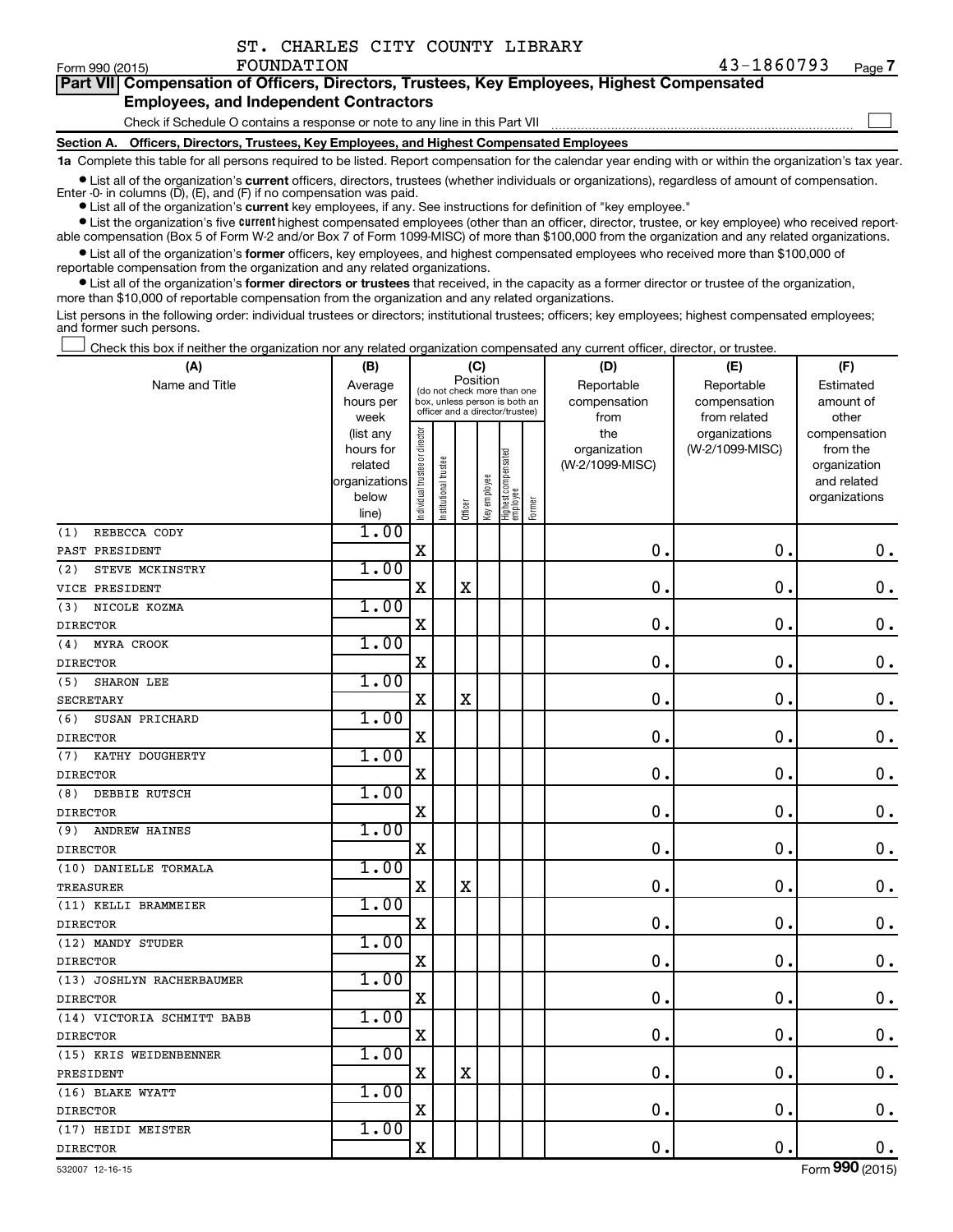ST. CHARLES CITY COUNTY LIBRARY
FOUNDATION 43-1860793

Form 990 (2015)

**Part VII Compensation of Officers, Directors, Trustees, Key Employees, Highest Compensated Employees, and Independent Contractors**

Check if Schedule O contains a response or note to any line in this Part VII ☐

**Section A. Officers, Directors, Trustees, Key Employees, and Highest Compensated Employees**

**1a** Complete this table for all persons required to be listed. Report compensation for the calendar year ending with or within the organization's tax year.

- List all of the organization's **current** officers, directors, trustees (whether individuals or organizations), regardless of amount of compensation. Enter -0- in columns (D), (E), and (F) if no compensation was paid.
- List all of the organization's **current** key employees, if any. See instructions for definition of "key employee."
- List the organization's five **current** highest compensated employees (other than an officer, director, trustee, or key employee) who received reportable compensation (Box 5 of Form W-2 and/or Box 7 of Form 1099-MISC) of more than $100,000 from the organization and any related organizations.
- List all of the organization's **former** officers, key employees, and highest compensated employees who received more than $100,000 of reportable compensation from the organization and any related organizations.
- List all of the organization's **former directors or trustees** that received, in the capacity as a former director or trustee of the organization, more than $10,000 of reportable compensation from the organization and any related organizations.

List persons in the following order: individual trustees or directors; institutional trustees; officers; key employees; highest compensated employees; and former such persons.

☐ Check this box if neither the organization nor any related organization compensated any current officer, director, or trustee.

| (A) Name and Title | (B) Average hours per week (list any hours for related organizations below line) | (C) Position: Individual trustee or director | Institutional trustee | Officer | Key employee | Highest compensated employee | Former | (D) Reportable compensation from the organization (W-2/1099-MISC) | (E) Reportable compensation from related organizations (W-2/1099-MISC) | (F) Estimated amount of other compensation from the organization and related organizations |
|---|---|---|---|---|---|---|---|---|---|---|
| (1) REBECCA CODY<br>PAST PRESIDENT | 1.00 | X | | | | | | 0. | 0. | 0. |
| (2) STEVE MCKINSTRY<br>VICE PRESIDENT | 1.00 | X | | X | | | | 0. | 0. | 0. |
| (3) NICOLE KOZMA<br>DIRECTOR | 1.00 | X | | | | | | 0. | 0. | 0. |
| (4) MYRA CROOK<br>DIRECTOR | 1.00 | X | | | | | | 0. | 0. | 0. |
| (5) SHARON LEE<br>SECRETARY | 1.00 | X | | X | | | | 0. | 0. | 0. |
| (6) SUSAN PRICHARD<br>DIRECTOR | 1.00 | X | | | | | | 0. | 0. | 0. |
| (7) KATHY DOUGHERTY<br>DIRECTOR | 1.00 | X | | | | | | 0. | 0. | 0. |
| (8) DEBBIE RUTSCH<br>DIRECTOR | 1.00 | X | | | | | | 0. | 0. | 0. |
| (9) ANDREW HAINES<br>DIRECTOR | 1.00 | X | | | | | | 0. | 0. | 0. |
| (10) DANIELLE TORMALA<br>TREASURER | 1.00 | X | | X | | | | 0. | 0. | 0. |
| (11) KELLI BRAMMEIER<br>DIRECTOR | 1.00 | X | | | | | | 0. | 0. | 0. |
| (12) MANDY STUDER<br>DIRECTOR | 1.00 | X | | | | | | 0. | 0. | 0. |
| (13) JOSHLYN RACHERBAUMER<br>DIRECTOR | 1.00 | X | | | | | | 0. | 0. | 0. |
| (14) VICTORIA SCHMITT BABB<br>DIRECTOR | 1.00 | X | | | | | | 0. | 0. | 0. |
| (15) KRIS WEIDENBENNER<br>PRESIDENT | 1.00 | X | | X | | | | 0. | 0. | 0. |
| (16) BLAKE WYATT<br>DIRECTOR | 1.00 | X | | | | | | 0. | 0. | 0. |
| (17) HEIDI MEISTER<br>DIRECTOR | 1.00 | X | | | | | | 0. | 0. | 0. |

532007 12-16-15 Form 990 (2015)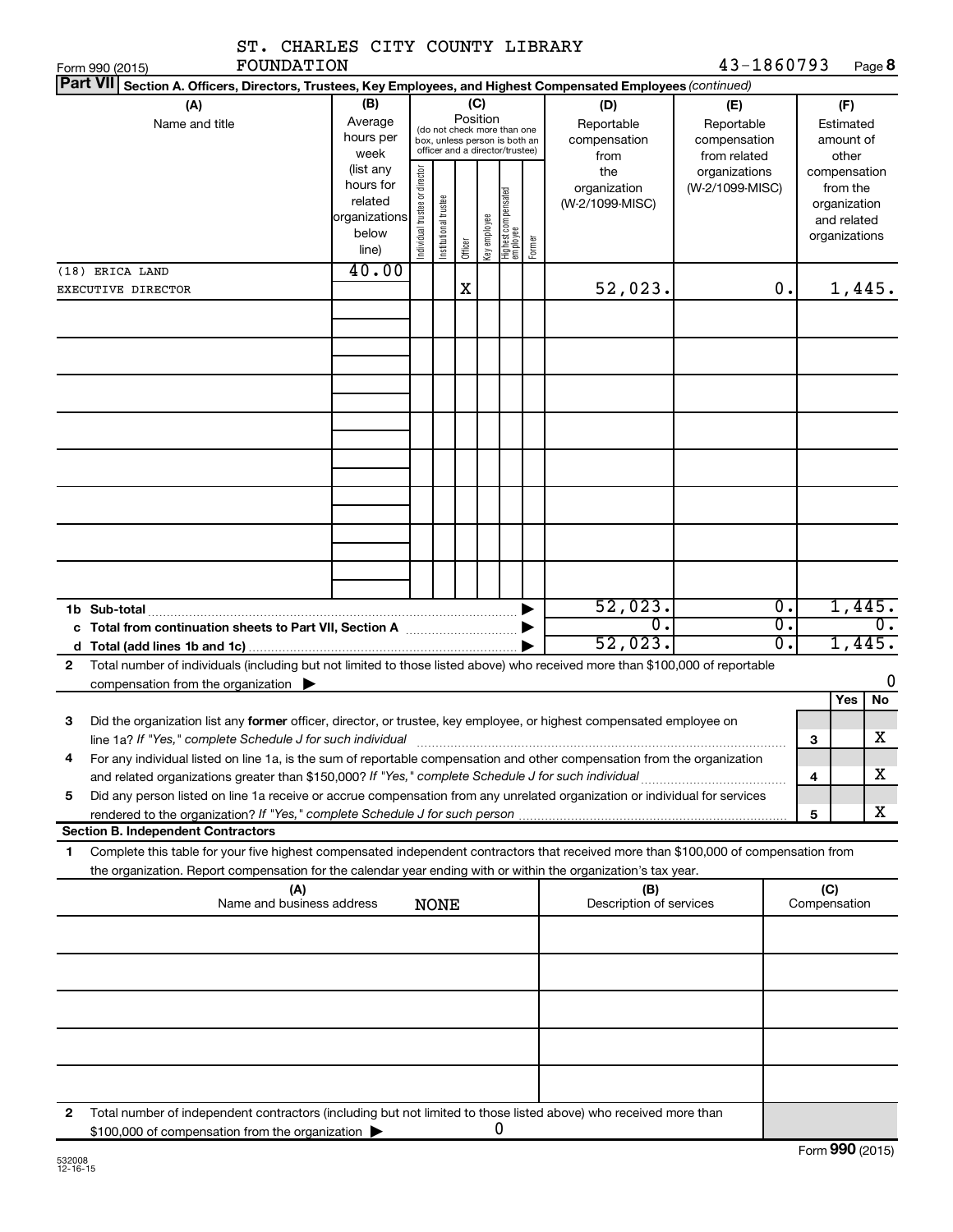ST. CHARLES CITY COUNTY LIBRARY FOUNDATION

43-1860793

Form 990 (2015) Page **8**

**Part VII Section A. Officers, Directors, Trustees, Key Employees, and Highest Compensated Employees** *(continued)*

| (A) Name and title | (B) Average hours per week (list any hours for related organizations below line) | (C) Position: Individual trustee or director | Institutional trustee | Officer | Key employee | Highest compensated employee | Former | (D) Reportable compensation from the organization (W-2/1099-MISC) | (E) Reportable compensation from related organizations (W-2/1099-MISC) | (F) Estimated amount of other compensation from the organization and related organizations |
|---|---|---|---|---|---|---|---|---|---|---|
| (18) ERICA LAND | 40.00 | | | | | | | | | |
| EXECUTIVE DIRECTOR | | | | X | | | | 52,023. | 0. | 1,445. |

| | (D) | (E) | (F) |
|---|---|---|---|
| **1b Sub-total** | 52,023. | 0. | 1,445. |
| **c Total from continuation sheets to Part VII, Section A** | 0. | 0. | 0. |
| **d Total (add lines 1b and 1c)** | 52,023. | 0. | 1,445. |

**2** Total number of individuals (including but not limited to those listed above) who received more than $100,000 of reportable compensation from the organization ▶ 0

| | | | Yes | No |
|---|---|---|---|---|
| **3** | Did the organization list any **former** officer, director, or trustee, key employee, or highest compensated employee on line 1a? *If "Yes," complete Schedule J for such individual* | 3 | | X |
| **4** | For any individual listed on line 1a, is the sum of reportable compensation and other compensation from the organization and related organizations greater than $150,000? *If "Yes," complete Schedule J for such individual* | 4 | | X |
| **5** | Did any person listed on line 1a receive or accrue compensation from any unrelated organization or individual for services rendered to the organization? *If "Yes," complete Schedule J for such person* | 5 | | X |

**Section B. Independent Contractors**

**1** Complete this table for your five highest compensated independent contractors that received more than $100,000 of compensation from the organization. Report compensation for the calendar year ending with or within the organization's tax year.

| (A) Name and business address | (B) Description of services | (C) Compensation |
|---|---|---|
| NONE | | |
| | | |
| | | |
| | | |
| | | |

**2** Total number of independent contractors (including but not limited to those listed above) who received more than $100,000 of compensation from the organization ▶ 0

Form **990** (2015)

532008 12-16-15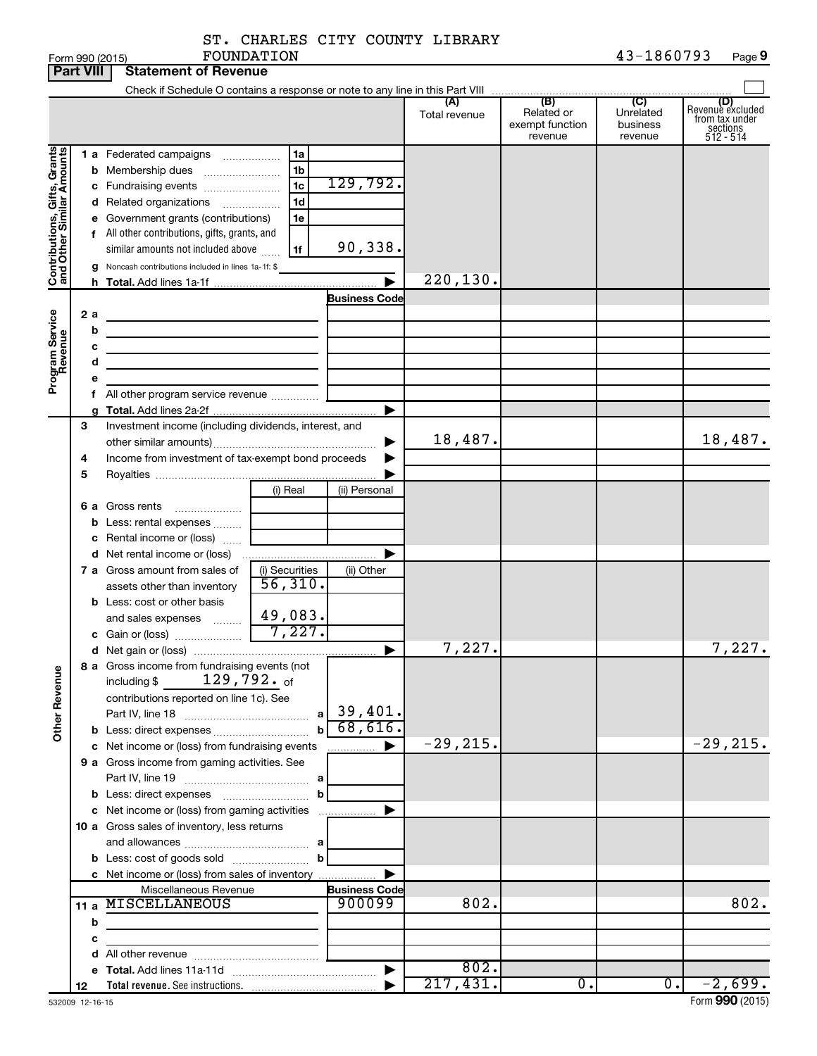ST. CHARLES CITY COUNTY LIBRARY FOUNDATION 43-1860793

Form 990 (2015) Page 9

## Part VIII Statement of Revenue

Check if Schedule O contains a response or note to any line in this Part VIII

| | | | (A) Total revenue | (B) Related or exempt function revenue | (C) Unrelated business revenue | (D) Revenue excluded from tax under sections 512 - 514 |
|---|---|---|---|---|---|---|
| **Contributions, Gifts, Grants and Other Similar Amounts** | 1 a Federated campaigns | 1a | | | | |
| | b Membership dues | 1b | | | | |
| | c Fundraising events | 1c 129,792. | | | | |
| | d Related organizations | 1d | | | | |
| | e Government grants (contributions) | 1e | | | | |
| | f All other contributions, gifts, grants, and similar amounts not included above | 1f 90,338. | | | | |
| | g Noncash contributions included in lines 1a-1f: $ | | | | | |
| | h Total. Add lines 1a-1f | | 220,130. | | | |
| **Program Service Revenue** | | Business Code | | | | |
| | 2 a | | | | | |
| | b | | | | | |
| | c | | | | | |
| | d | | | | | |
| | e | | | | | |
| | f All other program service revenue | | | | | |
| | g Total. Add lines 2a-2f | | | | | |
| **Other Revenue** | 3 Investment income (including dividends, interest, and other similar amounts) | | 18,487. | | | 18,487. |
| | 4 Income from investment of tax-exempt bond proceeds | | | | | |
| | 5 Royalties | | | | | |
| | | (i) Real / (ii) Personal | | | | |
| | 6 a Gross rents | | | | | |
| | b Less: rental expenses | | | | | |
| | c Rental income or (loss) | | | | | |
| | d Net rental income or (loss) | | | | | |
| | 7 a Gross amount from sales of assets other than inventory | (i) Securities 56,310. / (ii) Other | | | | |
| | b Less: cost or other basis and sales expenses | 49,083. | | | | |
| | c Gain or (loss) | 7,227. | | | | |
| | d Net gain or (loss) | | 7,227. | | | 7,227. |
| | 8 a Gross income from fundraising events (not including $ 129,792. of contributions reported on line 1c). See Part IV, line 18 | a 39,401. | | | | |
| | b Less: direct expenses | b 68,616. | | | | |
| | c Net income or (loss) from fundraising events | | -29,215. | | | -29,215. |
| | 9 a Gross income from gaming activities. See Part IV, line 19 | a | | | | |
| | b Less: direct expenses | b | | | | |
| | c Net income or (loss) from gaming activities | | | | | |
| | 10 a Gross sales of inventory, less returns and allowances | a | | | | |
| | b Less: cost of goods sold | b | | | | |
| | c Net income or (loss) from sales of inventory | | | | | |
| | Miscellaneous Revenue | Business Code | | | | |
| | 11 a MISCELLANEOUS | 900099 | 802. | | | 802. |
| | b | | | | | |
| | c | | | | | |
| | d All other revenue | | | | | |
| | e Total. Add lines 11a-11d | | 802. | | | |
| | 12 Total revenue. See instructions. | | 217,431. | 0. | 0. | -2,699. |

532009 12-16-15 Form 990 (2015)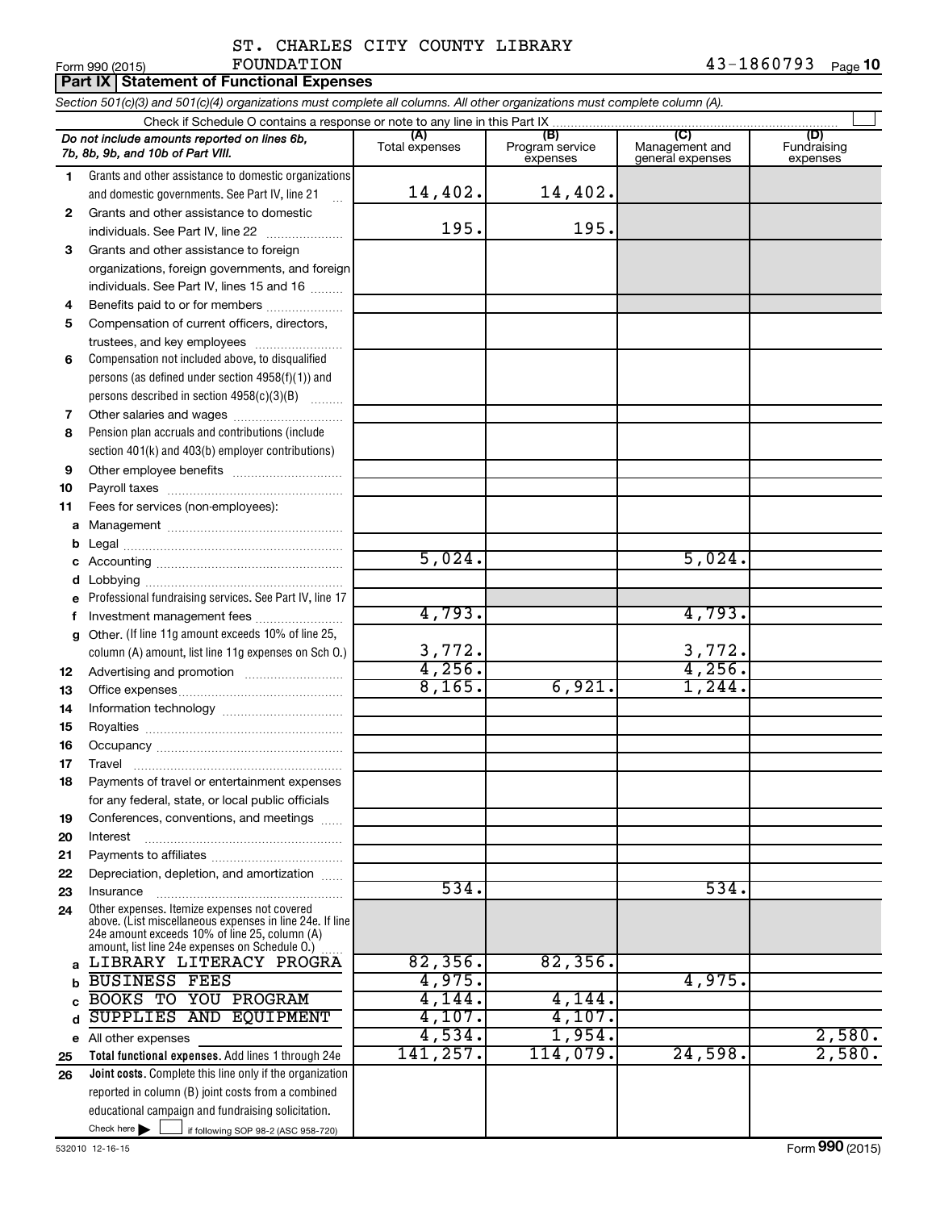ST. CHARLES CITY COUNTY LIBRARY FOUNDATION

Form 990 (2015) 43-1860793 Page **10**

## Part IX | Statement of Functional Expenses

*Section 501(c)(3) and 501(c)(4) organizations must complete all columns. All other organizations must complete column (A).*

Check if Schedule O contains a response or note to any line in this Part IX ☐

| | *Do not include amounts reported on lines 6b, 7b, 8b, 9b, and 10b of Part VIII.* | (A) Total expenses | (B) Program service expenses | (C) Management and general expenses | (D) Fundraising expenses |
|---|---|---|---|---|---|
| 1 | Grants and other assistance to domestic organizations and domestic governments. See Part IV, line 21 | 14,402. | 14,402. | | |
| 2 | Grants and other assistance to domestic individuals. See Part IV, line 22 | 195. | 195. | | |
| 3 | Grants and other assistance to foreign organizations, foreign governments, and foreign individuals. See Part IV, lines 15 and 16 | | | | |
| 4 | Benefits paid to or for members | | | | |
| 5 | Compensation of current officers, directors, trustees, and key employees | | | | |
| 6 | Compensation not included above, to disqualified persons (as defined under section 4958(f)(1)) and persons described in section 4958(c)(3)(B) | | | | |
| 7 | Other salaries and wages | | | | |
| 8 | Pension plan accruals and contributions (include section 401(k) and 403(b) employer contributions) | | | | |
| 9 | Other employee benefits | | | | |
| 10 | Payroll taxes | | | | |
| 11 | Fees for services (non-employees): | | | | |
| a | Management | | | | |
| b | Legal | | | | |
| c | Accounting | 5,024. | | 5,024. | |
| d | Lobbying | | | | |
| e | Professional fundraising services. See Part IV, line 17 | | | | |
| f | Investment management fees | 4,793. | | 4,793. | |
| g | Other. (If line 11g amount exceeds 10% of line 25, column (A) amount, list line 11g expenses on Sch O.) | 3,772. | | 3,772. | |
| 12 | Advertising and promotion | 4,256. | | 4,256. | |
| 13 | Office expenses | 8,165. | 6,921. | 1,244. | |
| 14 | Information technology | | | | |
| 15 | Royalties | | | | |
| 16 | Occupancy | | | | |
| 17 | Travel | | | | |
| 18 | Payments of travel or entertainment expenses for any federal, state, or local public officials | | | | |
| 19 | Conferences, conventions, and meetings | | | | |
| 20 | Interest | | | | |
| 21 | Payments to affiliates | | | | |
| 22 | Depreciation, depletion, and amortization | | | | |
| 23 | Insurance | 534. | | 534. | |
| 24 | Other expenses. Itemize expenses not covered above. (List miscellaneous expenses in line 24e. If line 24e amount exceeds 10% of line 25, column (A) amount, list line 24e expenses on Schedule O.) | | | | |
| a | LIBRARY LITERACY PROGRA | 82,356. | 82,356. | | |
| b | BUSINESS FEES | 4,975. | | 4,975. | |
| c | BOOKS TO YOU PROGRAM | 4,144. | 4,144. | | |
| d | SUPPLIES AND EQUIPMENT | 4,107. | 4,107. | | |
| e | All other expenses | 4,534. | 1,954. | | 2,580. |
| 25 | **Total functional expenses.** Add lines 1 through 24e | 141,257. | 114,079. | 24,598. | 2,580. |
| 26 | **Joint costs.** Complete this line only if the organization reported in column (B) joint costs from a combined educational campaign and fundraising solicitation. Check here ☐ if following SOP 98-2 (ASC 958-720) | | | | |

532010 12-16-15 Form **990** (2015)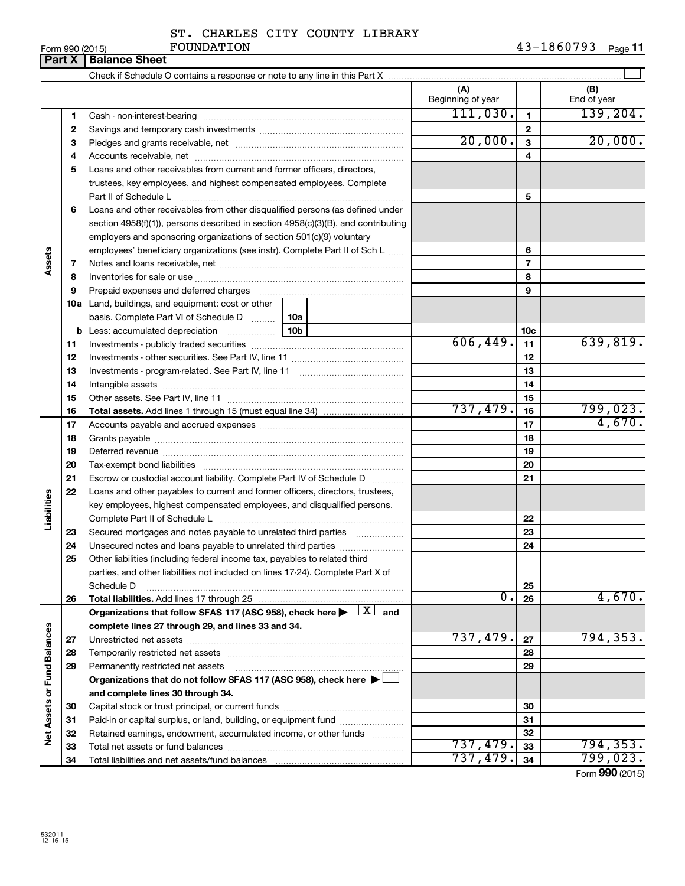ST. CHARLES CITY COUNTY LIBRARY FOUNDATION 43-1860793

Form 990 (2015)

## Part X | Balance Sheet

Check if Schedule O contains a response or note to any line in this Part X

| | | | (A) Beginning of year | | (B) End of year |
|---|---|---|---|---|---|
| Assets | 1 | Cash - non-interest-bearing | 111,030. | 1 | 139,204. |
| | 2 | Savings and temporary cash investments | | 2 | |
| | 3 | Pledges and grants receivable, net | 20,000. | 3 | 20,000. |
| | 4 | Accounts receivable, net | | 4 | |
| | 5 | Loans and other receivables from current and former officers, directors, trustees, key employees, and highest compensated employees. Complete Part II of Schedule L | | 5 | |
| | 6 | Loans and other receivables from other disqualified persons (as defined under section 4958(f)(1)), persons described in section 4958(c)(3)(B), and contributing employers and sponsoring organizations of section 501(c)(9) voluntary employees' beneficiary organizations (see instr). Complete Part II of Sch L | | 6 | |
| | 7 | Notes and loans receivable, net | | 7 | |
| | 8 | Inventories for sale or use | | 8 | |
| | 9 | Prepaid expenses and deferred charges | | 9 | |
| | 10a | Land, buildings, and equipment: cost or other basis. Complete Part VI of Schedule D 10a | | | |
| | b | Less: accumulated depreciation 10b | | 10c | |
| | 11 | Investments - publicly traded securities | 606,449. | 11 | 639,819. |
| | 12 | Investments - other securities. See Part IV, line 11 | | 12 | |
| | 13 | Investments - program-related. See Part IV, line 11 | | 13 | |
| | 14 | Intangible assets | | 14 | |
| | 15 | Other assets. See Part IV, line 11 | | 15 | |
| | 16 | **Total assets.** Add lines 1 through 15 (must equal line 34) | 737,479. | 16 | 799,023. |
| Liabilities | 17 | Accounts payable and accrued expenses | | 17 | 4,670. |
| | 18 | Grants payable | | 18 | |
| | 19 | Deferred revenue | | 19 | |
| | 20 | Tax-exempt bond liabilities | | 20 | |
| | 21 | Escrow or custodial account liability. Complete Part IV of Schedule D | | 21 | |
| | 22 | Loans and other payables to current and former officers, directors, trustees, key employees, highest compensated employees, and disqualified persons. Complete Part II of Schedule L | | 22 | |
| | 23 | Secured mortgages and notes payable to unrelated third parties | | 23 | |
| | 24 | Unsecured notes and loans payable to unrelated third parties | | 24 | |
| | 25 | Other liabilities (including federal income tax, payables to related third parties, and other liabilities not included on lines 17-24). Complete Part X of Schedule D | | 25 | |
| | 26 | **Total liabilities.** Add lines 17 through 25 | 0. | 26 | 4,670. |
| Net Assets or Fund Balances | | **Organizations that follow SFAS 117 (ASC 958), check here ▶ [X] and complete lines 27 through 29, and lines 33 and 34.** | | | |
| | 27 | Unrestricted net assets | 737,479. | 27 | 794,353. |
| | 28 | Temporarily restricted net assets | | 28 | |
| | 29 | Permanently restricted net assets | | 29 | |
| | | **Organizations that do not follow SFAS 117 (ASC 958), check here ▶ [ ] and complete lines 30 through 34.** | | | |
| | 30 | Capital stock or trust principal, or current funds | | 30 | |
| | 31 | Paid-in or capital surplus, or land, building, or equipment fund | | 31 | |
| | 32 | Retained earnings, endowment, accumulated income, or other funds | | 32 | |
| | 33 | Total net assets or fund balances | 737,479. | 33 | 794,353. |
| | 34 | Total liabilities and net assets/fund balances | 737,479. | 34 | 799,023. |

Form **990** (2015)

532011 12-16-15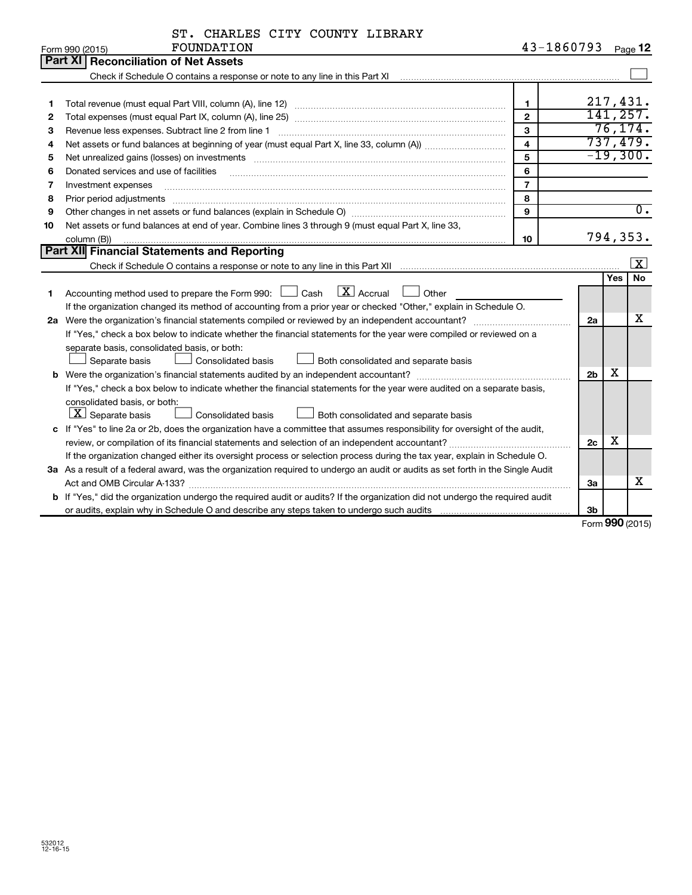ST. CHARLES CITY COUNTY LIBRARY FOUNDATION 43-1860793

Form 990 (2015)

## Part XI Reconciliation of Net Assets

Check if Schedule O contains a response or note to any line in this Part XI ☐

| | | | |
|---|---|---|---|
| 1 | Total revenue (must equal Part VIII, column (A), line 12) | 1 | 217,431. |
| 2 | Total expenses (must equal Part IX, column (A), line 25) | 2 | 141,257. |
| 3 | Revenue less expenses. Subtract line 2 from line 1 | 3 | 76,174. |
| 4 | Net assets or fund balances at beginning of year (must equal Part X, line 33, column (A)) | 4 | 737,479. |
| 5 | Net unrealized gains (losses) on investments | 5 | -19,300. |
| 6 | Donated services and use of facilities | 6 | |
| 7 | Investment expenses | 7 | |
| 8 | Prior period adjustments | 8 | |
| 9 | Other changes in net assets or fund balances (explain in Schedule O) | 9 | 0. |
| 10 | Net assets or fund balances at end of year. Combine lines 3 through 9 (must equal Part X, line 33, column (B)) | 10 | 794,353. |

## Part XII Financial Statements and Reporting

Check if Schedule O contains a response or note to any line in this Part XII ☒

| | | | Yes | No |
|---|---|---|---|---|
| 1 | Accounting method used to prepare the Form 990: ☐ Cash ☒ Accrual ☐ Other | | | |
| | If the organization changed its method of accounting from a prior year or checked "Other," explain in Schedule O. | | | |
| 2a | Were the organization's financial statements compiled or reviewed by an independent accountant? | 2a | | X |
| | If "Yes," check a box below to indicate whether the financial statements for the year were compiled or reviewed on a separate basis, consolidated basis, or both: ☐ Separate basis ☐ Consolidated basis ☐ Both consolidated and separate basis | | | |
| b | Were the organization's financial statements audited by an independent accountant? | 2b | X | |
| | If "Yes," check a box below to indicate whether the financial statements for the year were audited on a separate basis, consolidated basis, or both: ☒ Separate basis ☐ Consolidated basis ☐ Both consolidated and separate basis | | | |
| c | If "Yes" to line 2a or 2b, does the organization have a committee that assumes responsibility for oversight of the audit, review, or compilation of its financial statements and selection of an independent accountant? | 2c | X | |
| | If the organization changed either its oversight process or selection process during the tax year, explain in Schedule O. | | | |
| 3a | As a result of a federal award, was the organization required to undergo an audit or audits as set forth in the Single Audit Act and OMB Circular A-133? | 3a | | X |
| b | If "Yes," did the organization undergo the required audit or audits? If the organization did not undergo the required audit or audits, explain why in Schedule O and describe any steps taken to undergo such audits | 3b | | |

Form 990 (2015)

532012 12-16-15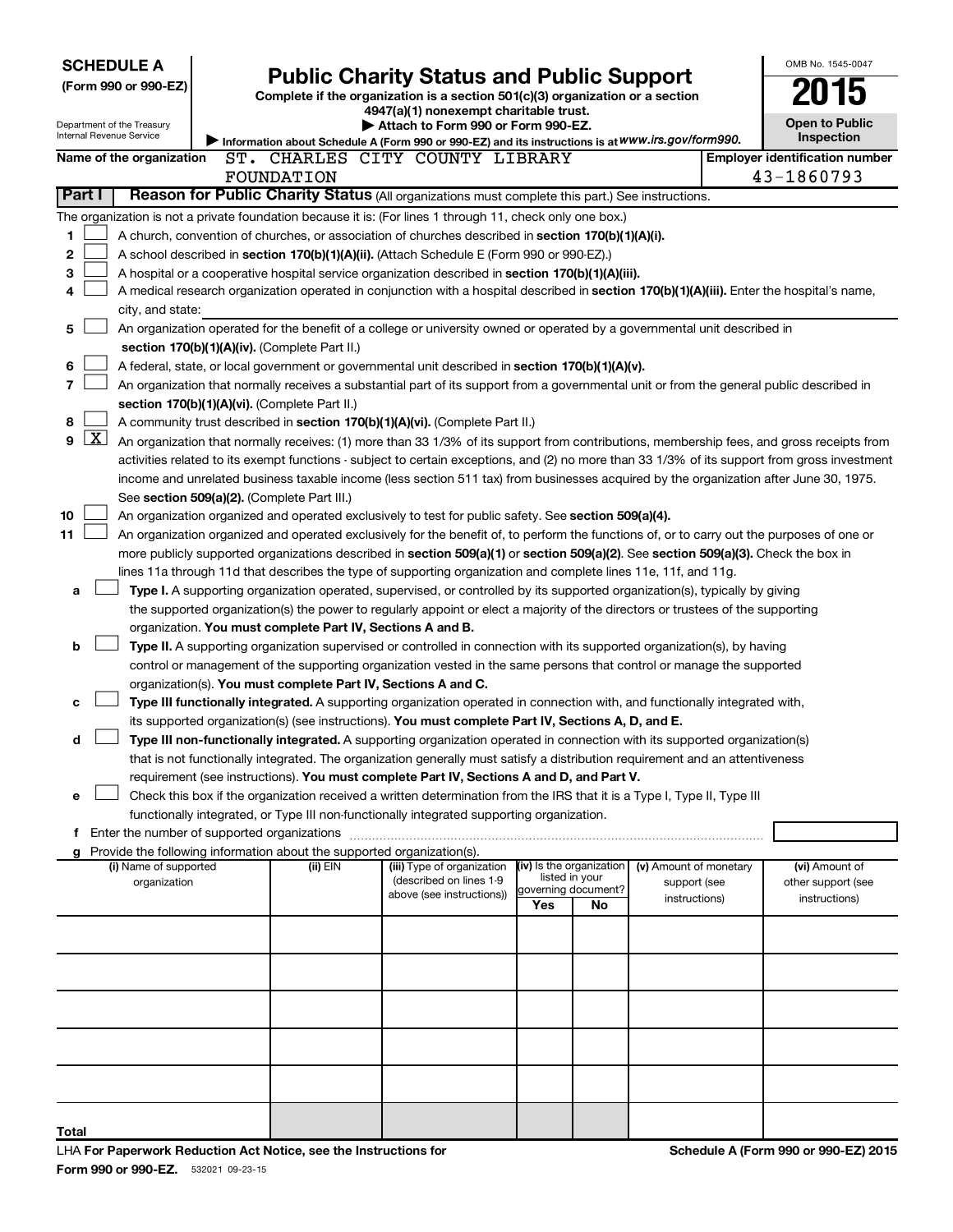**SCHEDULE A**
**(Form 990 or 990-EZ)**

Department of the Treasury
Internal Revenue Service

# Public Charity Status and Public Support

**Complete if the organization is a section 501(c)(3) organization or a section 4947(a)(1) nonexempt charitable trust.**
**▶ Attach to Form 990 or Form 990-EZ.**
**▶ Information about Schedule A (Form 990 or 990-EZ) and its instructions is at *www.irs.gov/form990*.**

OMB No. 1545-0047
**2015**
**Open to Public Inspection**

**Name of the organization** ST. CHARLES CITY COUNTY LIBRARY FOUNDATION
**Employer identification number** 43-1860793

**Part I** **Reason for Public Charity Status** (All organizations must complete this part.) See instructions.

The organization is not a private foundation because it is: (For lines 1 through 11, check only one box.)

1 ☐ A church, convention of churches, or association of churches described in **section 170(b)(1)(A)(i).**

2 ☐ A school described in **section 170(b)(1)(A)(ii).** (Attach Schedule E (Form 990 or 990-EZ).)

3 ☐ A hospital or a cooperative hospital service organization described in **section 170(b)(1)(A)(iii).**

4 ☐ A medical research organization operated in conjunction with a hospital described in **section 170(b)(1)(A)(iii).** Enter the hospital's name, city, and state: ____________

5 ☐ An organization operated for the benefit of a college or university owned or operated by a governmental unit described in **section 170(b)(1)(A)(iv).** (Complete Part II.)

6 ☐ A federal, state, or local government or governmental unit described in **section 170(b)(1)(A)(v).**

7 ☐ An organization that normally receives a substantial part of its support from a governmental unit or from the general public described in **section 170(b)(1)(A)(vi).** (Complete Part II.)

8 ☐ A community trust described in **section 170(b)(1)(A)(vi).** (Complete Part II.)

9 ☒ An organization that normally receives: (1) more than 33 1/3% of its support from contributions, membership fees, and gross receipts from activities related to its exempt functions - subject to certain exceptions, and (2) no more than 33 1/3% of its support from gross investment income and unrelated business taxable income (less section 511 tax) from businesses acquired by the organization after June 30, 1975. See **section 509(a)(2).** (Complete Part III.)

10 ☐ An organization organized and operated exclusively to test for public safety. See **section 509(a)(4).**

11 ☐ An organization organized and operated exclusively for the benefit of, to perform the functions of, or to carry out the purposes of one or more publicly supported organizations described in **section 509(a)(1)** or **section 509(a)(2).** See **section 509(a)(3).** Check the box in lines 11a through 11d that describes the type of supporting organization and complete lines 11e, 11f, and 11g.

a ☐ **Type I.** A supporting organization operated, supervised, or controlled by its supported organization(s), typically by giving the supported organization(s) the power to regularly appoint or elect a majority of the directors or trustees of the supporting organization. **You must complete Part IV, Sections A and B.**

b ☐ **Type II.** A supporting organization supervised or controlled in connection with its supported organization(s), by having control or management of the supporting organization vested in the same persons that control or manage the supported organization(s). **You must complete Part IV, Sections A and C.**

c ☐ **Type III functionally integrated.** A supporting organization operated in connection with, and functionally integrated with, its supported organization(s) (see instructions). **You must complete Part IV, Sections A, D, and E.**

d ☐ **Type III non-functionally integrated.** A supporting organization operated in connection with its supported organization(s) that is not functionally integrated. The organization generally must satisfy a distribution requirement and an attentiveness requirement (see instructions). **You must complete Part IV, Sections A and D, and Part V.**

e ☐ Check this box if the organization received a written determination from the IRS that it is a Type I, Type II, Type III functionally integrated, or Type III non-functionally integrated supporting organization.

f Enter the number of supported organizations ............ ____

g Provide the following information about the supported organization(s).

| (i) Name of supported organization | (ii) EIN | (iii) Type of organization (described on lines 1-9 above (see instructions)) | (iv) Is the organization listed in your governing document? | | (v) Amount of monetary support (see instructions) | (vi) Amount of other support (see instructions) |
|---|---|---|---|---|---|---|
| | | | Yes | No | | |
| | | | | | | |
| | | | | | | |
| | | | | | | |
| | | | | | | |
| | | | | | | |
| Total | | | | | | |

LHA **For Paperwork Reduction Act Notice, see the Instructions for Form 990 or 990-EZ.** 532021 09-23-15

**Schedule A (Form 990 or 990-EZ) 2015**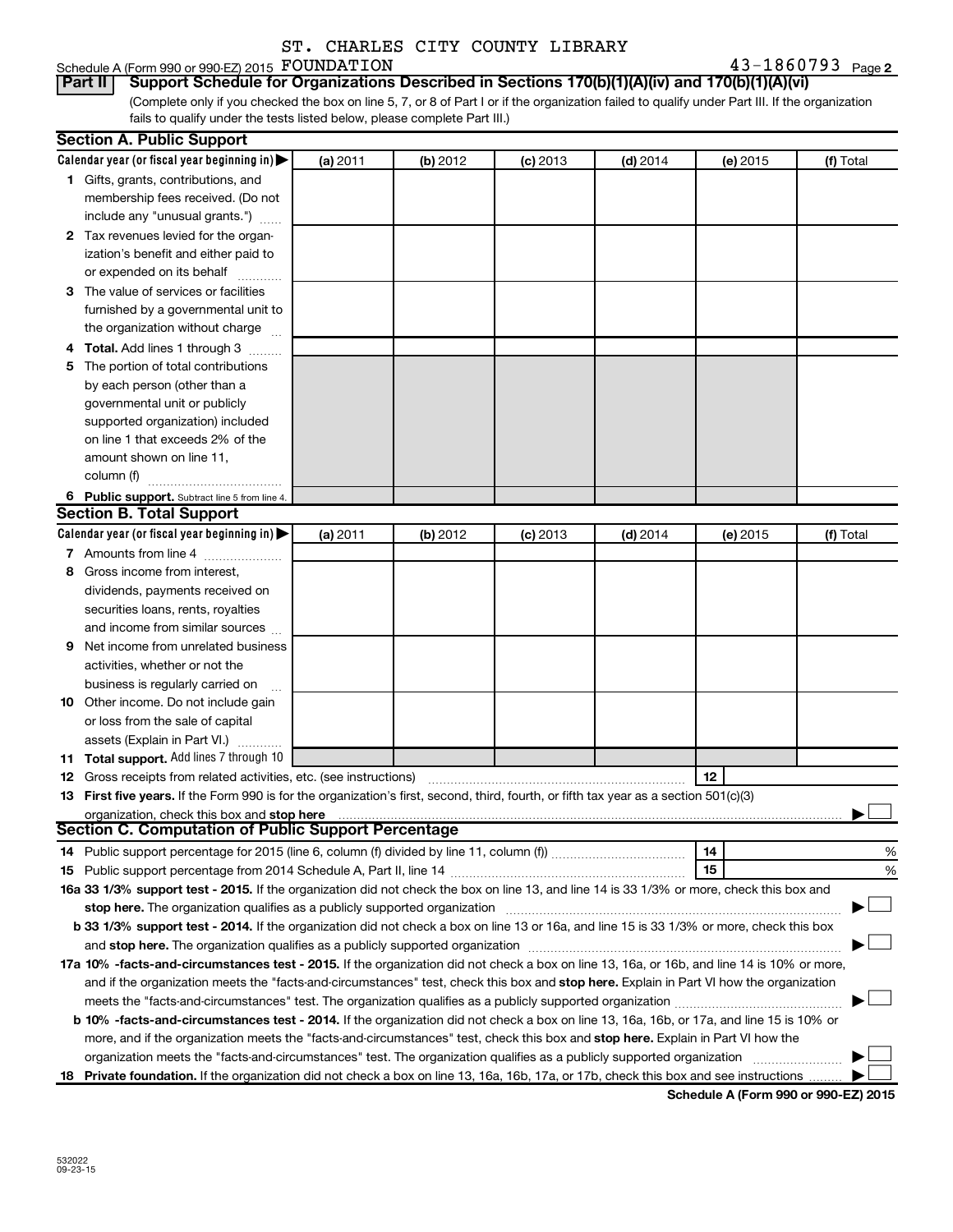ST. CHARLES CITY COUNTY LIBRARY

Schedule A (Form 990 or 990-EZ) 2015 FOUNDATION 43-1860793 Page 2

**Part II** **Support Schedule for Organizations Described in Sections 170(b)(1)(A)(iv) and 170(b)(1)(A)(vi)**

(Complete only if you checked the box on line 5, 7, or 8 of Part I or if the organization failed to qualify under Part III. If the organization fails to qualify under the tests listed below, please complete Part III.)

**Section A. Public Support**

| Calendar year (or fiscal year beginning in) ▶ | (a) 2011 | (b) 2012 | (c) 2013 | (d) 2014 | (e) 2015 | (f) Total |
|---|---|---|---|---|---|---|
| **1** Gifts, grants, contributions, and membership fees received. (Do not include any "unusual grants.") | | | | | | |
| **2** Tax revenues levied for the organization's benefit and either paid to or expended on its behalf | | | | | | |
| **3** The value of services or facilities furnished by a governmental unit to the organization without charge | | | | | | |
| **4 Total.** Add lines 1 through 3 | | | | | | |
| **5** The portion of total contributions by each person (other than a governmental unit or publicly supported organization) included on line 1 that exceeds 2% of the amount shown on line 11, column (f) | | | | | | |
| **6 Public support.** Subtract line 5 from line 4. | | | | | | |

**Section B. Total Support**

| Calendar year (or fiscal year beginning in) ▶ | (a) 2011 | (b) 2012 | (c) 2013 | (d) 2014 | (e) 2015 | (f) Total |
|---|---|---|---|---|---|---|
| **7** Amounts from line 4 | | | | | | |
| **8** Gross income from interest, dividends, payments received on securities loans, rents, royalties and income from similar sources | | | | | | |
| **9** Net income from unrelated business activities, whether or not the business is regularly carried on | | | | | | |
| **10** Other income. Do not include gain or loss from the sale of capital assets (Explain in Part VI.) | | | | | | |
| **11 Total support.** Add lines 7 through 10 | | | | | | |

**12** Gross receipts from related activities, etc. (see instructions) **12**

**13 First five years.** If the Form 990 is for the organization's first, second, third, fourth, or fifth tax year as a section 501(c)(3) organization, check this box and **stop here** ▶ ☐

**Section C. Computation of Public Support Percentage**

**14** Public support percentage for 2015 (line 6, column (f) divided by line 11, column (f)) **14** %

**15** Public support percentage from 2014 Schedule A, Part II, line 14 **15** %

**16a 33 1/3% support test - 2015.** If the organization did not check the box on line 13, and line 14 is 33 1/3% or more, check this box and **stop here.** The organization qualifies as a publicly supported organization ▶ ☐

**b 33 1/3% support test - 2014.** If the organization did not check a box on line 13 or 16a, and line 15 is 33 1/3% or more, check this box and **stop here.** The organization qualifies as a publicly supported organization ▶ ☐

**17a 10% -facts-and-circumstances test - 2015.** If the organization did not check a box on line 13, 16a, or 16b, and line 14 is 10% or more, and if the organization meets the "facts-and-circumstances" test, check this box and **stop here.** Explain in Part VI how the organization meets the "facts-and-circumstances" test. The organization qualifies as a publicly supported organization ▶ ☐

**b 10% -facts-and-circumstances test - 2014.** If the organization did not check a box on line 13, 16a, 16b, or 17a, and line 15 is 10% or more, and if the organization meets the "facts-and-circumstances" test, check this box and **stop here.** Explain in Part VI how the organization meets the "facts-and-circumstances" test. The organization qualifies as a publicly supported organization ▶ ☐

**18 Private foundation.** If the organization did not check a box on line 13, 16a, 16b, 17a, or 17b, check this box and see instructions ▶ ☐

**Schedule A (Form 990 or 990-EZ) 2015**

532022 09-23-15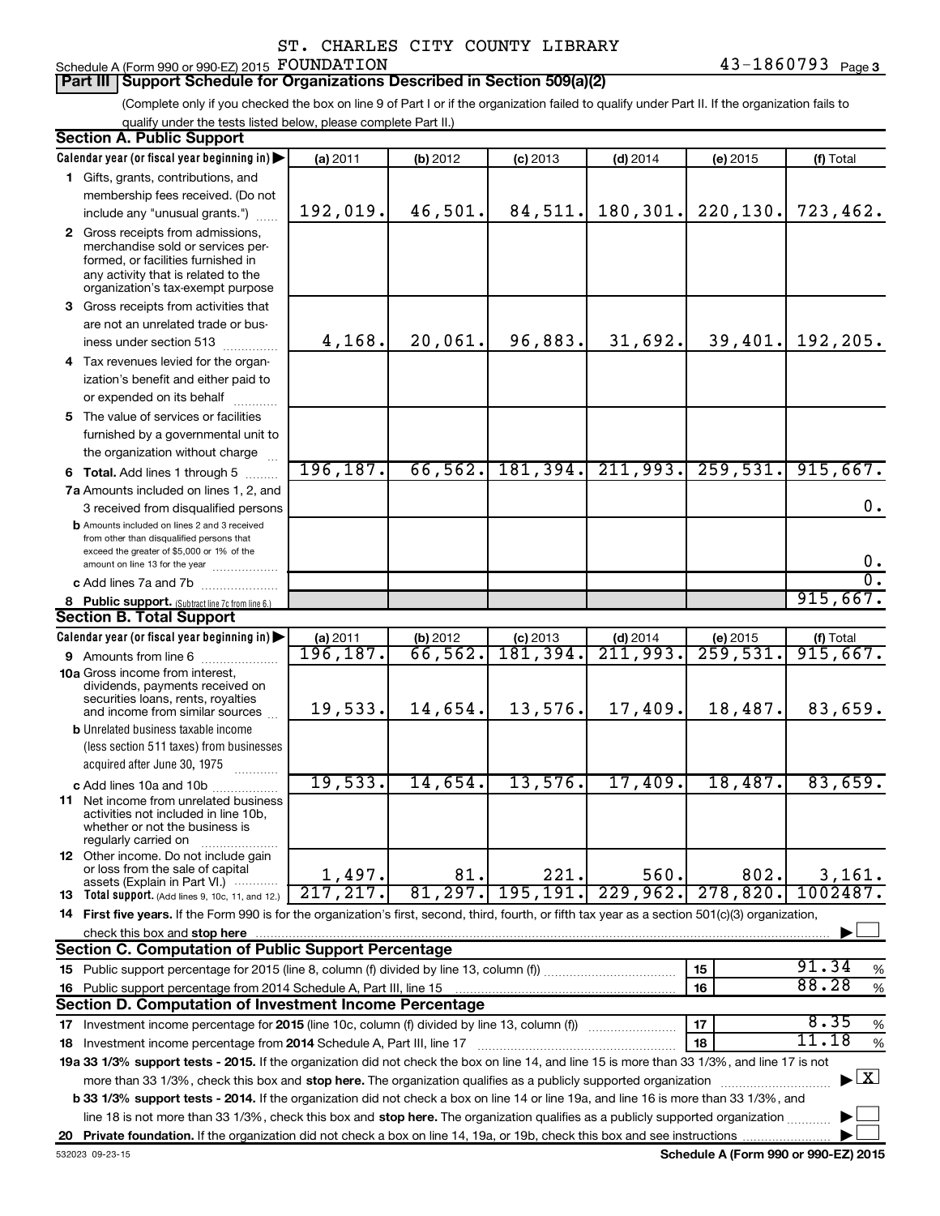ST. CHARLES CITY COUNTY LIBRARY

Schedule A (Form 990 or 990-EZ) 2015 FOUNDATION 43-1860793 Page 3

## Part III Support Schedule for Organizations Described in Section 509(a)(2)

(Complete only if you checked the box on line 9 of Part I or if the organization failed to qualify under Part II. If the organization fails to qualify under the tests listed below, please complete Part II.)

### Section A. Public Support

| Calendar year (or fiscal year beginning in) | (a) 2011 | (b) 2012 | (c) 2013 | (d) 2014 | (e) 2015 | (f) Total |
|---|---|---|---|---|---|---|
| 1 Gifts, grants, contributions, and membership fees received. (Do not include any "unusual grants.") | 192,019. | 46,501. | 84,511. | 180,301. | 220,130. | 723,462. |
| 2 Gross receipts from admissions, merchandise sold or services performed, or facilities furnished in any activity that is related to the organization's tax-exempt purpose | | | | | | |
| 3 Gross receipts from activities that are not an unrelated trade or business under section 513 | 4,168. | 20,061. | 96,883. | 31,692. | 39,401. | 192,205. |
| 4 Tax revenues levied for the organization's benefit and either paid to or expended on its behalf | | | | | | |
| 5 The value of services or facilities furnished by a governmental unit to the organization without charge | | | | | | |
| 6 Total. Add lines 1 through 5 | 196,187. | 66,562. | 181,394. | 211,993. | 259,531. | 915,667. |
| 7a Amounts included on lines 1, 2, and 3 received from disqualified persons | | | | | | 0. |
| b Amounts included on lines 2 and 3 received from other than disqualified persons that exceed the greater of $5,000 or 1% of the amount on line 13 for the year | | | | | | 0. |
| c Add lines 7a and 7b | | | | | | 0. |
| 8 Public support. (Subtract line 7c from line 6.) | | | | | | 915,667. |

### Section B. Total Support

| Calendar year (or fiscal year beginning in) | (a) 2011 | (b) 2012 | (c) 2013 | (d) 2014 | (e) 2015 | (f) Total |
|---|---|---|---|---|---|---|
| 9 Amounts from line 6 | 196,187. | 66,562. | 181,394. | 211,993. | 259,531. | 915,667. |
| 10a Gross income from interest, dividends, payments received on securities loans, rents, royalties and income from similar sources | 19,533. | 14,654. | 13,576. | 17,409. | 18,487. | 83,659. |
| b Unrelated business taxable income (less section 511 taxes) from businesses acquired after June 30, 1975 | | | | | | |
| c Add lines 10a and 10b | 19,533. | 14,654. | 13,576. | 17,409. | 18,487. | 83,659. |
| 11 Net income from unrelated business activities not included in line 10b, whether or not the business is regularly carried on | | | | | | |
| 12 Other income. Do not include gain or loss from the sale of capital assets (Explain in Part VI.) | 1,497. | 81. | 221. | 560. | 802. | 3,161. |
| 13 Total support. (Add lines 9, 10c, 11, and 12.) | 217,217. | 81,297. | 195,191. | 229,962. | 278,820. | 1002487. |

14 First five years. If the Form 990 is for the organization's first, second, third, fourth, or fifth tax year as a section 501(c)(3) organization, check this box and stop here ☐

### Section C. Computation of Public Support Percentage

| | | | |
|---|---|---|---|
| 15 Public support percentage for 2015 (line 8, column (f) divided by line 13, column (f)) | 15 | 91.34 | % |
| 16 Public support percentage from 2014 Schedule A, Part III, line 15 | 16 | 88.28 | % |

### Section D. Computation of Investment Income Percentage

| | | | |
|---|---|---|---|
| 17 Investment income percentage for 2015 (line 10c, column (f) divided by line 13, column (f)) | 17 | 8.35 | % |
| 18 Investment income percentage from 2014 Schedule A, Part III, line 17 | 18 | 11.18 | % |

19a 33 1/3% support tests - 2015. If the organization did not check the box on line 14, and line 15 is more than 33 1/3%, and line 17 is not more than 33 1/3%, check this box and stop here. The organization qualifies as a publicly supported organization ☒

b 33 1/3% support tests - 2014. If the organization did not check a box on line 14 or line 19a, and line 16 is more than 33 1/3%, and line 18 is not more than 33 1/3%, check this box and stop here. The organization qualifies as a publicly supported organization ☐

20 Private foundation. If the organization did not check a box on line 14, 19a, or 19b, check this box and see instructions ☐

532023 09-23-15 Schedule A (Form 990 or 990-EZ) 2015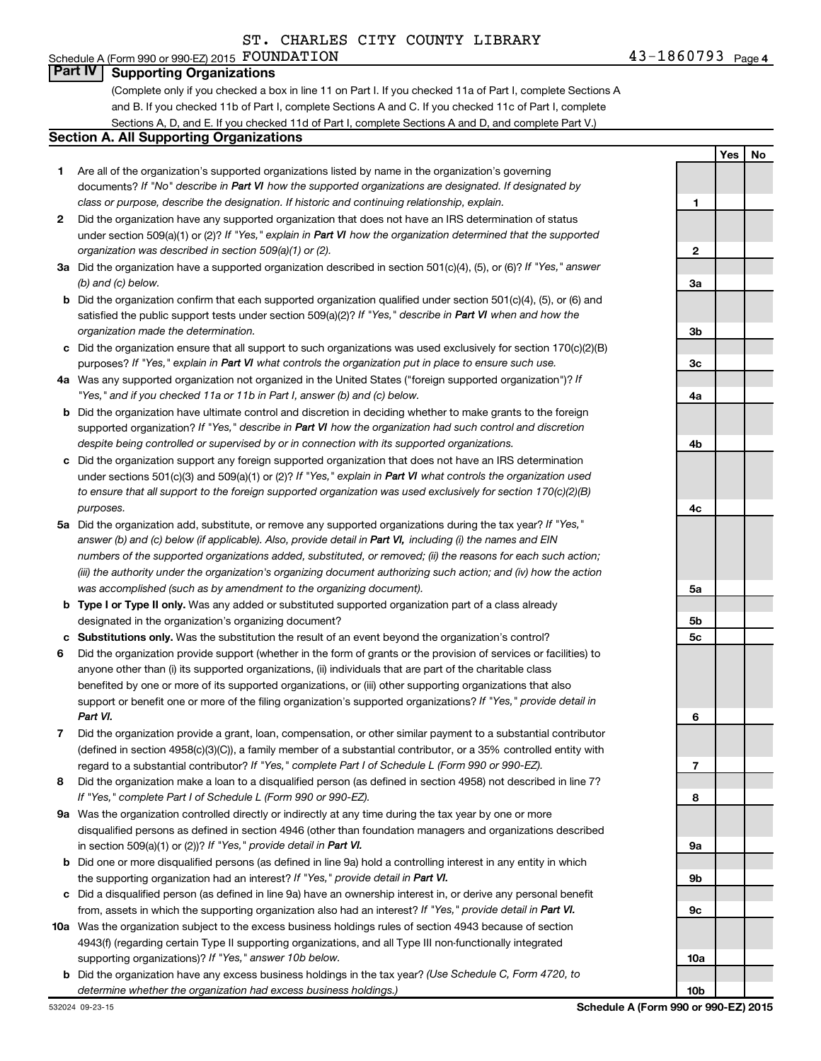ST. CHARLES CITY COUNTY LIBRARY

Schedule A (Form 990 or 990-EZ) 2015 FOUNDATION 43-1860793 Page 4

## Part IV Supporting Organizations

(Complete only if you checked a box in line 11 on Part I. If you checked 11a of Part I, complete Sections A and B. If you checked 11b of Part I, complete Sections A and C. If you checked 11c of Part I, complete Sections A, D, and E. If you checked 11d of Part I, complete Sections A and D, and complete Part V.)

### Section A. All Supporting Organizations

| | | Line | Yes | No |
|---|---|---|---|---|
| **1** | Are all of the organization's supported organizations listed by name in the organization's governing documents? *If "No" describe in **Part VI** how the supported organizations are designated. If designated by class or purpose, describe the designation. If historic and continuing relationship, explain.* | 1 | | |
| **2** | Did the organization have any supported organization that does not have an IRS determination of status under section 509(a)(1) or (2)? *If "Yes," explain in **Part VI** how the organization determined that the supported organization was described in section 509(a)(1) or (2).* | 2 | | |
| **3a** | Did the organization have a supported organization described in section 501(c)(4), (5), or (6)? *If "Yes," answer (b) and (c) below.* | 3a | | |
| **b** | Did the organization confirm that each supported organization qualified under section 501(c)(4), (5), or (6) and satisfied the public support tests under section 509(a)(2)? *If "Yes," describe in **Part VI** when and how the organization made the determination.* | 3b | | |
| **c** | Did the organization ensure that all support to such organizations was used exclusively for section 170(c)(2)(B) purposes? *If "Yes," explain in **Part VI** what controls the organization put in place to ensure such use.* | 3c | | |
| **4a** | Was any supported organization not organized in the United States ("foreign supported organization")? *If "Yes," and if you checked 11a or 11b in Part I, answer (b) and (c) below.* | 4a | | |
| **b** | Did the organization have ultimate control and discretion in deciding whether to make grants to the foreign supported organization? *If "Yes," describe in **Part VI** how the organization had such control and discretion despite being controlled or supervised by or in connection with its supported organizations.* | 4b | | |
| **c** | Did the organization support any foreign supported organization that does not have an IRS determination under sections 501(c)(3) and 509(a)(1) or (2)? *If "Yes," explain in **Part VI** what controls the organization used to ensure that all support to the foreign supported organization was used exclusively for section 170(c)(2)(B) purposes.* | 4c | | |
| **5a** | Did the organization add, substitute, or remove any supported organizations during the tax year? *If "Yes," answer (b) and (c) below (if applicable). Also, provide detail in **Part VI,** including (i) the names and EIN numbers of the supported organizations added, substituted, or removed; (ii) the reasons for each such action; (iii) the authority under the organization's organizing document authorizing such action; and (iv) how the action was accomplished (such as by amendment to the organizing document).* | 5a | | |
| **b** | **Type I or Type II only.** Was any added or substituted supported organization part of a class already designated in the organization's organizing document? | 5b | | |
| **c** | **Substitutions only.** Was the substitution the result of an event beyond the organization's control? | 5c | | |
| **6** | Did the organization provide support (whether in the form of grants or the provision of services or facilities) to anyone other than (i) its supported organizations, (ii) individuals that are part of the charitable class benefited by one or more of its supported organizations, or (iii) other supporting organizations that also support or benefit one or more of the filing organization's supported organizations? *If "Yes," provide detail in **Part VI.*** | 6 | | |
| **7** | Did the organization provide a grant, loan, compensation, or other similar payment to a substantial contributor (defined in section 4958(c)(3)(C)), a family member of a substantial contributor, or a 35% controlled entity with regard to a substantial contributor? *If "Yes," complete Part I of Schedule L (Form 990 or 990-EZ).* | 7 | | |
| **8** | Did the organization make a loan to a disqualified person (as defined in section 4958) not described in line 7? *If "Yes," complete Part I of Schedule L (Form 990 or 990-EZ).* | 8 | | |
| **9a** | Was the organization controlled directly or indirectly at any time during the tax year by one or more disqualified persons as defined in section 4946 (other than foundation managers and organizations described in section 509(a)(1) or (2))? *If "Yes," provide detail in **Part VI.*** | 9a | | |
| **b** | Did one or more disqualified persons (as defined in line 9a) hold a controlling interest in any entity in which the supporting organization had an interest? *If "Yes," provide detail in **Part VI.*** | 9b | | |
| **c** | Did a disqualified person (as defined in line 9a) have an ownership interest in, or derive any personal benefit from, assets in which the supporting organization also had an interest? *If "Yes," provide detail in **Part VI.*** | 9c | | |
| **10a** | Was the organization subject to the excess business holdings rules of section 4943 because of section 4943(f) (regarding certain Type II supporting organizations, and all Type III non-functionally integrated supporting organizations)? *If "Yes," answer 10b below.* | 10a | | |
| **b** | Did the organization have any excess business holdings in the tax year? *(Use Schedule C, Form 4720, to determine whether the organization had excess business holdings.)* | 10b | | |

532024 09-23-15 **Schedule A (Form 990 or 990-EZ) 2015**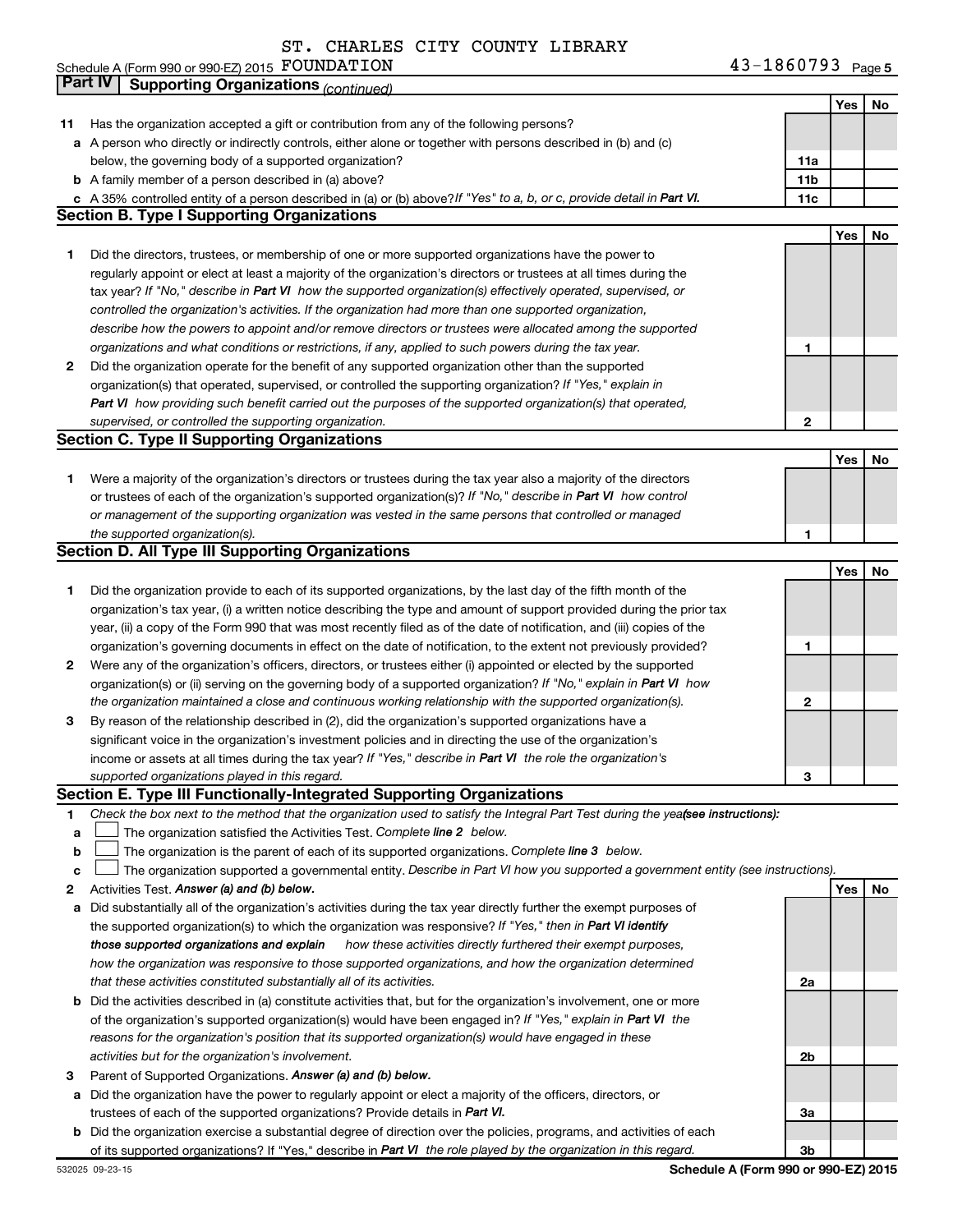ST. CHARLES CITY COUNTY LIBRARY

Schedule A (Form 990 or 990-EZ) 2015 FOUNDATION 43-1860793 Page 5

**Part IV | Supporting Organizations** *(continued)*

| | | | Yes | No |
|---|---|---|---|---|
| **11** | Has the organization accepted a gift or contribution from any of the following persons? | | | |
| **a** | A person who directly or indirectly controls, either alone or together with persons described in (b) and (c) below, the governing body of a supported organization? | **11a** | | |
| **b** | A family member of a person described in (a) above? | **11b** | | |
| **c** | A 35% controlled entity of a person described in (a) or (b) above? *If "Yes" to a, b, or c, provide detail in* ***Part VI.*** | **11c** | | |

## Section B. Type I Supporting Organizations

| | | | Yes | No |
|---|---|---|---|---|
| **1** | Did the directors, trustees, or membership of one or more supported organizations have the power to regularly appoint or elect at least a majority of the organization's directors or trustees at all times during the tax year? *If "No," describe in* ***Part VI*** *how the supported organization(s) effectively operated, supervised, or controlled the organization's activities. If the organization had more than one supported organization, describe how the powers to appoint and/or remove directors or trustees were allocated among the supported organizations and what conditions or restrictions, if any, applied to such powers during the tax year.* | **1** | | |
| **2** | Did the organization operate for the benefit of any supported organization other than the supported organization(s) that operated, supervised, or controlled the supporting organization? *If "Yes," explain in* ***Part VI*** *how providing such benefit carried out the purposes of the supported organization(s) that operated, supervised, or controlled the supporting organization.* | **2** | | |

## Section C. Type II Supporting Organizations

| | | | Yes | No |
|---|---|---|---|---|
| **1** | Were a majority of the organization's directors or trustees during the tax year also a majority of the directors or trustees of each of the organization's supported organization(s)? *If "No," describe in* ***Part VI*** *how control or management of the supporting organization was vested in the same persons that controlled or managed the supported organization(s).* | **1** | | |

## Section D. All Type III Supporting Organizations

| | | | Yes | No |
|---|---|---|---|---|
| **1** | Did the organization provide to each of its supported organizations, by the last day of the fifth month of the organization's tax year, (i) a written notice describing the type and amount of support provided during the prior tax year, (ii) a copy of the Form 990 that was most recently filed as of the date of notification, and (iii) copies of the organization's governing documents in effect on the date of notification, to the extent not previously provided? | **1** | | |
| **2** | Were any of the organization's officers, directors, or trustees either (i) appointed or elected by the supported organization(s) or (ii) serving on the governing body of a supported organization? *If "No," explain in* ***Part VI*** *how the organization maintained a close and continuous working relationship with the supported organization(s).* | **2** | | |
| **3** | By reason of the relationship described in (2), did the organization's supported organizations have a significant voice in the organization's investment policies and in directing the use of the organization's income or assets at all times during the tax year? *If "Yes," describe in* ***Part VI*** *the role the organization's supported organizations played in this regard.* | **3** | | |

## Section E. Type III Functionally-Integrated Supporting Organizations

**1** *Check the box next to the method that the organization used to satisfy the Integral Part Test during the year* ***(see instructions):***

**a** ☐ The organization satisfied the Activities Test. *Complete* ***line 2*** *below.*

**b** ☐ The organization is the parent of each of its supported organizations. *Complete* ***line 3*** *below.*

**c** ☐ The organization supported a governmental entity. *Describe in Part VI how you supported a government entity (see instructions).*

| | | | Yes | No |
|---|---|---|---|---|
| **2** | Activities Test. ***Answer (a) and (b) below.*** | | | |
| **a** | Did substantially all of the organization's activities during the tax year directly further the exempt purposes of the supported organization(s) to which the organization was responsive? *If "Yes," then in* ***Part VI identify those supported organizations and explain*** *how these activities directly furthered their exempt purposes, how the organization was responsive to those supported organizations, and how the organization determined that these activities constituted substantially all of its activities.* | **2a** | | |
| **b** | Did the activities described in (a) constitute activities that, but for the organization's involvement, one or more of the organization's supported organization(s) would have been engaged in? *If "Yes," explain in* ***Part VI*** *the reasons for the organization's position that its supported organization(s) would have engaged in these activities but for the organization's involvement.* | **2b** | | |
| **3** | Parent of Supported Organizations. ***Answer (a) and (b) below.*** | | | |
| **a** | Did the organization have the power to regularly appoint or elect a majority of the officers, directors, or trustees of each of the supported organizations? Provide details in ***Part VI.*** | **3a** | | |
| **b** | Did the organization exercise a substantial degree of direction over the policies, programs, and activities of each of its supported organizations? If "Yes," describe in ***Part VI*** *the role played by the organization in this regard.* | **3b** | | |

532025 09-23-15 **Schedule A (Form 990 or 990-EZ) 2015**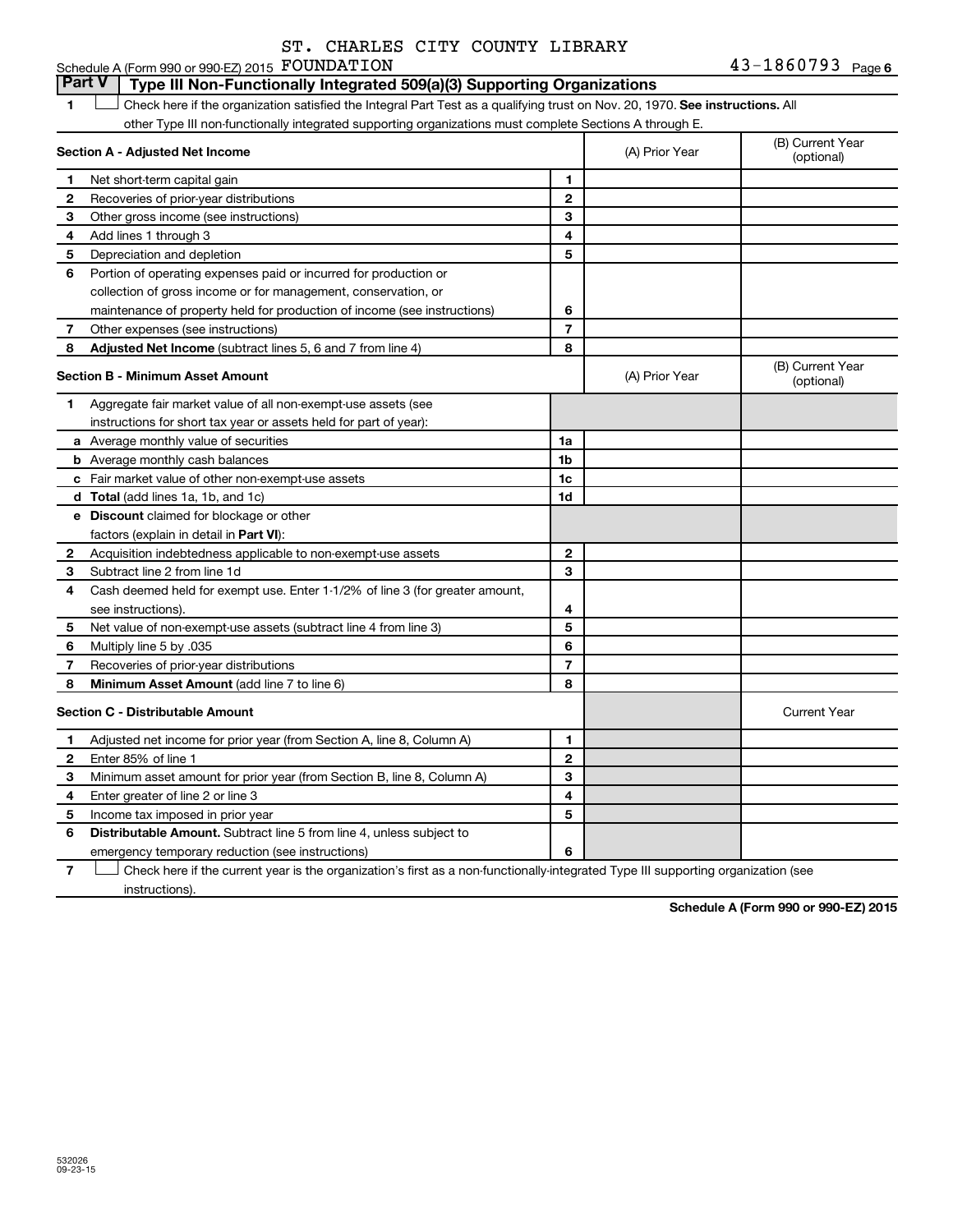ST. CHARLES CITY COUNTY LIBRARY

Schedule A (Form 990 or 990-EZ) 2015 FOUNDATION 43-1860793 Page 6

## Part V Type III Non-Functionally Integrated 509(a)(3) Supporting Organizations

1 ☐ Check here if the organization satisfied the Integral Part Test as a qualifying trust on Nov. 20, 1970. **See instructions.** All other Type III non-functionally integrated supporting organizations must complete Sections A through E.

| **Section A - Adjusted Net Income** | | (A) Prior Year | (B) Current Year (optional) |
|---|---|---|---|
| 1 Net short-term capital gain | 1 | | |
| 2 Recoveries of prior-year distributions | 2 | | |
| 3 Other gross income (see instructions) | 3 | | |
| 4 Add lines 1 through 3 | 4 | | |
| 5 Depreciation and depletion | 5 | | |
| 6 Portion of operating expenses paid or incurred for production or collection of gross income or for management, conservation, or maintenance of property held for production of income (see instructions) | 6 | | |
| 7 Other expenses (see instructions) | 7 | | |
| 8 **Adjusted Net Income** (subtract lines 5, 6 and 7 from line 4) | 8 | | |

| **Section B - Minimum Asset Amount** | | (A) Prior Year | (B) Current Year (optional) |
|---|---|---|---|
| 1 Aggregate fair market value of all non-exempt-use assets (see instructions for short tax year or assets held for part of year): | | | |
| a Average monthly value of securities | 1a | | |
| b Average monthly cash balances | 1b | | |
| c Fair market value of other non-exempt-use assets | 1c | | |
| d **Total** (add lines 1a, 1b, and 1c) | 1d | | |
| e **Discount** claimed for blockage or other factors (explain in detail in **Part VI**): | | | |
| 2 Acquisition indebtedness applicable to non-exempt-use assets | 2 | | |
| 3 Subtract line 2 from line 1d | 3 | | |
| 4 Cash deemed held for exempt use. Enter 1-1/2% of line 3 (for greater amount, see instructions). | 4 | | |
| 5 Net value of non-exempt-use assets (subtract line 4 from line 3) | 5 | | |
| 6 Multiply line 5 by .035 | 6 | | |
| 7 Recoveries of prior-year distributions | 7 | | |
| 8 **Minimum Asset Amount** (add line 7 to line 6) | 8 | | |

| **Section C - Distributable Amount** | | | Current Year |
|---|---|---|---|
| 1 Adjusted net income for prior year (from Section A, line 8, Column A) | 1 | | |
| 2 Enter 85% of line 1 | 2 | | |
| 3 Minimum asset amount for prior year (from Section B, line 8, Column A) | 3 | | |
| 4 Enter greater of line 2 or line 3 | 4 | | |
| 5 Income tax imposed in prior year | 5 | | |
| 6 **Distributable Amount.** Subtract line 5 from line 4, unless subject to emergency temporary reduction (see instructions) | 6 | | |

7 ☐ Check here if the current year is the organization's first as a non-functionally-integrated Type III supporting organization (see instructions).

**Schedule A (Form 990 or 990-EZ) 2015**

532026 09-23-15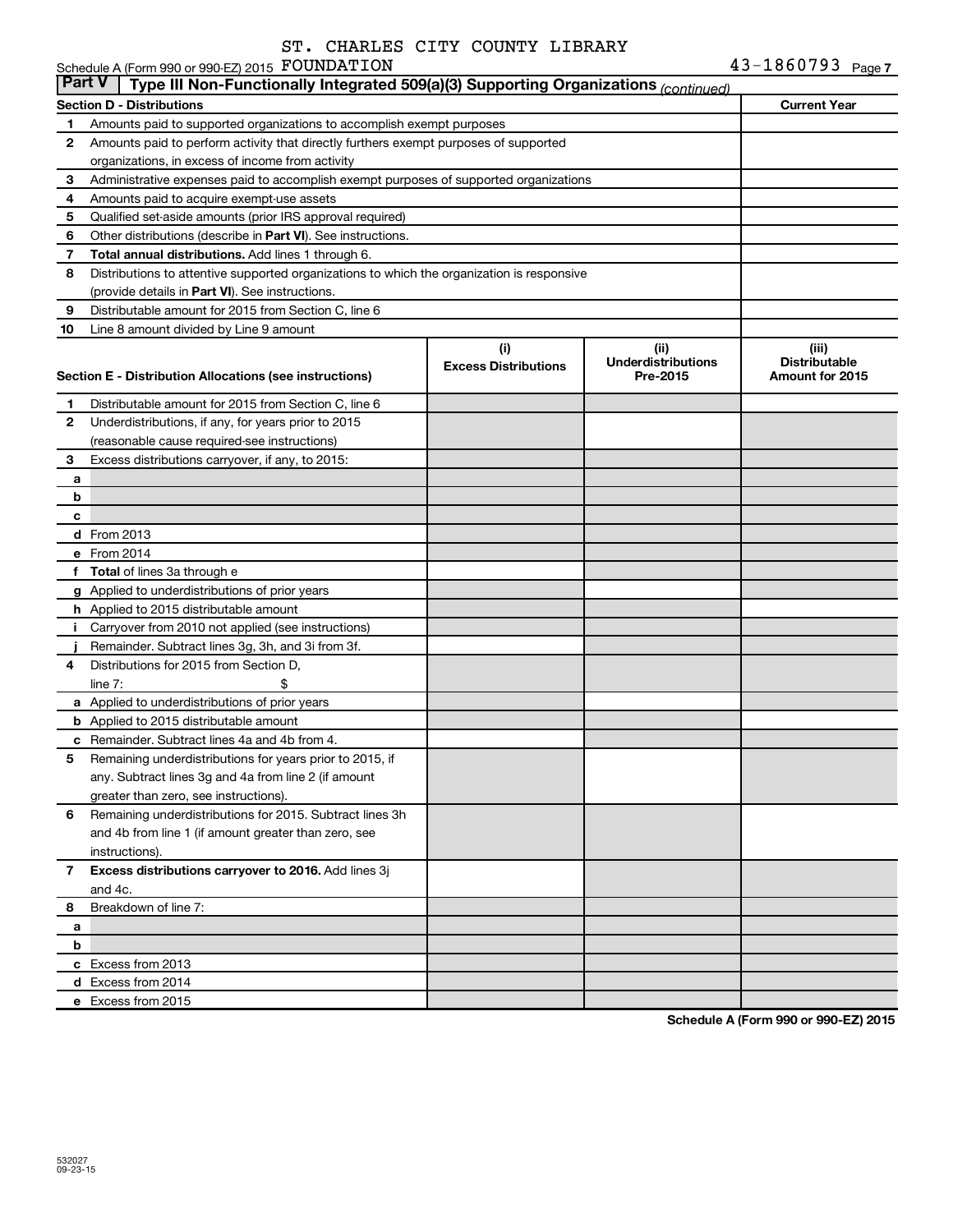ST. CHARLES CITY COUNTY LIBRARY

Schedule A (Form 990 or 990-EZ) 2015 FOUNDATION 43-1860793 Page 7

## Part V | Type III Non-Functionally Integrated 509(a)(3) Supporting Organizations *(continued)*

| Section D - Distributions | | Current Year |
|---|---|---|
| 1 | Amounts paid to supported organizations to accomplish exempt purposes | |
| 2 | Amounts paid to perform activity that directly furthers exempt purposes of supported organizations, in excess of income from activity | |
| 3 | Administrative expenses paid to accomplish exempt purposes of supported organizations | |
| 4 | Amounts paid to acquire exempt-use assets | |
| 5 | Qualified set-aside amounts (prior IRS approval required) | |
| 6 | Other distributions (describe in **Part VI**). See instructions. | |
| 7 | **Total annual distributions.** Add lines 1 through 6. | |
| 8 | Distributions to attentive supported organizations to which the organization is responsive (provide details in **Part VI**). See instructions. | |
| 9 | Distributable amount for 2015 from Section C, line 6 | |
| 10 | Line 8 amount divided by Line 9 amount | |

| | Section E - Distribution Allocations (see instructions) | (i) Excess Distributions | (ii) Underdistributions Pre-2015 | (iii) Distributable Amount for 2015 |
|---|---|---|---|---|
| 1 | Distributable amount for 2015 from Section C, line 6 | | | |
| 2 | Underdistributions, if any, for years prior to 2015 (reasonable cause required-see instructions) | | | |
| 3 | Excess distributions carryover, if any, to 2015: | | | |
| a | | | | |
| b | | | | |
| c | | | | |
| d | From 2013 | | | |
| e | From 2014 | | | |
| f | **Total** of lines 3a through e | | | |
| g | Applied to underdistributions of prior years | | | |
| h | Applied to 2015 distributable amount | | | |
| i | Carryover from 2010 not applied (see instructions) | | | |
| j | Remainder. Subtract lines 3g, 3h, and 3i from 3f. | | | |
| 4 | Distributions for 2015 from Section D, line 7: $ | | | |
| a | Applied to underdistributions of prior years | | | |
| b | Applied to 2015 distributable amount | | | |
| c | Remainder. Subtract lines 4a and 4b from 4. | | | |
| 5 | Remaining underdistributions for years prior to 2015, if any. Subtract lines 3g and 4a from line 2 (if amount greater than zero, see instructions). | | | |
| 6 | Remaining underdistributions for 2015. Subtract lines 3h and 4b from line 1 (if amount greater than zero, see instructions). | | | |
| 7 | **Excess distributions carryover to 2016.** Add lines 3j and 4c. | | | |
| 8 | Breakdown of line 7: | | | |
| a | | | | |
| b | | | | |
| c | Excess from 2013 | | | |
| d | Excess from 2014 | | | |
| e | Excess from 2015 | | | |

Schedule A (Form 990 or 990-EZ) 2015

532027 09-23-15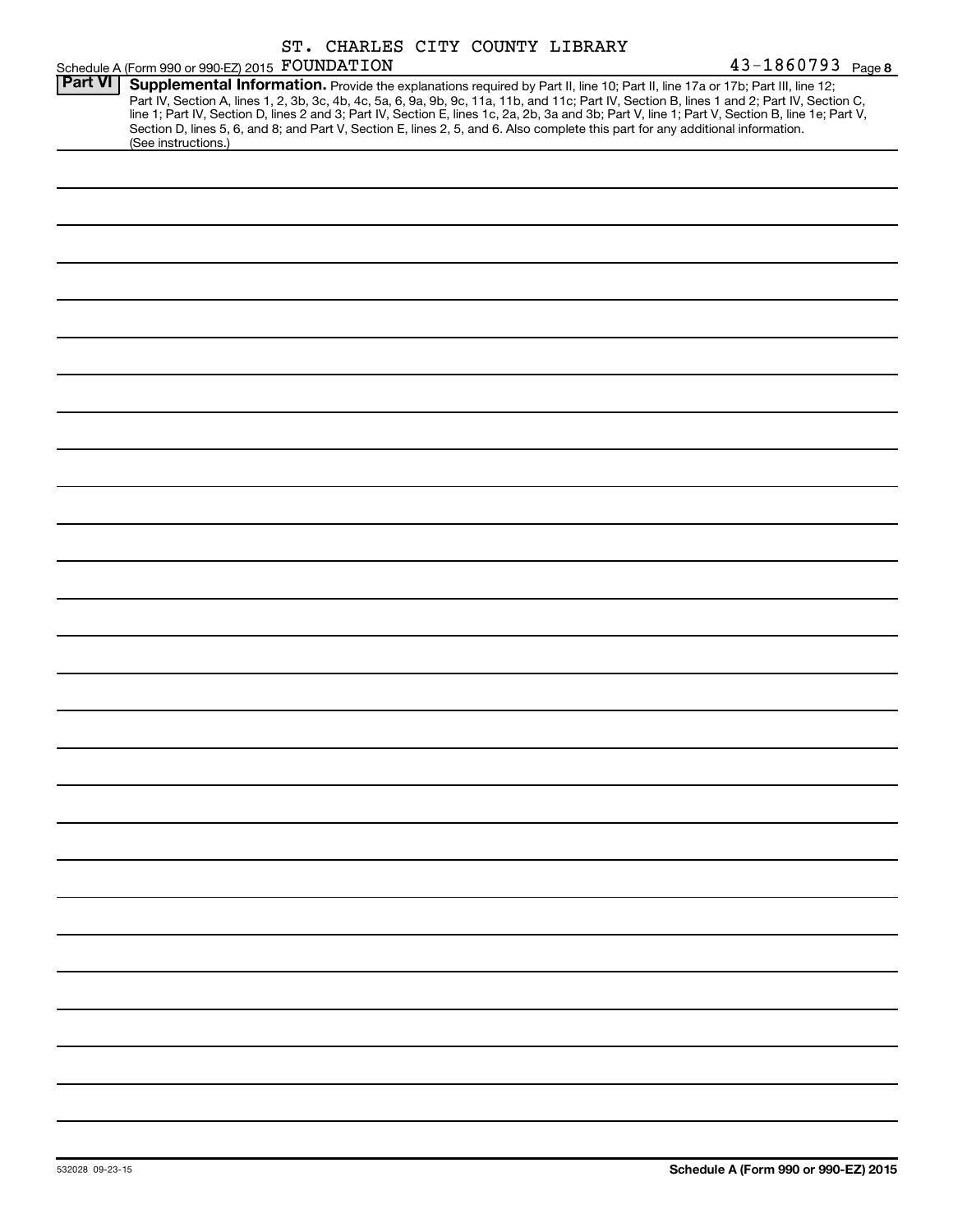Schedule A (Form 990 or 990-EZ) 2015 ST. CHARLES CITY COUNTY LIBRARY FOUNDATION 43-1860793 Page **8**

**Part VI** **Supplemental Information.** Provide the explanations required by Part II, line 10; Part II, line 17a or 17b; Part III, line 12; Part IV, Section A, lines 1, 2, 3b, 3c, 4b, 4c, 5a, 6, 9a, 9b, 9c, 11a, 11b, and 11c; Part IV, Section B, lines 1 and 2; Part IV, Section C, line 1; Part IV, Section D, lines 2 and 3; Part IV, Section E, lines 1c, 2a, 2b, 3a and 3b; Part V, line 1; Part V, Section B, line 1e; Part V, Section D, lines 5, 6, and 8; and Part V, Section E, lines 2, 5, and 6. Also complete this part for any additional information. (See instructions.)

532028 09-23-15 **Schedule A (Form 990 or 990-EZ) 2015**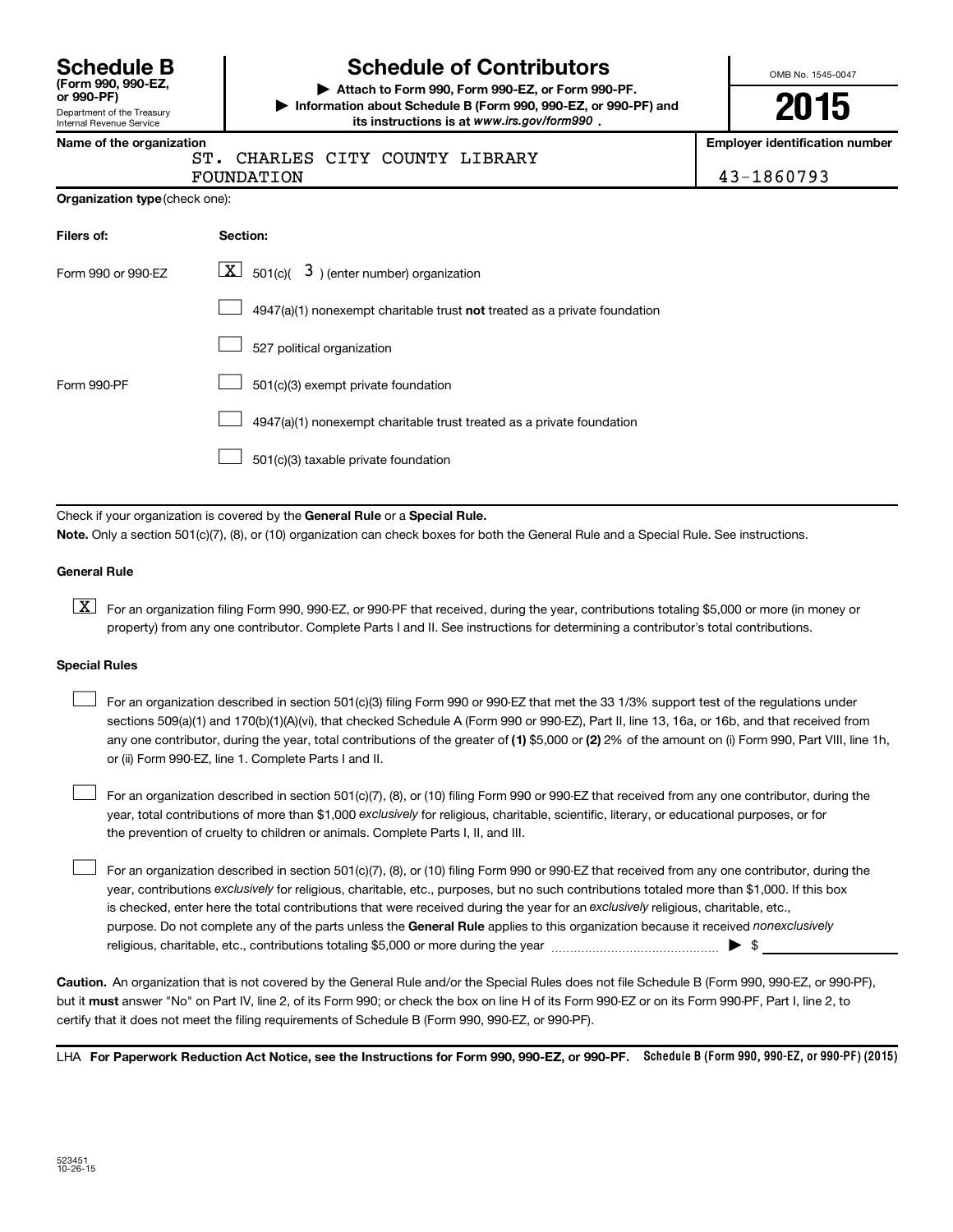# Schedule B (Form 990, 990-EZ, or 990-PF)

Department of the Treasury
Internal Revenue Service

## Schedule of Contributors

▶ Attach to Form 990, Form 990-EZ, or Form 990-PF.
▶ Information about Schedule B (Form 990, 990-EZ, or 990-PF) and its instructions is at *www.irs.gov/form990*.

OMB No. 1545-0047

**2015**

**Name of the organization**
ST. CHARLES CITY COUNTY LIBRARY FOUNDATION

**Employer identification number**
43-1860793

**Organization type** (check one):

| Filers of: | Section: |
|---|---|
| Form 990 or 990-EZ | [X] 501(c)( 3 ) (enter number) organization |
| | [ ] 4947(a)(1) nonexempt charitable trust **not** treated as a private foundation |
| | [ ] 527 political organization |
| Form 990-PF | [ ] 501(c)(3) exempt private foundation |
| | [ ] 4947(a)(1) nonexempt charitable trust treated as a private foundation |
| | [ ] 501(c)(3) taxable private foundation |

Check if your organization is covered by the **General Rule** or a **Special Rule.**

**Note.** Only a section 501(c)(7), (8), or (10) organization can check boxes for both the General Rule and a Special Rule. See instructions.

### General Rule

[X] For an organization filing Form 990, 990-EZ, or 990-PF that received, during the year, contributions totaling $5,000 or more (in money or property) from any one contributor. Complete Parts I and II. See instructions for determining a contributor's total contributions.

### Special Rules

[ ] For an organization described in section 501(c)(3) filing Form 990 or 990-EZ that met the 33 1/3% support test of the regulations under sections 509(a)(1) and 170(b)(1)(A)(vi), that checked Schedule A (Form 990 or 990-EZ), Part II, line 13, 16a, or 16b, and that received from any one contributor, during the year, total contributions of the greater of **(1)** $5,000 or **(2)** 2% of the amount on (i) Form 990, Part VIII, line 1h, or (ii) Form 990-EZ, line 1. Complete Parts I and II.

[ ] For an organization described in section 501(c)(7), (8), or (10) filing Form 990 or 990-EZ that received from any one contributor, during the year, total contributions of more than $1,000 *exclusively* for religious, charitable, scientific, literary, or educational purposes, or for the prevention of cruelty to children or animals. Complete Parts I, II, and III.

[ ] For an organization described in section 501(c)(7), (8), or (10) filing Form 990 or 990-EZ that received from any one contributor, during the year, contributions *exclusively* for religious, charitable, etc., purposes, but no such contributions totaled more than $1,000. If this box is checked, enter here the total contributions that were received during the year for an *exclusively* religious, charitable, etc., purpose. Do not complete any of the parts unless the **General Rule** applies to this organization because it received *nonexclusively* religious, charitable, etc., contributions totaling $5,000 or more during the year ▶ $ ________

**Caution.** An organization that is not covered by the General Rule and/or the Special Rules does not file Schedule B (Form 990, 990-EZ, or 990-PF), but it **must** answer "No" on Part IV, line 2, of its Form 990; or check the box on line H of its Form 990-EZ or on its Form 990-PF, Part I, line 2, to certify that it does not meet the filing requirements of Schedule B (Form 990, 990-EZ, or 990-PF).

LHA **For Paperwork Reduction Act Notice, see the Instructions for Form 990, 990-EZ, or 990-PF.** **Schedule B (Form 990, 990-EZ, or 990-PF) (2015)**

523451
10-26-15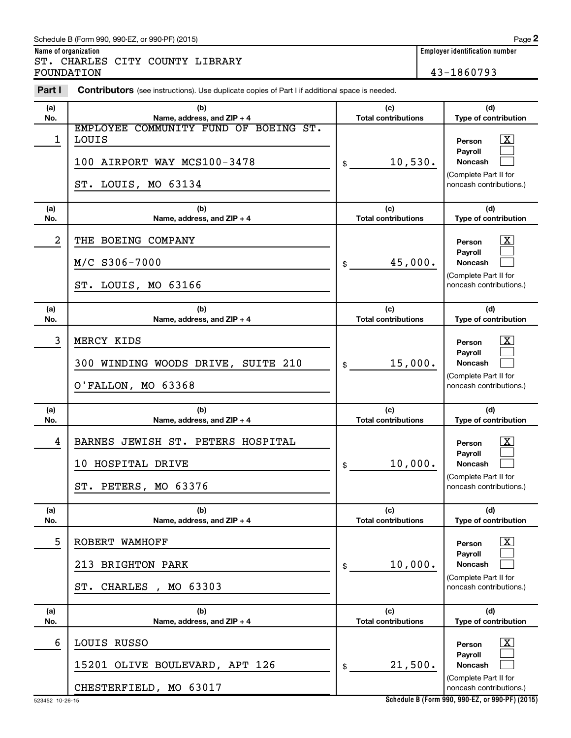Schedule B (Form 990, 990-EZ, or 990-PF) (2015)

**Name of organization**
ST. CHARLES CITY COUNTY LIBRARY FOUNDATION

**Employer identification number**
43-1860793

**Part I** **Contributors** (see instructions). Use duplicate copies of Part I if additional space is needed.

| (a) No. | (b) Name, address, and ZIP + 4 | (c) Total contributions | (d) Type of contribution |
|---|---|---|---|
| 1 | EMPLOYEE COMMUNITY FUND OF BOEING ST. LOUIS<br>100 AIRPORT WAY MCS100-3478<br>ST. LOUIS, MO 63134 | $ 10,530. | Person [X]<br>Payroll [ ]<br>Noncash [ ]<br>(Complete Part II for noncash contributions.) |
| 2 | THE BOEING COMPANY<br>M/C S306-7000<br>ST. LOUIS, MO 63166 | $ 45,000. | Person [X]<br>Payroll [ ]<br>Noncash [ ]<br>(Complete Part II for noncash contributions.) |
| 3 | MERCY KIDS<br>300 WINDING WOODS DRIVE, SUITE 210<br>O'FALLON, MO 63368 | $ 15,000. | Person [X]<br>Payroll [ ]<br>Noncash [ ]<br>(Complete Part II for noncash contributions.) |
| 4 | BARNES JEWISH ST. PETERS HOSPITAL<br>10 HOSPITAL DRIVE<br>ST. PETERS, MO 63376 | $ 10,000. | Person [X]<br>Payroll [ ]<br>Noncash [ ]<br>(Complete Part II for noncash contributions.) |
| 5 | ROBERT WAMHOFF<br>213 BRIGHTON PARK<br>ST. CHARLES , MO 63303 | $ 10,000. | Person [X]<br>Payroll [ ]<br>Noncash [ ]<br>(Complete Part II for noncash contributions.) |
| 6 | LOUIS RUSSO<br>15201 OLIVE BOULEVARD, APT 126<br>CHESTERFIELD, MO 63017 | $ 21,500. | Person [X]<br>Payroll [ ]<br>Noncash [ ]<br>(Complete Part II for noncash contributions.) |

523452 10-26-15

Schedule B (Form 990, 990-EZ, or 990-PF) (2015)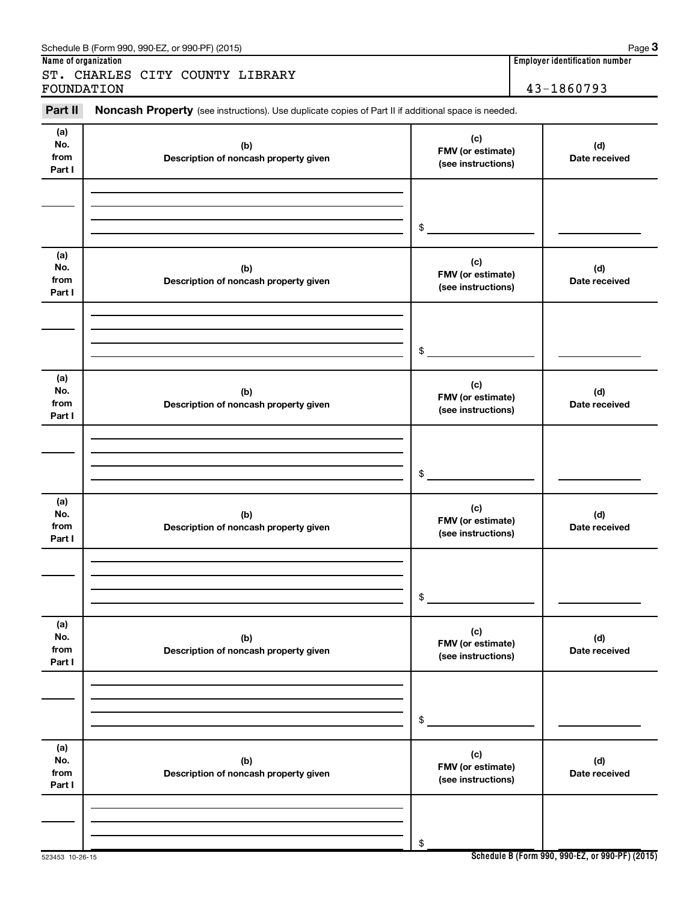Schedule B (Form 990, 990-EZ, or 990-PF) (2015)

**Name of organization**

ST. CHARLES CITY COUNTY LIBRARY FOUNDATION

**Employer identification number**

43-1860793

## Part II Noncash Property (see instructions). Use duplicate copies of Part II if additional space is needed.

| (a) No. from Part I | (b) Description of noncash property given | (c) FMV (or estimate) (see instructions) | (d) Date received |
|---|---|---|---|
| | | $ | |

| (a) No. from Part I | (b) Description of noncash property given | (c) FMV (or estimate) (see instructions) | (d) Date received |
|---|---|---|---|
| | | $ | |

| (a) No. from Part I | (b) Description of noncash property given | (c) FMV (or estimate) (see instructions) | (d) Date received |
|---|---|---|---|
| | | $ | |

| (a) No. from Part I | (b) Description of noncash property given | (c) FMV (or estimate) (see instructions) | (d) Date received |
|---|---|---|---|
| | | $ | |

| (a) No. from Part I | (b) Description of noncash property given | (c) FMV (or estimate) (see instructions) | (d) Date received |
|---|---|---|---|
| | | $ | |

| (a) No. from Part I | (b) Description of noncash property given | (c) FMV (or estimate) (see instructions) | (d) Date received |
|---|---|---|---|
| | | $ | |

523453 10-26-15

**Schedule B (Form 990, 990-EZ, or 990-PF) (2015)**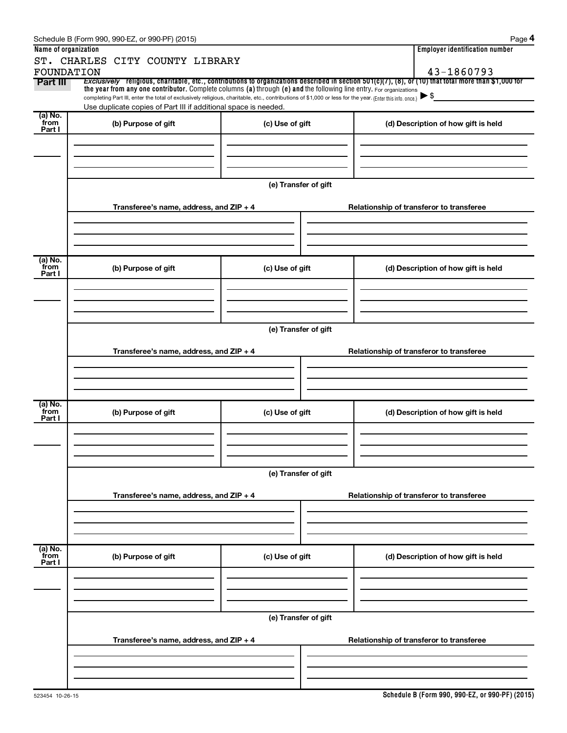Schedule B (Form 990, 990-EZ, or 990-PF) (2015)

**Name of organization**

ST. CHARLES CITY COUNTY LIBRARY FOUNDATION

**Employer identification number**

43-1860793

**Part III** *Exclusively* religious, charitable, etc., contributions to organizations described in section 501(c)(7), (8), or (10) that total more than $1,000 for the year from any one contributor. Complete columns (a) through (e) and the following line entry. For organizations completing Part III, enter the total of exclusively religious, charitable, etc., contributions of $1,000 or less for the year. (Enter this info. once.) ▶ $

Use duplicate copies of Part III if additional space is needed.

| (a) No. from Part I | (b) Purpose of gift | (c) Use of gift | (d) Description of how gift is held |
|---|---|---|---|
| | | | |

(e) Transfer of gift

| Transferee's name, address, and ZIP + 4 | Relationship of transferor to transferee |
|---|---|
| | |

| (a) No. from Part I | (b) Purpose of gift | (c) Use of gift | (d) Description of how gift is held |
|---|---|---|---|
| | | | |

(e) Transfer of gift

| Transferee's name, address, and ZIP + 4 | Relationship of transferor to transferee |
|---|---|
| | |

| (a) No. from Part I | (b) Purpose of gift | (c) Use of gift | (d) Description of how gift is held |
|---|---|---|---|
| | | | |

(e) Transfer of gift

| Transferee's name, address, and ZIP + 4 | Relationship of transferor to transferee |
|---|---|
| | |

| (a) No. from Part I | (b) Purpose of gift | (c) Use of gift | (d) Description of how gift is held |
|---|---|---|---|
| | | | |

(e) Transfer of gift

| Transferee's name, address, and ZIP + 4 | Relationship of transferor to transferee |
|---|---|
| | |

523454 10-26-15

**Schedule B (Form 990, 990-EZ, or 990-PF) (2015)**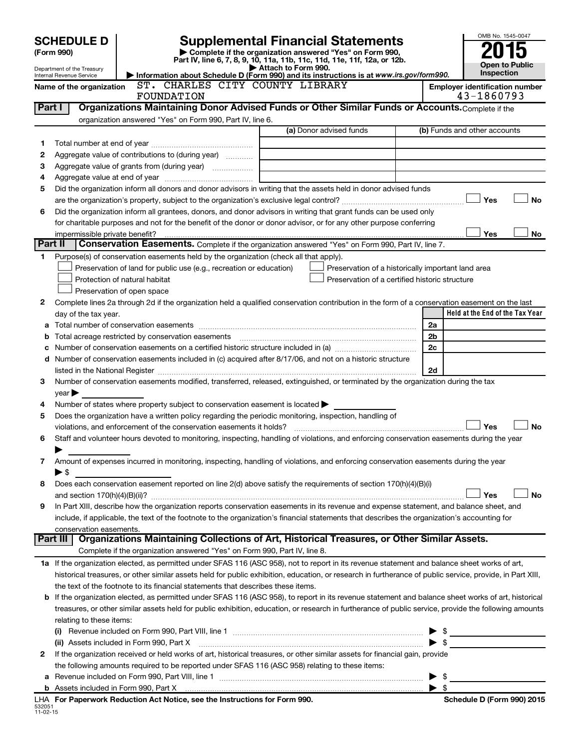**SCHEDULE D (Form 990)**

Department of the Treasury
Internal Revenue Service

# Supplemental Financial Statements

▶ Complete if the organization answered "Yes" on Form 990, Part IV, line 6, 7, 8, 9, 10, 11a, 11b, 11c, 11d, 11e, 11f, 12a, or 12b.
▶ Attach to Form 990.
▶ Information about Schedule D (Form 990) and its instructions is at www.irs.gov/form990.

OMB No. 1545-0047
**2015**
**Open to Public Inspection**

**Name of the organization:** ST. CHARLES CITY COUNTY LIBRARY FOUNDATION

**Employer identification number:** 43-1860793

## Part I Organizations Maintaining Donor Advised Funds or Other Similar Funds or Accounts.

Complete if the organization answered "Yes" on Form 990, Part IV, line 6.

| | | (a) Donor advised funds | (b) Funds and other accounts |
|---|---|---|---|
| 1 | Total number at end of year | | |
| 2 | Aggregate value of contributions to (during year) | | |
| 3 | Aggregate value of grants from (during year) | | |
| 4 | Aggregate value at end of year | | |

5 Did the organization inform all donors and donor advisors in writing that the assets held in donor advised funds are the organization's property, subject to the organization's exclusive legal control? ☐ Yes ☐ No

6 Did the organization inform all grantees, donors, and donor advisors in writing that grant funds can be used only for charitable purposes and not for the benefit of the donor or donor advisor, or for any other purpose conferring impermissible private benefit? ☐ Yes ☐ No

## Part II Conservation Easements.

Complete if the organization answered "Yes" on Form 990, Part IV, line 7.

1 Purpose(s) of conservation easements held by the organization (check all that apply).

☐ Preservation of land for public use (e.g., recreation or education)
☐ Preservation of a historically important land area
☐ Protection of natural habitat
☐ Preservation of a certified historic structure
☐ Preservation of open space

2 Complete lines 2a through 2d if the organization held a qualified conservation contribution in the form of a conservation easement on the last day of the tax year.

| | | | Held at the End of the Tax Year |
|---|---|---|---|
| a | Total number of conservation easements | 2a | |
| b | Total acreage restricted by conservation easements | 2b | |
| c | Number of conservation easements on a certified historic structure included in (a) | 2c | |
| d | Number of conservation easements included in (c) acquired after 8/17/06, and not on a historic structure listed in the National Register | 2d | |

3 Number of conservation easements modified, transferred, released, extinguished, or terminated by the organization during the tax year ▶

4 Number of states where property subject to conservation easement is located ▶

5 Does the organization have a written policy regarding the periodic monitoring, inspection, handling of violations, and enforcement of the conservation easements it holds? ☐ Yes ☐ No

6 Staff and volunteer hours devoted to monitoring, inspecting, handling of violations, and enforcing conservation easements during the year ▶

7 Amount of expenses incurred in monitoring, inspecting, handling of violations, and enforcing conservation easements during the year ▶ $

8 Does each conservation easement reported on line 2(d) above satisfy the requirements of section 170(h)(4)(B)(i) and section 170(h)(4)(B)(ii)? ☐ Yes ☐ No

9 In Part XIII, describe how the organization reports conservation easements in its revenue and expense statement, and balance sheet, and include, if applicable, the text of the footnote to the organization's financial statements that describes the organization's accounting for conservation easements.

## Part III Organizations Maintaining Collections of Art, Historical Treasures, or Other Similar Assets.

Complete if the organization answered "Yes" on Form 990, Part IV, line 8.

1a If the organization elected, as permitted under SFAS 116 (ASC 958), not to report in its revenue statement and balance sheet works of art, historical treasures, or other similar assets held for public exhibition, education, or research in furtherance of public service, provide, in Part XIII, the text of the footnote to its financial statements that describes these items.

b If the organization elected, as permitted under SFAS 116 (ASC 958), to report in its revenue statement and balance sheet works of art, historical treasures, or other similar assets held for public exhibition, education, or research in furtherance of public service, provide the following amounts relating to these items:

(i) Revenue included on Form 990, Part VIII, line 1 ▶ $

(ii) Assets included in Form 990, Part X ▶ $

2 If the organization received or held works of art, historical treasures, or other similar assets for financial gain, provide the following amounts required to be reported under SFAS 116 (ASC 958) relating to these items:

a Revenue included on Form 990, Part VIII, line 1 ▶ $

b Assets included in Form 990, Part X ▶ $

LHA For Paperwork Reduction Act Notice, see the Instructions for Form 990.

532051 11-02-15

Schedule D (Form 990) 2015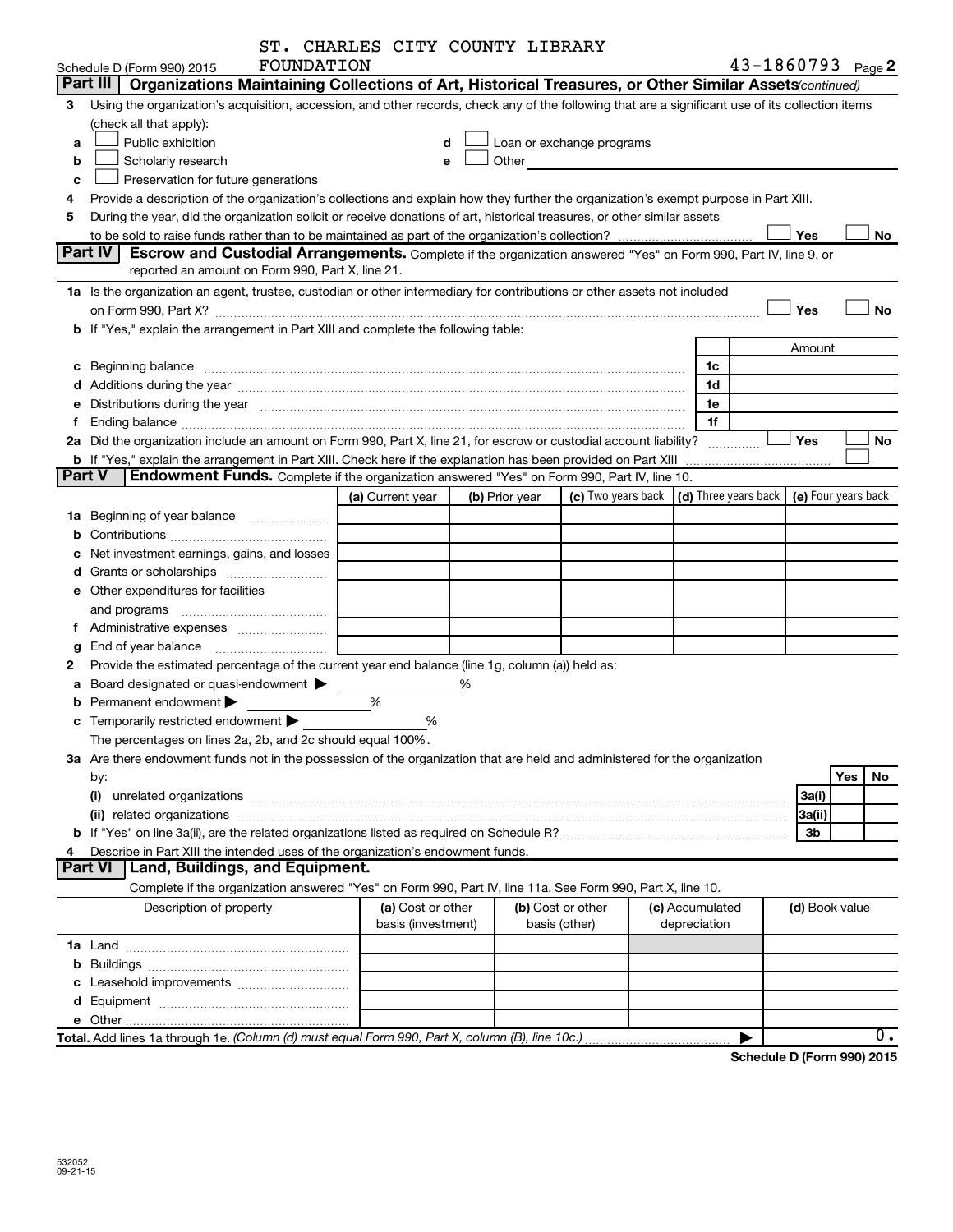ST. CHARLES CITY COUNTY LIBRARY FOUNDATION 43-1860793

Schedule D (Form 990) 2015 Page 2

**Part III** **Organizations Maintaining Collections of Art, Historical Treasures, or Other Similar Assets** *(continued)*

3 Using the organization's acquisition, accession, and other records, check any of the following that are a significant use of its collection items (check all that apply):

a ☐ Public exhibition
b ☐ Scholarly research
c ☐ Preservation for future generations
d ☐ Loan or exchange programs
e ☐ Other

4 Provide a description of the organization's collections and explain how they further the organization's exempt purpose in Part XIII.

5 During the year, did the organization solicit or receive donations of art, historical treasures, or other similar assets to be sold to raise funds rather than to be maintained as part of the organization's collection? ☐ Yes ☐ No

**Part IV** **Escrow and Custodial Arrangements.** Complete if the organization answered "Yes" on Form 990, Part IV, line 9, or reported an amount on Form 990, Part X, line 21.

1a Is the organization an agent, trustee, custodian or other intermediary for contributions or other assets not included on Form 990, Part X? ☐ Yes ☐ No

b If "Yes," explain the arrangement in Part XIII and complete the following table:

| | | Amount |
|---|---|---|
| c Beginning balance | 1c | |
| d Additions during the year | 1d | |
| e Distributions during the year | 1e | |
| f Ending balance | 1f | |

2a Did the organization include an amount on Form 990, Part X, line 21, for escrow or custodial account liability? ☐ Yes ☐ No

b If "Yes," explain the arrangement in Part XIII. Check here if the explanation has been provided on Part XIII ☐

**Part V** **Endowment Funds.** Complete if the organization answered "Yes" on Form 990, Part IV, line 10.

| | (a) Current year | (b) Prior year | (c) Two years back | (d) Three years back | (e) Four years back |
|---|---|---|---|---|---|
| 1a Beginning of year balance | | | | | |
| b Contributions | | | | | |
| c Net investment earnings, gains, and losses | | | | | |
| d Grants or scholarships | | | | | |
| e Other expenditures for facilities and programs | | | | | |
| f Administrative expenses | | | | | |
| g End of year balance | | | | | |

2 Provide the estimated percentage of the current year end balance (line 1g, column (a)) held as:

a Board designated or quasi-endowment ▶ %
b Permanent endowment ▶ %
c Temporarily restricted endowment ▶ %

The percentages on lines 2a, 2b, and 2c should equal 100%.

3a Are there endowment funds not in the possession of the organization that are held and administered for the organization by:

| | | Yes | No |
|---|---|---|---|
| (i) unrelated organizations | 3a(i) | | |
| (ii) related organizations | 3a(ii) | | |
| b If "Yes" on line 3a(ii), are the related organizations listed as required on Schedule R? | 3b | | |

4 Describe in Part XIII the intended uses of the organization's endowment funds.

**Part VI** **Land, Buildings, and Equipment.**

Complete if the organization answered "Yes" on Form 990, Part IV, line 11a. See Form 990, Part X, line 10.

| Description of property | (a) Cost or other basis (investment) | (b) Cost or other basis (other) | (c) Accumulated depreciation | (d) Book value |
|---|---|---|---|---|
| 1a Land | | | | |
| b Buildings | | | | |
| c Leasehold improvements | | | | |
| d Equipment | | | | |
| e Other | | | | |

**Total.** Add lines 1a through 1e. *(Column (d) must equal Form 990, Part X, column (B), line 10c.)* ▶ 0.

**Schedule D (Form 990) 2015**

532052 09-21-15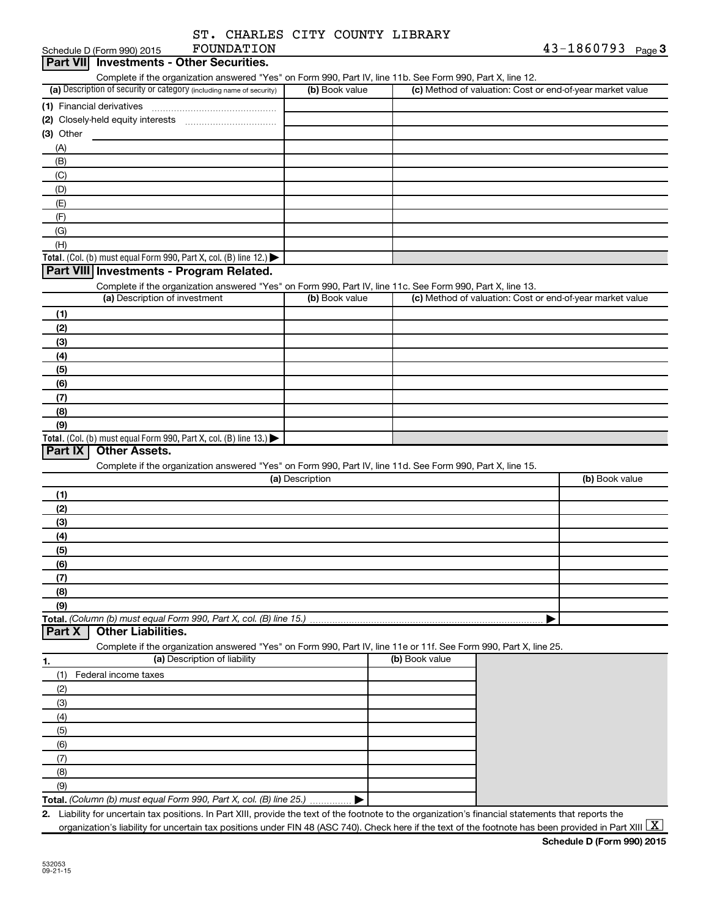ST. CHARLES CITY COUNTY LIBRARY FOUNDATION

43-1860793

## Part VII Investments - Other Securities.

Complete if the organization answered "Yes" on Form 990, Part IV, line 11b. See Form 990, Part X, line 12.

| (a) Description of security or category (including name of security) | (b) Book value | (c) Method of valuation: Cost or end-of-year market value |
|---|---|---|
| (1) Financial derivatives | | |
| (2) Closely-held equity interests | | |
| (3) Other | | |
| (A) | | |
| (B) | | |
| (C) | | |
| (D) | | |
| (E) | | |
| (F) | | |
| (G) | | |
| (H) | | |
| **Total.** (Col. (b) must equal Form 990, Part X, col. (B) line 12.) ▶ | | |

## Part VIII Investments - Program Related.

Complete if the organization answered "Yes" on Form 990, Part IV, line 11c. See Form 990, Part X, line 13.

| (a) Description of investment | (b) Book value | (c) Method of valuation: Cost or end-of-year market value |
|---|---|---|
| (1) | | |
| (2) | | |
| (3) | | |
| (4) | | |
| (5) | | |
| (6) | | |
| (7) | | |
| (8) | | |
| (9) | | |
| **Total.** (Col. (b) must equal Form 990, Part X, col. (B) line 13.) ▶ | | |

## Part IX Other Assets.

Complete if the organization answered "Yes" on Form 990, Part IV, line 11d. See Form 990, Part X, line 15.

| (a) Description | (b) Book value |
|---|---|
| (1) | |
| (2) | |
| (3) | |
| (4) | |
| (5) | |
| (6) | |
| (7) | |
| (8) | |
| (9) | |
| **Total.** *(Column (b) must equal Form 990, Part X, col. (B) line 15.)* ▶ | |

## Part X Other Liabilities.

Complete if the organization answered "Yes" on Form 990, Part IV, line 11e or 11f. See Form 990, Part X, line 25.

| 1. (a) Description of liability | (b) Book value |
|---|---|
| (1) Federal income taxes | |
| (2) | |
| (3) | |
| (4) | |
| (5) | |
| (6) | |
| (7) | |
| (8) | |
| (9) | |
| **Total.** *(Column (b) must equal Form 990, Part X, col. (B) line 25.)* ▶ | |

2. Liability for uncertain tax positions. In Part XIII, provide the text of the footnote to the organization's financial statements that reports the organization's liability for uncertain tax positions under FIN 48 (ASC 740). Check here if the text of the footnote has been provided in Part XIII [X]

**Schedule D (Form 990) 2015**

532053 09-21-15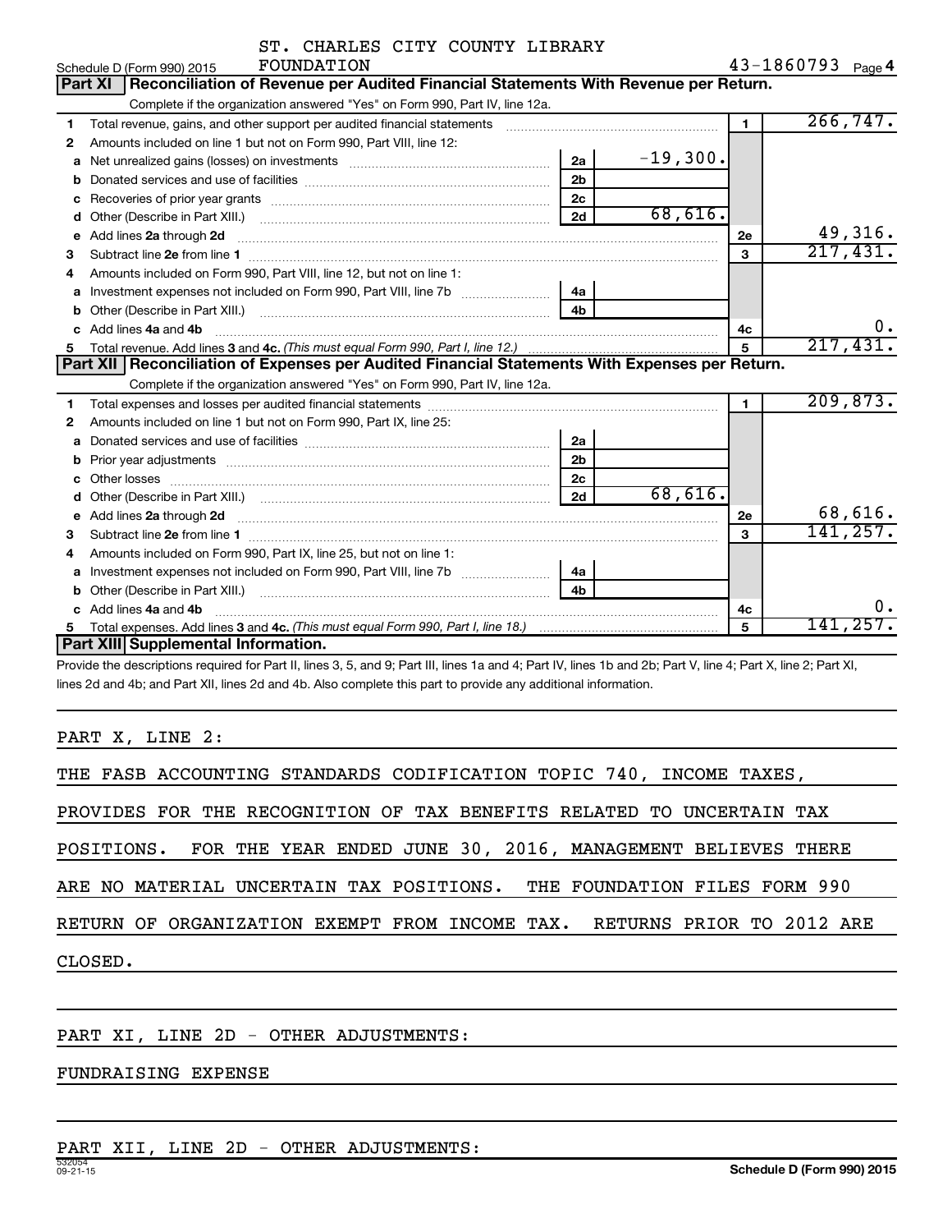ST. CHARLES CITY COUNTY LIBRARY FOUNDATION 43-1860793

Schedule D (Form 990) 2015 Page 4

## Part XI Reconciliation of Revenue per Audited Financial Statements With Revenue per Return.

Complete if the organization answered "Yes" on Form 990, Part IV, line 12a.

| | | | | | |
|---|---|---|---|---|---|
| 1 | Total revenue, gains, and other support per audited financial statements | | | 1 | 266,747. |
| 2 | Amounts included on line 1 but not on Form 990, Part VIII, line 12: | | | | |
| a | Net unrealized gains (losses) on investments | 2a | -19,300. | | |
| b | Donated services and use of facilities | 2b | | | |
| c | Recoveries of prior year grants | 2c | | | |
| d | Other (Describe in Part XIII.) | 2d | 68,616. | | |
| e | Add lines 2a through 2d | | | 2e | 49,316. |
| 3 | Subtract line 2e from line 1 | | | 3 | 217,431. |
| 4 | Amounts included on Form 990, Part VIII, line 12, but not on line 1: | | | | |
| a | Investment expenses not included on Form 990, Part VIII, line 7b | 4a | | | |
| b | Other (Describe in Part XIII.) | 4b | | | |
| c | Add lines 4a and 4b | | | 4c | 0. |
| 5 | Total revenue. Add lines 3 and 4c. *(This must equal Form 990, Part I, line 12.)* | | | 5 | 217,431. |

## Part XII Reconciliation of Expenses per Audited Financial Statements With Expenses per Return.

Complete if the organization answered "Yes" on Form 990, Part IV, line 12a.

| | | | | | |
|---|---|---|---|---|---|
| 1 | Total expenses and losses per audited financial statements | | | 1 | 209,873. |
| 2 | Amounts included on line 1 but not on Form 990, Part IX, line 25: | | | | |
| a | Donated services and use of facilities | 2a | | | |
| b | Prior year adjustments | 2b | | | |
| c | Other losses | 2c | | | |
| d | Other (Describe in Part XIII.) | 2d | 68,616. | | |
| e | Add lines 2a through 2d | | | 2e | 68,616. |
| 3 | Subtract line 2e from line 1 | | | 3 | 141,257. |
| 4 | Amounts included on Form 990, Part IX, line 25, but not on line 1: | | | | |
| a | Investment expenses not included on Form 990, Part VIII, line 7b | 4a | | | |
| b | Other (Describe in Part XIII.) | 4b | | | |
| c | Add lines 4a and 4b | | | 4c | 0. |
| 5 | Total expenses. Add lines 3 and 4c. *(This must equal Form 990, Part I, line 18.)* | | | 5 | 141,257. |

## Part XIII Supplemental Information.

Provide the descriptions required for Part II, lines 3, 5, and 9; Part III, lines 1a and 4; Part IV, lines 1b and 2b; Part V, line 4; Part X, line 2; Part XI, lines 2d and 4b; and Part XII, lines 2d and 4b. Also complete this part to provide any additional information.

PART X, LINE 2:

THE FASB ACCOUNTING STANDARDS CODIFICATION TOPIC 740, INCOME TAXES, PROVIDES FOR THE RECOGNITION OF TAX BENEFITS RELATED TO UNCERTAIN TAX POSITIONS. FOR THE YEAR ENDED JUNE 30, 2016, MANAGEMENT BELIEVES THERE ARE NO MATERIAL UNCERTAIN TAX POSITIONS. THE FOUNDATION FILES FORM 990 RETURN OF ORGANIZATION EXEMPT FROM INCOME TAX. RETURNS PRIOR TO 2012 ARE CLOSED.

PART XI, LINE 2D - OTHER ADJUSTMENTS:

FUNDRAISING EXPENSE

PART XII, LINE 2D - OTHER ADJUSTMENTS: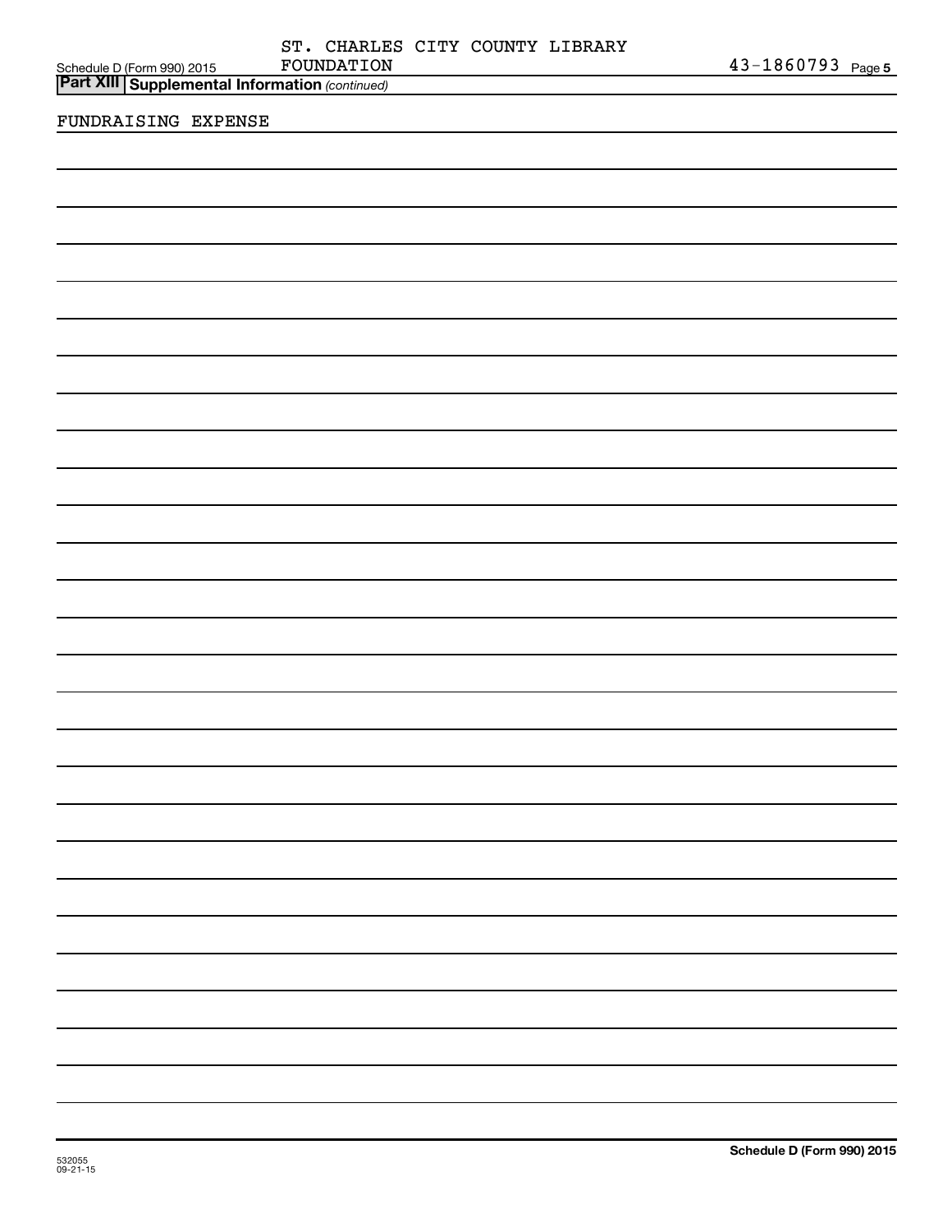ST. CHARLES CITY COUNTY LIBRARY FOUNDATION 43-1860793

## Part XIII Supplemental Information *(continued)*

FUNDRAISING EXPENSE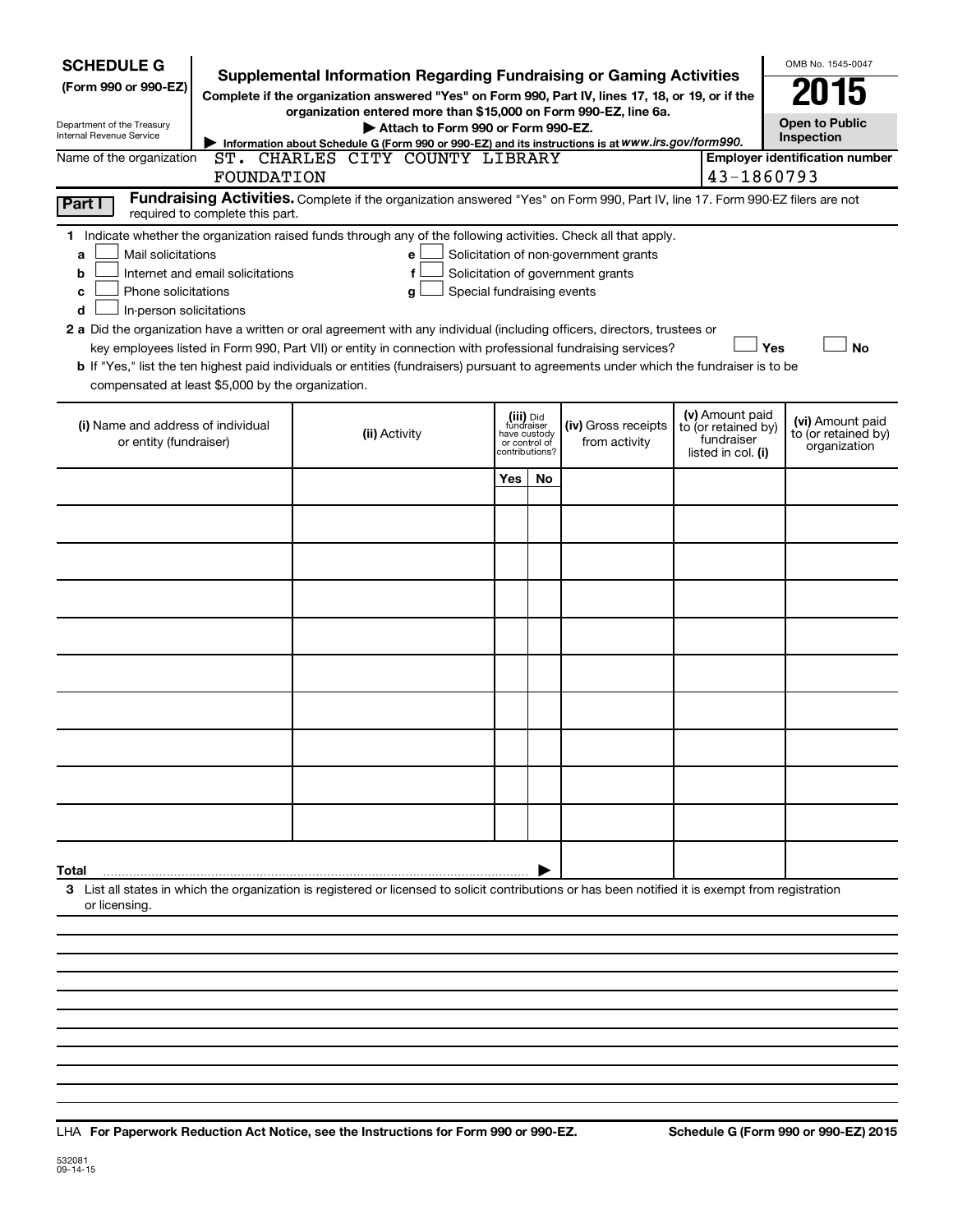**SCHEDULE G**
**(Form 990 or 990-EZ)**

Department of the Treasury
Internal Revenue Service

# Supplemental Information Regarding Fundraising or Gaming Activities

**Complete if the organization answered "Yes" on Form 990, Part IV, lines 17, 18, or 19, or if the organization entered more than $15,000 on Form 990-EZ, line 6a.**

▶ **Attach to Form 990 or Form 990-EZ.**

▶ **Information about Schedule G (Form 990 or 990-EZ) and its instructions is at *www.irs.gov/form990.***

OMB No. 1545-0047

**2015**

**Open to Public Inspection**

Name of the organization: ST. CHARLES CITY COUNTY LIBRARY FOUNDATION

**Employer identification number:** 43-1860793

**Part I** **Fundraising Activities.** Complete if the organization answered "Yes" on Form 990, Part IV, line 17. Form 990-EZ filers are not required to complete this part.

**1** Indicate whether the organization raised funds through any of the following activities. Check all that apply.

- **a** ☐ Mail solicitations
- **b** ☐ Internet and email solicitations
- **c** ☐ Phone solicitations
- **d** ☐ In-person solicitations
- **e** ☐ Solicitation of non-government grants
- **f** ☐ Solicitation of government grants
- **g** ☐ Special fundraising events

**2 a** Did the organization have a written or oral agreement with any individual (including officers, directors, trustees or key employees listed in Form 990, Part VII) or entity in connection with professional fundraising services? ☐ **Yes** ☐ **No**

**b** If "Yes," list the ten highest paid individuals or entities (fundraisers) pursuant to agreements under which the fundraiser is to be compensated at least $5,000 by the organization.

| (i) Name and address of individual or entity (fundraiser) | (ii) Activity | (iii) Did fundraiser have custody or control of contributions? | | (iv) Gross receipts from activity | (v) Amount paid to (or retained by) fundraiser listed in col. (i) | (vi) Amount paid to (or retained by) organization |
|---|---|---|---|---|---|---|
| | | Yes | No | | | |
| | | | | | | |
| | | | | | | |
| | | | | | | |
| | | | | | | |
| | | | | | | |
| | | | | | | |
| | | | | | | |
| | | | | | | |
| | | | | | | |
| | | | | | | |
| **Total** ▶ | | | | | | |

**3** List all states in which the organization is registered or licensed to solicit contributions or has been notified it is exempt from registration or licensing.

LHA **For Paperwork Reduction Act Notice, see the Instructions for Form 990 or 990-EZ.** **Schedule G (Form 990 or 990-EZ) 2015**

532081
09-14-15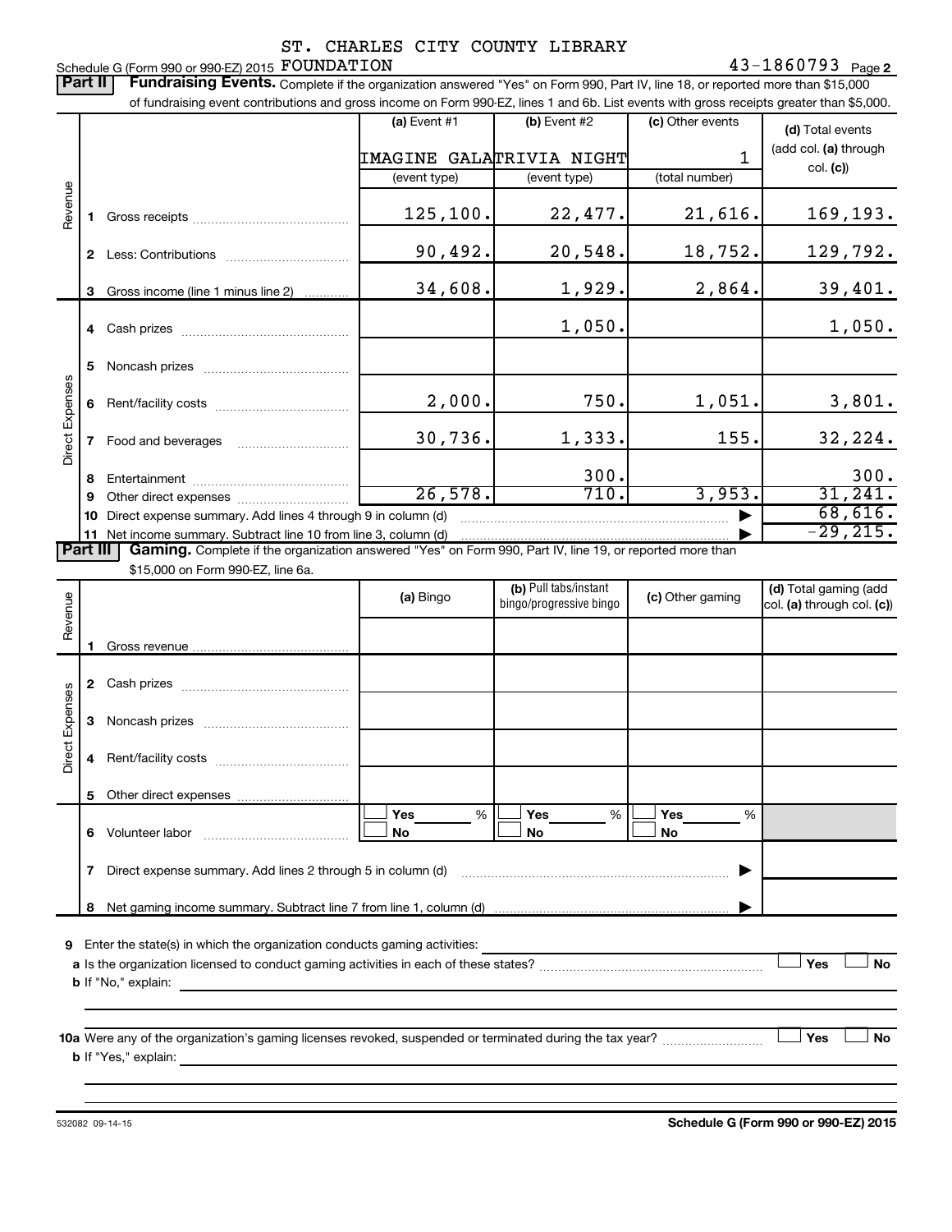Schedule G (Form 990 or 990-EZ) 2015 ST. CHARLES CITY COUNTY LIBRARY FOUNDATION 43-1860793 Page 2

**Part II** **Fundraising Events.** Complete if the organization answered "Yes" on Form 990, Part IV, line 18, or reported more than $15,000 of fundraising event contributions and gross income on Form 990-EZ, lines 1 and 6b. List events with gross receipts greater than $5,000.

| | | (a) Event #1 | (b) Event #2 | (c) Other events | (d) Total events (add col. (a) through col. (c)) |
|---|---|---|---|---|---|
| | | IMAGINE GALA | TRIVIA NIGHT | 1 | |
| | | (event type) | (event type) | (total number) | |
| Revenue | 1 Gross receipts | 125,100. | 22,477. | 21,616. | 169,193. |
| | 2 Less: Contributions | 90,492. | 20,548. | 18,752. | 129,792. |
| | 3 Gross income (line 1 minus line 2) | 34,608. | 1,929. | 2,864. | 39,401. |
| Direct Expenses | 4 Cash prizes | | 1,050. | | 1,050. |
| | 5 Noncash prizes | | | | |
| | 6 Rent/facility costs | 2,000. | 750. | 1,051. | 3,801. |
| | 7 Food and beverages | 30,736. | 1,333. | 155. | 32,224. |
| | 8 Entertainment | | 300. | | 300. |
| | 9 Other direct expenses | 26,578. | 710. | 3,953. | 31,241. |
| | 10 Direct expense summary. Add lines 4 through 9 in column (d) | | | ▶ | 68,616. |
| | 11 Net income summary. Subtract line 10 from line 3, column (d) | | | ▶ | -29,215. |

**Part III** **Gaming.** Complete if the organization answered "Yes" on Form 990, Part IV, line 19, or reported more than $15,000 on Form 990-EZ, line 6a.

| | | (a) Bingo | (b) Pull tabs/instant bingo/progressive bingo | (c) Other gaming | (d) Total gaming (add col. (a) through col. (c)) |
|---|---|---|---|---|---|
| Revenue | 1 Gross revenue | | | | |
| Direct Expenses | 2 Cash prizes | | | | |
| | 3 Noncash prizes | | | | |
| | 4 Rent/facility costs | | | | |
| | 5 Other direct expenses | | | | |
| | 6 Volunteer labor | Yes ___ % No | Yes ___ % No | Yes ___ % No | |
| | 7 Direct expense summary. Add lines 2 through 5 in column (d) | | | ▶ | |
| | 8 Net gaming income summary. Subtract line 7 from line 1, column (d) | | | ▶ | |

9 Enter the state(s) in which the organization conducts gaming activities: ____________

a Is the organization licensed to conduct gaming activities in each of these states? ☐ Yes ☐ No

b If "No," explain: ____________

10a Were any of the organization's gaming licenses revoked, suspended or terminated during the tax year? ☐ Yes ☐ No

b If "Yes," explain: ____________

532082 09-14-15 **Schedule G (Form 990 or 990-EZ) 2015**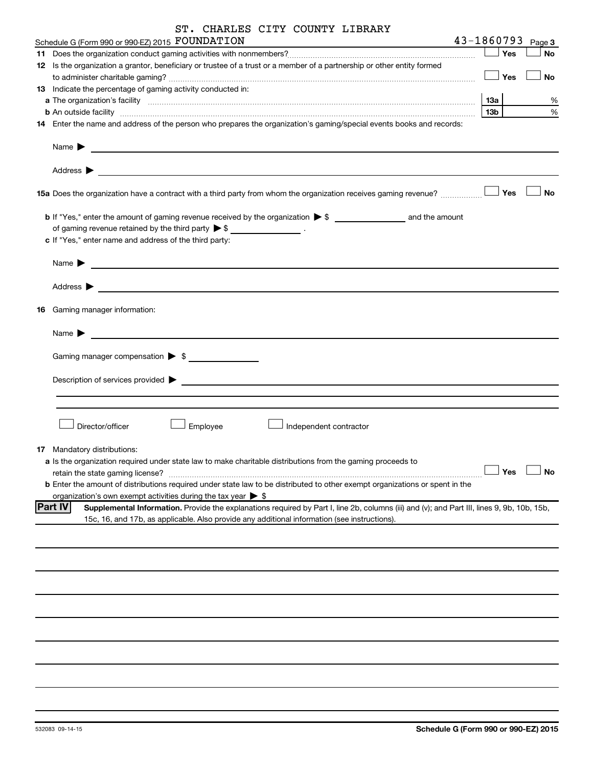ST. CHARLES CITY COUNTY LIBRARY

Schedule G (Form 990 or 990-EZ) 2015 FOUNDATION 43-1860793 Page **3**

**11** Does the organization conduct gaming activities with nonmembers? ☐ Yes ☐ No

**12** Is the organization a grantor, beneficiary or trustee of a trust or a member of a partnership or other entity formed to administer charitable gaming? ☐ Yes ☐ No

**13** Indicate the percentage of gaming activity conducted in:

**a** The organization's facility **13a** %

**b** An outside facility **13b** %

**14** Enter the name and address of the person who prepares the organization's gaming/special events books and records:

Name ▶

Address ▶

**15a** Does the organization have a contract with a third party from whom the organization receives gaming revenue? ☐ Yes ☐ No

**b** If "Yes," enter the amount of gaming revenue received by the organization ▶ $ ______ and the amount of gaming revenue retained by the third party ▶ $ ______ .

**c** If "Yes," enter name and address of the third party:

Name ▶

Address ▶

**16** Gaming manager information:

Name ▶

Gaming manager compensation ▶ $

Description of services provided ▶

☐ Director/officer ☐ Employee ☐ Independent contractor

**17** Mandatory distributions:

**a** Is the organization required under state law to make charitable distributions from the gaming proceeds to retain the state gaming license? ☐ Yes ☐ No

**b** Enter the amount of distributions required under state law to be distributed to other exempt organizations or spent in the organization's own exempt activities during the tax year ▶ $

**Part IV** **Supplemental Information.** Provide the explanations required by Part I, line 2b, columns (iii) and (v); and Part III, lines 9, 9b, 10b, 15b, 15c, 16, and 17b, as applicable. Also provide any additional information (see instructions).

532083 09-14-15

**Schedule G (Form 990 or 990-EZ) 2015**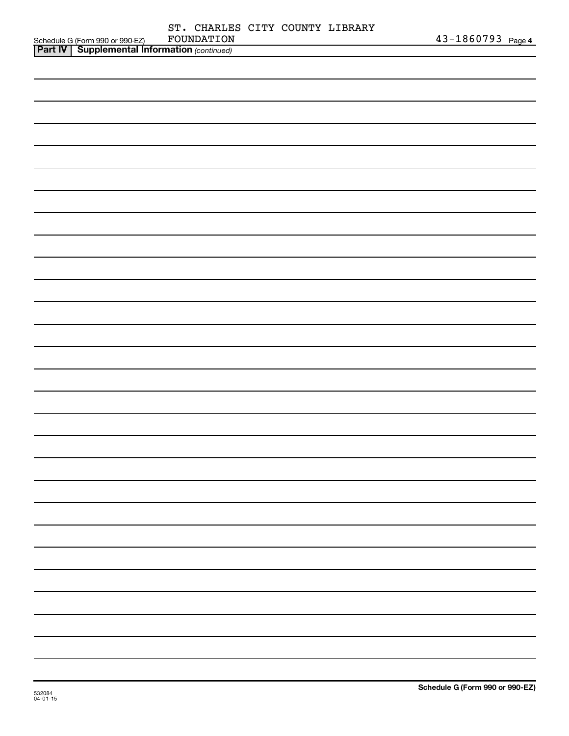ST. CHARLES CITY COUNTY LIBRARY FOUNDATION 43-1860793

**Part IV | Supplemental Information** *(continued)*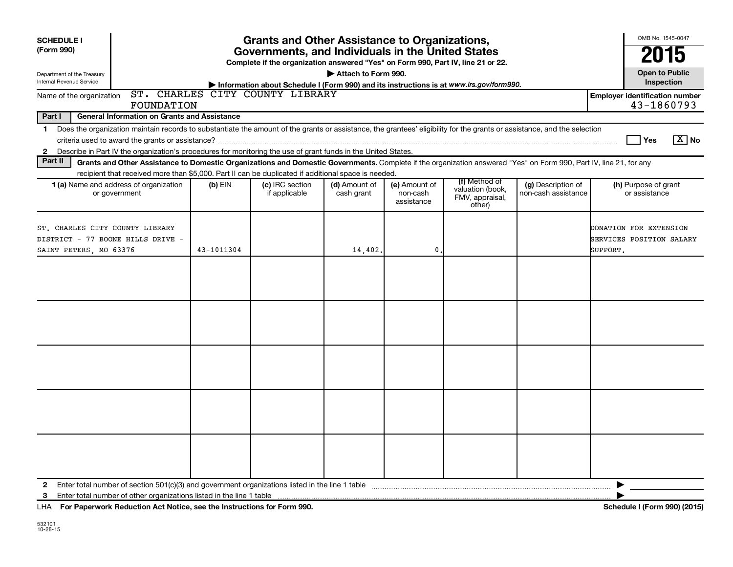**SCHEDULE I (Form 990)**

Department of the Treasury
Internal Revenue Service

# Grants and Other Assistance to Organizations, Governments, and Individuals in the United States

**Complete if the organization answered "Yes" on Form 990, Part IV, line 21 or 22.**

**▶ Attach to Form 990.**

**▶ Information about Schedule I (Form 990) and its instructions is at www.irs.gov/form990.**

OMB No. 1545-0047

**2015**

**Open to Public Inspection**

Name of the organization: ST. CHARLES CITY COUNTY LIBRARY FOUNDATION

**Employer identification number:** 43-1860793

**Part I — General Information on Grants and Assistance**

1. Does the organization maintain records to substantiate the amount of the grants or assistance, the grantees' eligibility for the grants or assistance, and the selection criteria used to award the grants or assistance? ☐ Yes ☒ No
2. Describe in Part IV the organization's procedures for monitoring the use of grant funds in the United States.

**Part II — Grants and Other Assistance to Domestic Organizations and Domestic Governments.** Complete if the organization answered "Yes" on Form 990, Part IV, line 21, for any recipient that received more than $5,000. Part II can be duplicated if additional space is needed.

| 1 (a) Name and address of organization or government | (b) EIN | (c) IRC section if applicable | (d) Amount of cash grant | (e) Amount of non-cash assistance | (f) Method of valuation (book, FMV, appraisal, other) | (g) Description of non-cash assistance | (h) Purpose of grant or assistance |
|---|---|---|---|---|---|---|---|
| ST. CHARLES CITY COUNTY LIBRARY DISTRICT - 77 BOONE HILLS DRIVE - SAINT PETERS, MO 63376 | 43-1011304 | | 14,402. | 0. | | | DONATION FOR EXTENSION SERVICES POSITION SALARY SUPPORT. |
| | | | | | | | |
| | | | | | | | |
| | | | | | | | |
| | | | | | | | |
| | | | | | | | |

2 Enter total number of section 501(c)(3) and government organizations listed in the line 1 table ▶

3 Enter total number of other organizations listed in the line 1 table ▶

LHA **For Paperwork Reduction Act Notice, see the Instructions for Form 990.** **Schedule I (Form 990) (2015)**

532101
10-28-15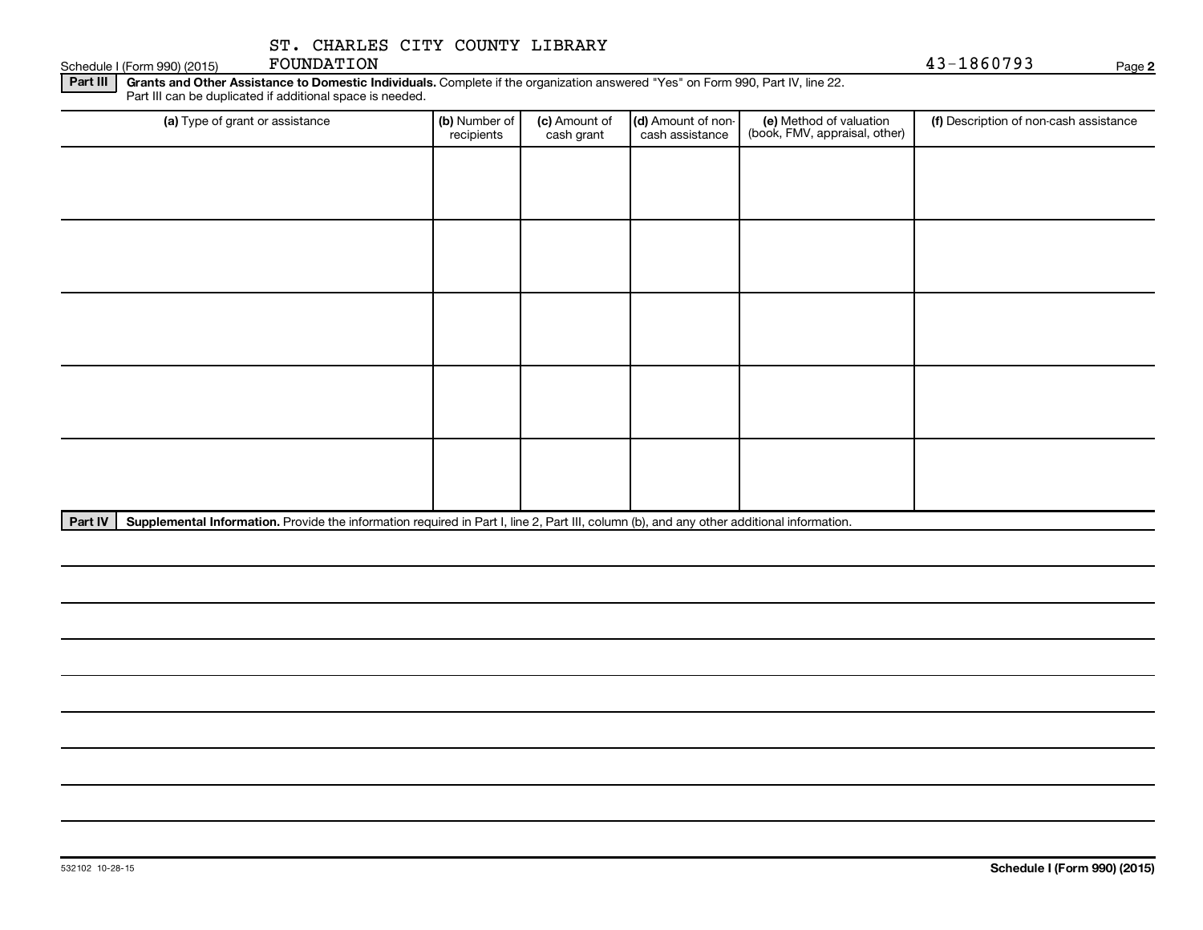ST. CHARLES CITY COUNTY LIBRARY FOUNDATION 43-1860793

Schedule I (Form 990) (2015)

**Part III** **Grants and Other Assistance to Domestic Individuals.** Complete if the organization answered "Yes" on Form 990, Part IV, line 22. Part III can be duplicated if additional space is needed.

| (a) Type of grant or assistance | (b) Number of recipients | (c) Amount of cash grant | (d) Amount of non-cash assistance | (e) Method of valuation (book, FMV, appraisal, other) | (f) Description of non-cash assistance |
|---|---|---|---|---|---|
| | | | | | |
| | | | | | |
| | | | | | |
| | | | | | |
| | | | | | |

**Part IV** **Supplemental Information.** Provide the information required in Part I, line 2, Part III, column (b), and any other additional information.

532102 10-28-15

**Schedule I (Form 990) (2015)**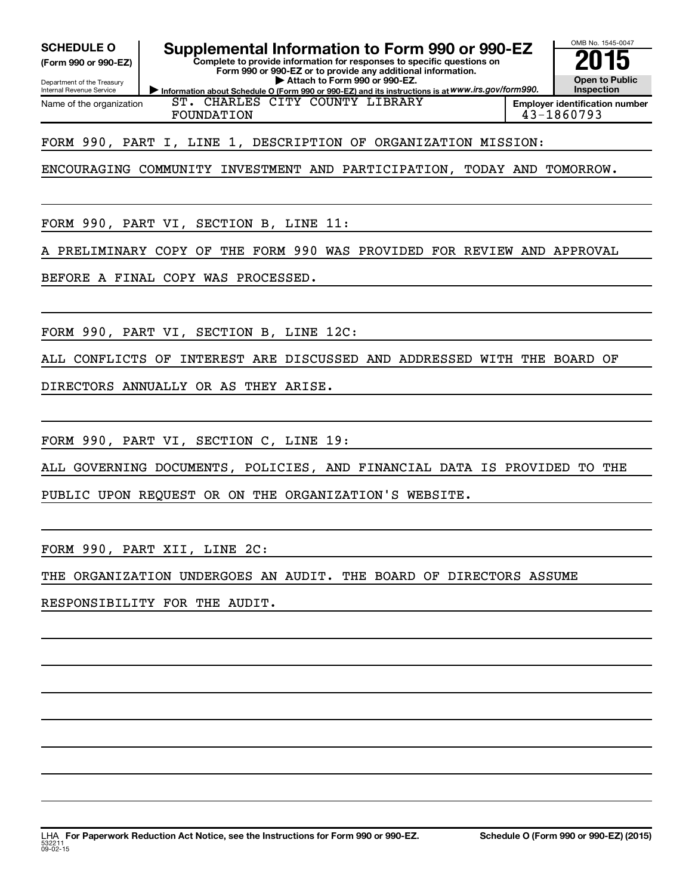**SCHEDULE O**
**(Form 990 or 990-EZ)**

Department of the Treasury
Internal Revenue Service

# Supplemental Information to Form 990 or 990-EZ

**Complete to provide information for responses to specific questions on Form 990 or 990-EZ or to provide any additional information.**
**▶ Attach to Form 990 or 990-EZ.**
**▶ Information about Schedule O (Form 990 or 990-EZ) and its instructions is at** *www.irs.gov/form990.*

OMB No. 1545-0047
**2015**
**Open to Public Inspection**

| Name of the organization | Employer identification number |
|---|---|
| ST. CHARLES CITY COUNTY LIBRARY FOUNDATION | 43-1860793 |

FORM 990, PART I, LINE 1, DESCRIPTION OF ORGANIZATION MISSION:

ENCOURAGING COMMUNITY INVESTMENT AND PARTICIPATION, TODAY AND TOMORROW.

FORM 990, PART VI, SECTION B, LINE 11:

A PRELIMINARY COPY OF THE FORM 990 WAS PROVIDED FOR REVIEW AND APPROVAL BEFORE A FINAL COPY WAS PROCESSED.

FORM 990, PART VI, SECTION B, LINE 12C:

ALL CONFLICTS OF INTEREST ARE DISCUSSED AND ADDRESSED WITH THE BOARD OF DIRECTORS ANNUALLY OR AS THEY ARISE.

FORM 990, PART VI, SECTION C, LINE 19:

ALL GOVERNING DOCUMENTS, POLICIES, AND FINANCIAL DATA IS PROVIDED TO THE PUBLIC UPON REQUEST OR ON THE ORGANIZATION'S WEBSITE.

FORM 990, PART XII, LINE 2C:

THE ORGANIZATION UNDERGOES AN AUDIT. THE BOARD OF DIRECTORS ASSUME RESPONSIBILITY FOR THE AUDIT.

LHA **For Paperwork Reduction Act Notice, see the Instructions for Form 990 or 990-EZ.** **Schedule O (Form 990 or 990-EZ) (2015)**
532211
09-02-15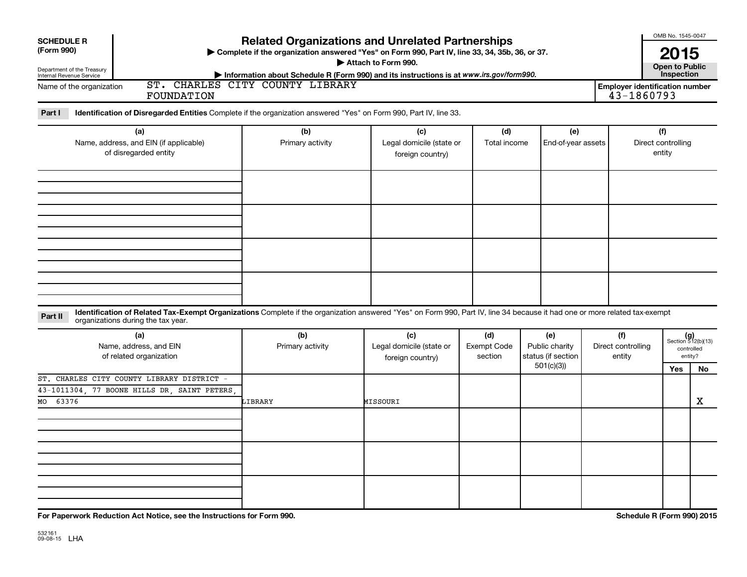**SCHEDULE R (Form 990)**

Department of the Treasury
Internal Revenue Service

# Related Organizations and Unrelated Partnerships

▶ Complete if the organization answered "Yes" on Form 990, Part IV, line 33, 34, 35b, 36, or 37.

▶ Attach to Form 990.

▶ Information about Schedule R (Form 990) and its instructions is at *www.irs.gov/form990.*

OMB No. 1545-0047

**2015**

**Open to Public Inspection**

Name of the organization: ST. CHARLES CITY COUNTY LIBRARY FOUNDATION

**Employer identification number** 43-1860793

**Part I** **Identification of Disregarded Entities** Complete if the organization answered "Yes" on Form 990, Part IV, line 33.

| (a) Name, address, and EIN (if applicable) of disregarded entity | (b) Primary activity | (c) Legal domicile (state or foreign country) | (d) Total income | (e) End-of-year assets | (f) Direct controlling entity |
|---|---|---|---|---|---|
| | | | | | |
| | | | | | |
| | | | | | |
| | | | | | |

**Part II** **Identification of Related Tax-Exempt Organizations** Complete if the organization answered "Yes" on Form 990, Part IV, line 34 because it had one or more related tax-exempt organizations during the tax year.

| (a) Name, address, and EIN of related organization | (b) Primary activity | (c) Legal domicile (state or foreign country) | (d) Exempt Code section | (e) Public charity status (if section 501(c)(3)) | (f) Direct controlling entity | (g) Section 512(b)(13) controlled entity? Yes | No |
|---|---|---|---|---|---|---|---|
| ST. CHARLES CITY COUNTY LIBRARY DISTRICT - 43-1011304, 77 BOONE HILLS DR, SAINT PETERS, MO 63376 | LIBRARY | MISSOURI | | | | | X |
| | | | | | | | |
| | | | | | | | |
| | | | | | | | |

**For Paperwork Reduction Act Notice, see the Instructions for Form 990.**

**Schedule R (Form 990) 2015**

532161
09-08-15 LHA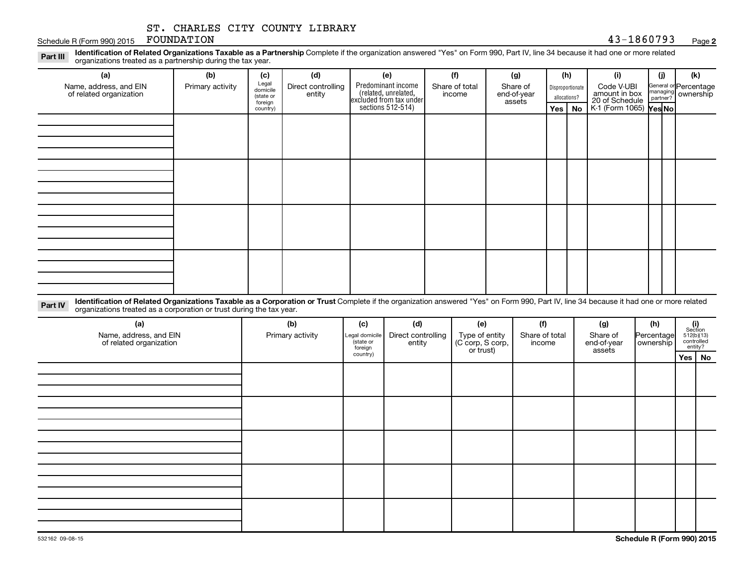Schedule R (Form 990) 2015 ST. CHARLES CITY COUNTY LIBRARY FOUNDATION 43-1860793 Page **2**

**Part III** **Identification of Related Organizations Taxable as a Partnership** Complete if the organization answered "Yes" on Form 990, Part IV, line 34 because it had one or more related organizations treated as a partnership during the tax year.

| (a) Name, address, and EIN of related organization | (b) Primary activity | (c) Legal domicile (state or foreign country) | (d) Direct controlling entity | (e) Predominant income (related, unrelated, excluded from tax under sections 512-514) | (f) Share of total income | (g) Share of end-of-year assets | (h) Disproportionate allocations? | | (i) Code V-UBI amount in box 20 of Schedule K-1 (Form 1065) | (j) General or managing partner? | | (k) Percentage ownership |
|---|---|---|---|---|---|---|---|---|---|---|---|---|
| | | | | | | | Yes | No | | Yes | No | |
| | | | | | | | | | | | | |
| | | | | | | | | | | | | |
| | | | | | | | | | | | | |
| | | | | | | | | | | | | |

**Part IV** **Identification of Related Organizations Taxable as a Corporation or Trust** Complete if the organization answered "Yes" on Form 990, Part IV, line 34 because it had one or more related organizations treated as a corporation or trust during the tax year.

| (a) Name, address, and EIN of related organization | (b) Primary activity | (c) Legal domicile (state or foreign country) | (d) Direct controlling entity | (e) Type of entity (C corp, S corp, or trust) | (f) Share of total income | (g) Share of end-of-year assets | (h) Percentage ownership | (i) Section 512(b)(13) controlled entity? | |
|---|---|---|---|---|---|---|---|---|---|
| | | | | | | | | Yes | No |
| | | | | | | | | | |
| | | | | | | | | | |
| | | | | | | | | | |
| | | | | | | | | | |
| | | | | | | | | | |

532162 09-08-15

**Schedule R (Form 990) 2015**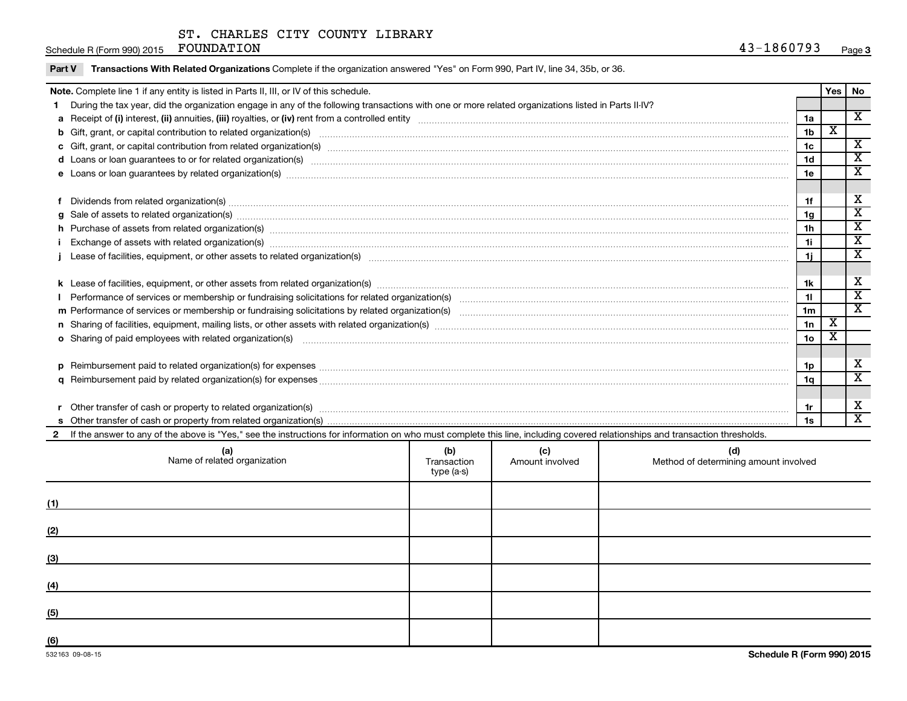ST. CHARLES CITY COUNTY LIBRARY FOUNDATION 43-1860793

**Part V Transactions With Related Organizations** Complete if the organization answered "Yes" on Form 990, Part IV, line 34, 35b, or 36.

| **Note.** Complete line 1 if any entity is listed in Parts II, III, or IV of this schedule. | | Yes | No |
|---|---|---|---|
| **1** During the tax year, did the organization engage in any of the following transactions with one or more related organizations listed in Parts II-IV? | | | |
| **a** Receipt of **(i)** interest, **(ii)** annuities, **(iii)** royalties, or **(iv)** rent from a controlled entity | 1a | | X |
| **b** Gift, grant, or capital contribution to related organization(s) | 1b | X | |
| **c** Gift, grant, or capital contribution from related organization(s) | 1c | | X |
| **d** Loans or loan guarantees to or for related organization(s) | 1d | | X |
| **e** Loans or loan guarantees by related organization(s) | 1e | | X |
| **f** Dividends from related organization(s) | 1f | | X |
| **g** Sale of assets to related organization(s) | 1g | | X |
| **h** Purchase of assets from related organization(s) | 1h | | X |
| **i** Exchange of assets with related organization(s) | 1i | | X |
| **j** Lease of facilities, equipment, or other assets to related organization(s) | 1j | | X |
| **k** Lease of facilities, equipment, or other assets from related organization(s) | 1k | | X |
| **l** Performance of services or membership or fundraising solicitations for related organization(s) | 1l | | X |
| **m** Performance of services or membership or fundraising solicitations by related organization(s) | 1m | | X |
| **n** Sharing of facilities, equipment, mailing lists, or other assets with related organization(s) | 1n | X | |
| **o** Sharing of paid employees with related organization(s) | 1o | X | |
| **p** Reimbursement paid to related organization(s) for expenses | 1p | | X |
| **q** Reimbursement paid by related organization(s) for expenses | 1q | | X |
| **r** Other transfer of cash or property to related organization(s) | 1r | | X |
| **s** Other transfer of cash or property from related organization(s) | 1s | | X |

**2** If the answer to any of the above is "Yes," see the instructions for information on who must complete this line, including covered relationships and transaction thresholds.

| | (a) Name of related organization | (b) Transaction type (a-s) | (c) Amount involved | (d) Method of determining amount involved |
|---|---|---|---|---|
| (1) | | | | |
| (2) | | | | |
| (3) | | | | |
| (4) | | | | |
| (5) | | | | |
| (6) | | | | |

532163 09-08-15

**Schedule R (Form 990) 2015**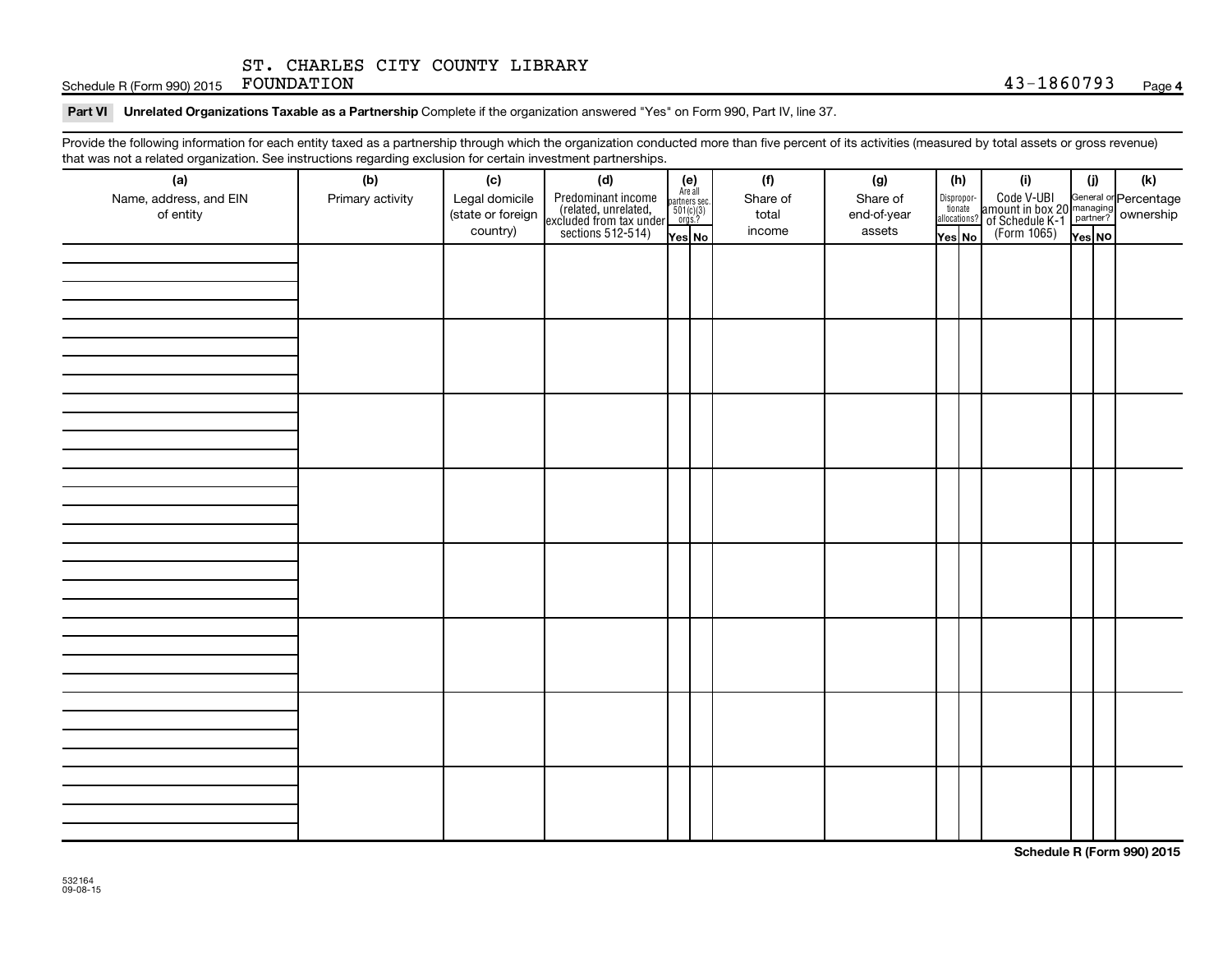ST. CHARLES CITY COUNTY LIBRARY FOUNDATION 43-1860793

**Part VI Unrelated Organizations Taxable as a Partnership** Complete if the organization answered "Yes" on Form 990, Part IV, line 37.

Provide the following information for each entity taxed as a partnership through which the organization conducted more than five percent of its activities (measured by total assets or gross revenue) that was not a related organization. See instructions regarding exclusion for certain investment partnerships.

| (a) Name, address, and EIN of entity | (b) Primary activity | (c) Legal domicile (state or foreign country) | (d) Predominant income (related, unrelated, excluded from tax under sections 512-514) | (e) Are all partners sec. 501(c)(3) orgs.? Yes | No | (f) Share of total income | (g) Share of end-of-year assets | (h) Dispropor-tionate allocations? Yes | No | (i) Code V-UBI amount in box 20 of Schedule K-1 (Form 1065) | (j) General or managing partner? Yes | No | (k) Percentage ownership |
|---|---|---|---|---|---|---|---|---|---|---|---|---|---|
| | | | | | | | | | | | | | |
| | | | | | | | | | | | | | |
| | | | | | | | | | | | | | |
| | | | | | | | | | | | | | |
| | | | | | | | | | | | | | |
| | | | | | | | | | | | | | |
| | | | | | | | | | | | | | |
| | | | | | | | | | | | | | |

532164 09-08-15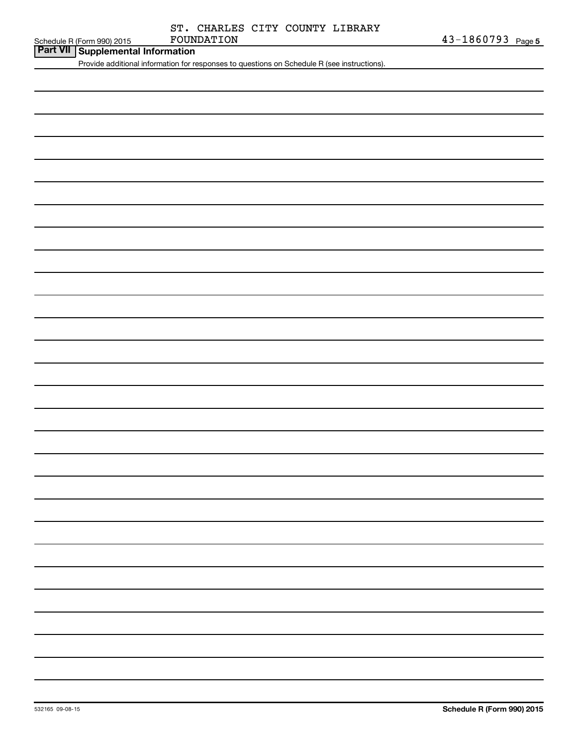ST. CHARLES CITY COUNTY LIBRARY FOUNDATION

43-1860793

## Part VII Supplemental Information

Provide additional information for responses to questions on Schedule R (see instructions).

532165 09-08-15

Schedule R (Form 990) 2015